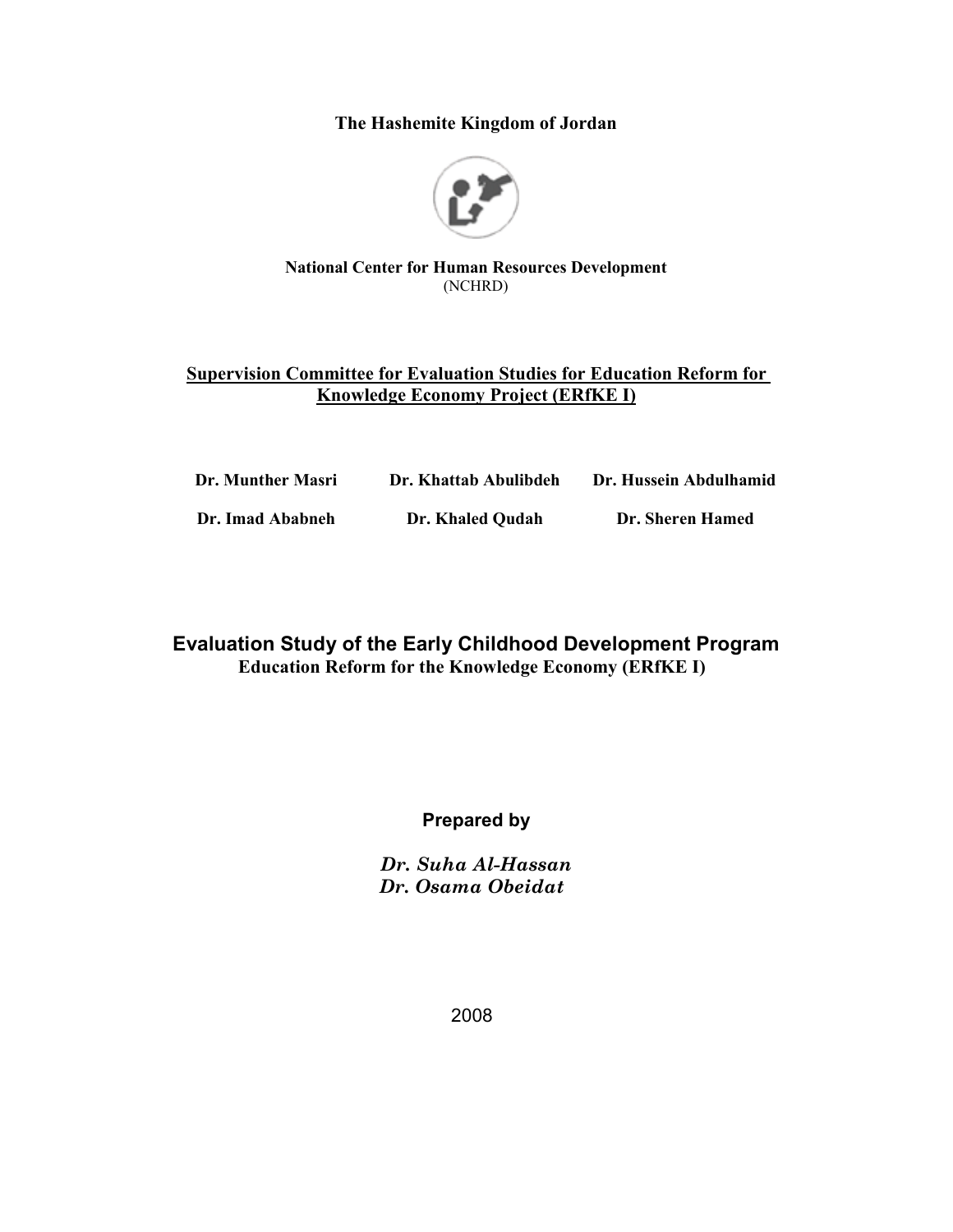**The Hashemite Kingdom of Jordan**

**National Center for Human Resources Development**
(NCHRD)

**Supervision Committee for Evaluation Studies for Education Reform for Knowledge Economy Project (ERfKE I)**

| | | |
|---|---|---|
| **Dr. Munther Masri** | **Dr. Khattab Abulibdeh** | **Dr. Hussein Abdulhamid** |
| **Dr. Imad Ababneh** | **Dr. Khaled Qudah** | **Dr. Sheren Hamed** |

# Evaluation Study of the Early Childhood Development Program

**Education Reform for the Knowledge Economy (ERfKE I)**

**Prepared by**

***Dr. Suha Al-Hassan***
***Dr. Osama Obeidat***

2008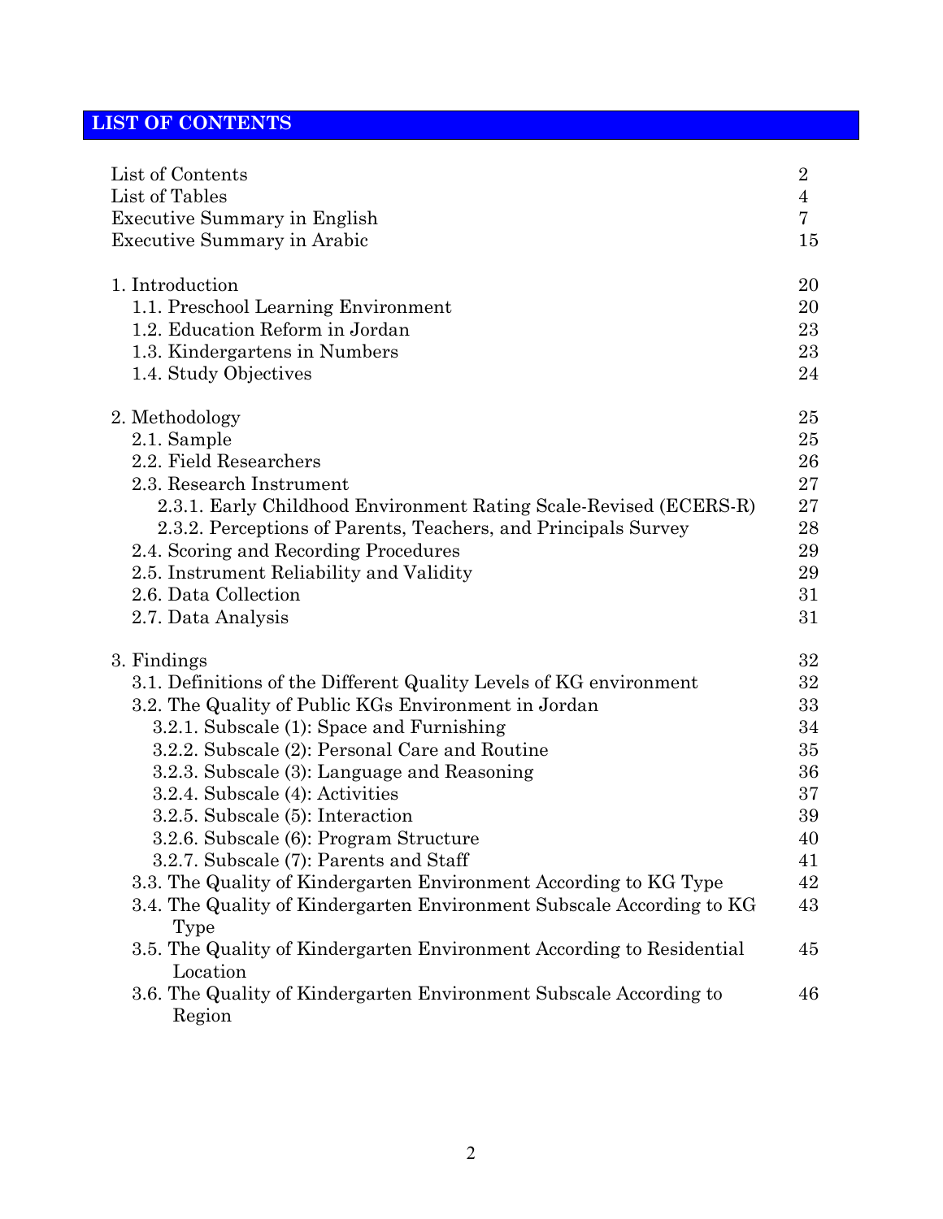## LIST OF CONTENTS

| | |
|---|---|
| List of Contents | 2 |
| List of Tables | 4 |
| Executive Summary in English | 7 |
| Executive Summary in Arabic | 15 |
| | |
| 1. Introduction | 20 |
| 1.1. Preschool Learning Environment | 20 |
| 1.2. Education Reform in Jordan | 23 |
| 1.3. Kindergartens in Numbers | 23 |
| 1.4. Study Objectives | 24 |
| | |
| 2. Methodology | 25 |
| 2.1. Sample | 25 |
| 2.2. Field Researchers | 26 |
| 2.3. Research Instrument | 27 |
| 2.3.1. Early Childhood Environment Rating Scale-Revised (ECERS-R) | 27 |
| 2.3.2. Perceptions of Parents, Teachers, and Principals Survey | 28 |
| 2.4. Scoring and Recording Procedures | 29 |
| 2.5. Instrument Reliability and Validity | 29 |
| 2.6. Data Collection | 31 |
| 2.7. Data Analysis | 31 |
| | |
| 3. Findings | 32 |
| 3.1. Definitions of the Different Quality Levels of KG environment | 32 |
| 3.2. The Quality of Public KGs Environment in Jordan | 33 |
| 3.2.1. Subscale (1): Space and Furnishing | 34 |
| 3.2.2. Subscale (2): Personal Care and Routine | 35 |
| 3.2.3. Subscale (3): Language and Reasoning | 36 |
| 3.2.4. Subscale (4): Activities | 37 |
| 3.2.5. Subscale (5): Interaction | 39 |
| 3.2.6. Subscale (6): Program Structure | 40 |
| 3.2.7. Subscale (7): Parents and Staff | 41 |
| 3.3. The Quality of Kindergarten Environment According to KG Type | 42 |
| 3.4. The Quality of Kindergarten Environment Subscale According to KG Type | 43 |
| 3.5. The Quality of Kindergarten Environment According to Residential Location | 45 |
| 3.6. The Quality of Kindergarten Environment Subscale According to Region | 46 |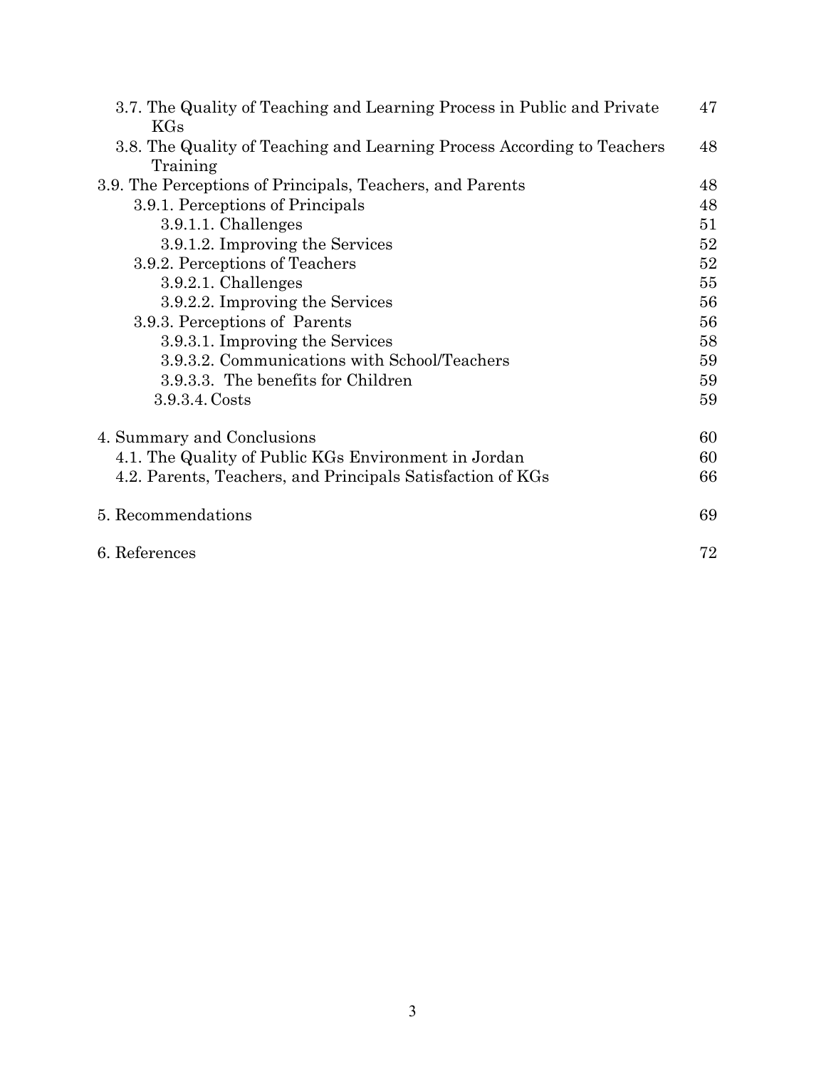| | |
|---|---|
| 3.7. The Quality of Teaching and Learning Process in Public and Private KGs | 47 |
| 3.8. The Quality of Teaching and Learning Process According to Teachers Training | 48 |
| 3.9. The Perceptions of Principals, Teachers, and Parents | 48 |
| 3.9.1. Perceptions of Principals | 48 |
| 3.9.1.1. Challenges | 51 |
| 3.9.1.2. Improving the Services | 52 |
| 3.9.2. Perceptions of Teachers | 52 |
| 3.9.2.1. Challenges | 55 |
| 3.9.2.2. Improving the Services | 56 |
| 3.9.3. Perceptions of Parents | 56 |
| 3.9.3.1. Improving the Services | 58 |
| 3.9.3.2. Communications with School/Teachers | 59 |
| 3.9.3.3. The benefits for Children | 59 |
| 3.9.3.4. Costs | 59 |
| 4. Summary and Conclusions | 60 |
| 4.1. The Quality of Public KGs Environment in Jordan | 60 |
| 4.2. Parents, Teachers, and Principals Satisfaction of KGs | 66 |
| 5. Recommendations | 69 |
| 6. References | 72 |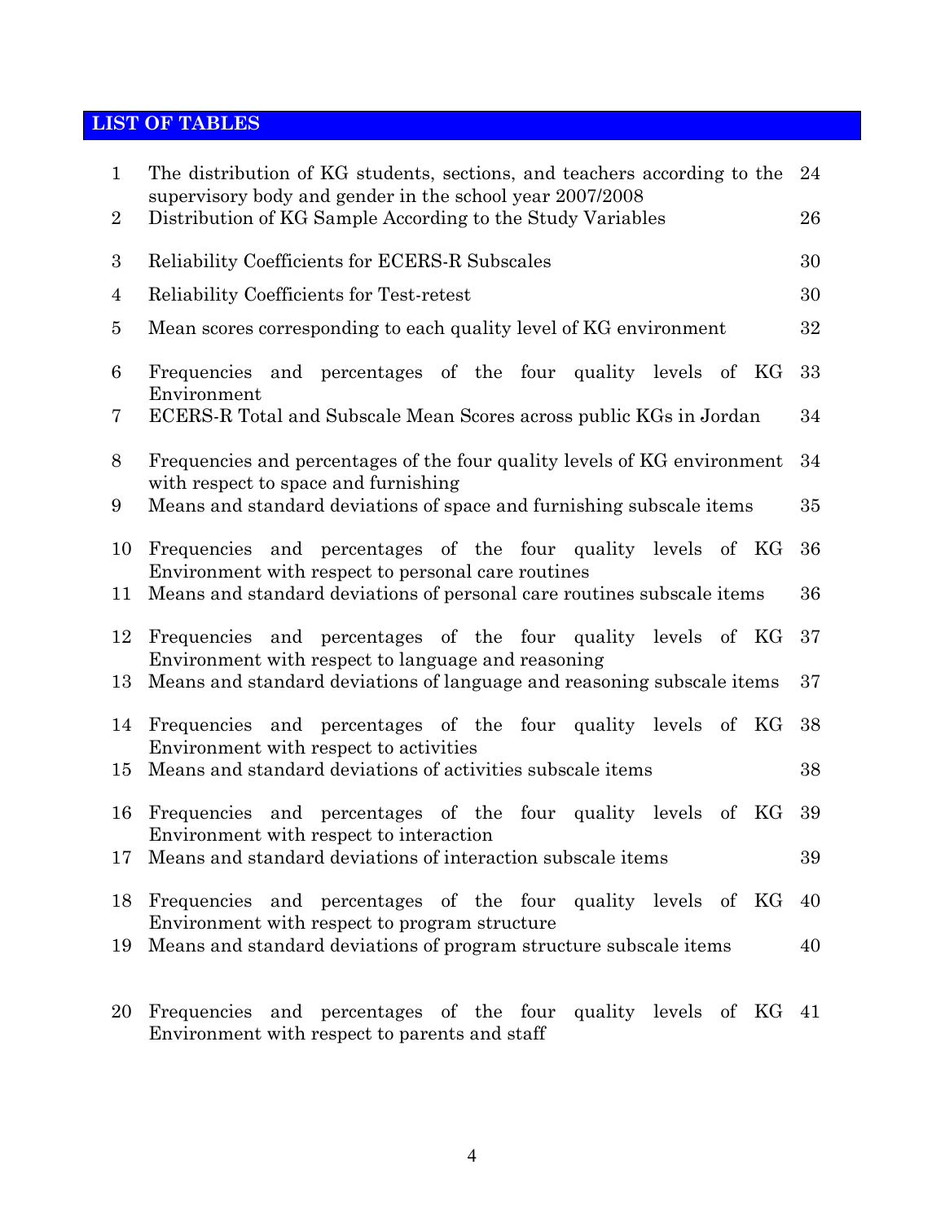## LIST OF TABLES

| No. | Title | Page |
|---|---|---|
| 1 | The distribution of KG students, sections, and teachers according to the supervisory body and gender in the school year 2007/2008 | 24 |
| 2 | Distribution of KG Sample According to the Study Variables | 26 |
| 3 | Reliability Coefficients for ECERS-R Subscales | 30 |
| 4 | Reliability Coefficients for Test-retest | 30 |
| 5 | Mean scores corresponding to each quality level of KG environment | 32 |
| 6 | Frequencies and percentages of the four quality levels of KG Environment | 33 |
| 7 | ECERS-R Total and Subscale Mean Scores across public KGs in Jordan | 34 |
| 8 | Frequencies and percentages of the four quality levels of KG environment with respect to space and furnishing | 34 |
| 9 | Means and standard deviations of space and furnishing subscale items | 35 |
| 10 | Frequencies and percentages of the four quality levels of KG Environment with respect to personal care routines | 36 |
| 11 | Means and standard deviations of personal care routines subscale items | 36 |
| 12 | Frequencies and percentages of the four quality levels of KG Environment with respect to language and reasoning | 37 |
| 13 | Means and standard deviations of language and reasoning subscale items | 37 |
| 14 | Frequencies and percentages of the four quality levels of KG Environment with respect to activities | 38 |
| 15 | Means and standard deviations of activities subscale items | 38 |
| 16 | Frequencies and percentages of the four quality levels of KG Environment with respect to interaction | 39 |
| 17 | Means and standard deviations of interaction subscale items | 39 |
| 18 | Frequencies and percentages of the four quality levels of KG Environment with respect to program structure | 40 |
| 19 | Means and standard deviations of program structure subscale items | 40 |
| 20 | Frequencies and percentages of the four quality levels of KG Environment with respect to parents and staff | 41 |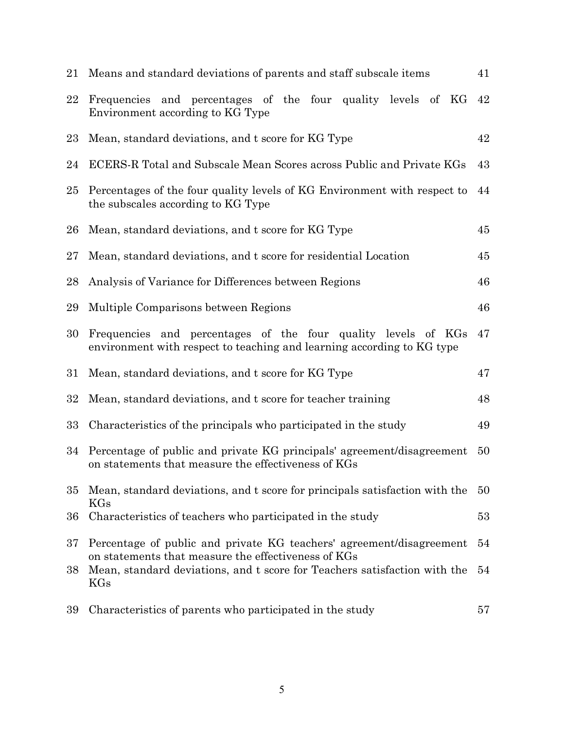| | | |
|---|---|---|
| 21 | Means and standard deviations of parents and staff subscale items | 41 |
| 22 | Frequencies and percentages of the four quality levels of KG Environment according to KG Type | 42 |
| 23 | Mean, standard deviations, and t score for KG Type | 42 |
| 24 | ECERS-R Total and Subscale Mean Scores across Public and Private KGs | 43 |
| 25 | Percentages of the four quality levels of KG Environment with respect to the subscales according to KG Type | 44 |
| 26 | Mean, standard deviations, and t score for KG Type | 45 |
| 27 | Mean, standard deviations, and t score for residential Location | 45 |
| 28 | Analysis of Variance for Differences between Regions | 46 |
| 29 | Multiple Comparisons between Regions | 46 |
| 30 | Frequencies and percentages of the four quality levels of KGs environment with respect to teaching and learning according to KG type | 47 |
| 31 | Mean, standard deviations, and t score for KG Type | 47 |
| 32 | Mean, standard deviations, and t score for teacher training | 48 |
| 33 | Characteristics of the principals who participated in the study | 49 |
| 34 | Percentage of public and private KG principals' agreement/disagreement on statements that measure the effectiveness of KGs | 50 |
| 35 | Mean, standard deviations, and t score for principals satisfaction with the KGs | 50 |
| 36 | Characteristics of teachers who participated in the study | 53 |
| 37 | Percentage of public and private KG teachers' agreement/disagreement on statements that measure the effectiveness of KGs | 54 |
| 38 | Mean, standard deviations, and t score for Teachers satisfaction with the KGs | 54 |
| 39 | Characteristics of parents who participated in the study | 57 |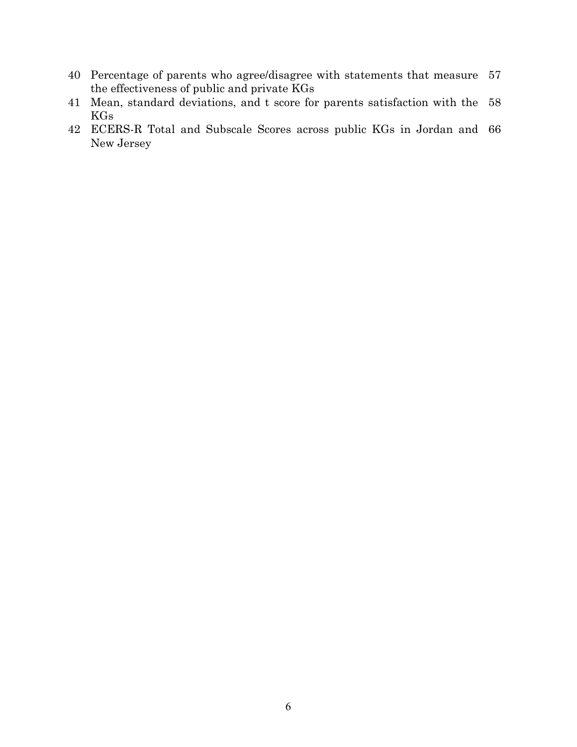| | | |
|---|---|---|
| 40 | Percentage of parents who agree/disagree with statements that measure the effectiveness of public and private KGs | 57 |
| 41 | Mean, standard deviations, and t score for parents satisfaction with the KGs | 58 |
| 42 | ECERS-R Total and Subscale Scores across public KGs in Jordan and New Jersey | 66 |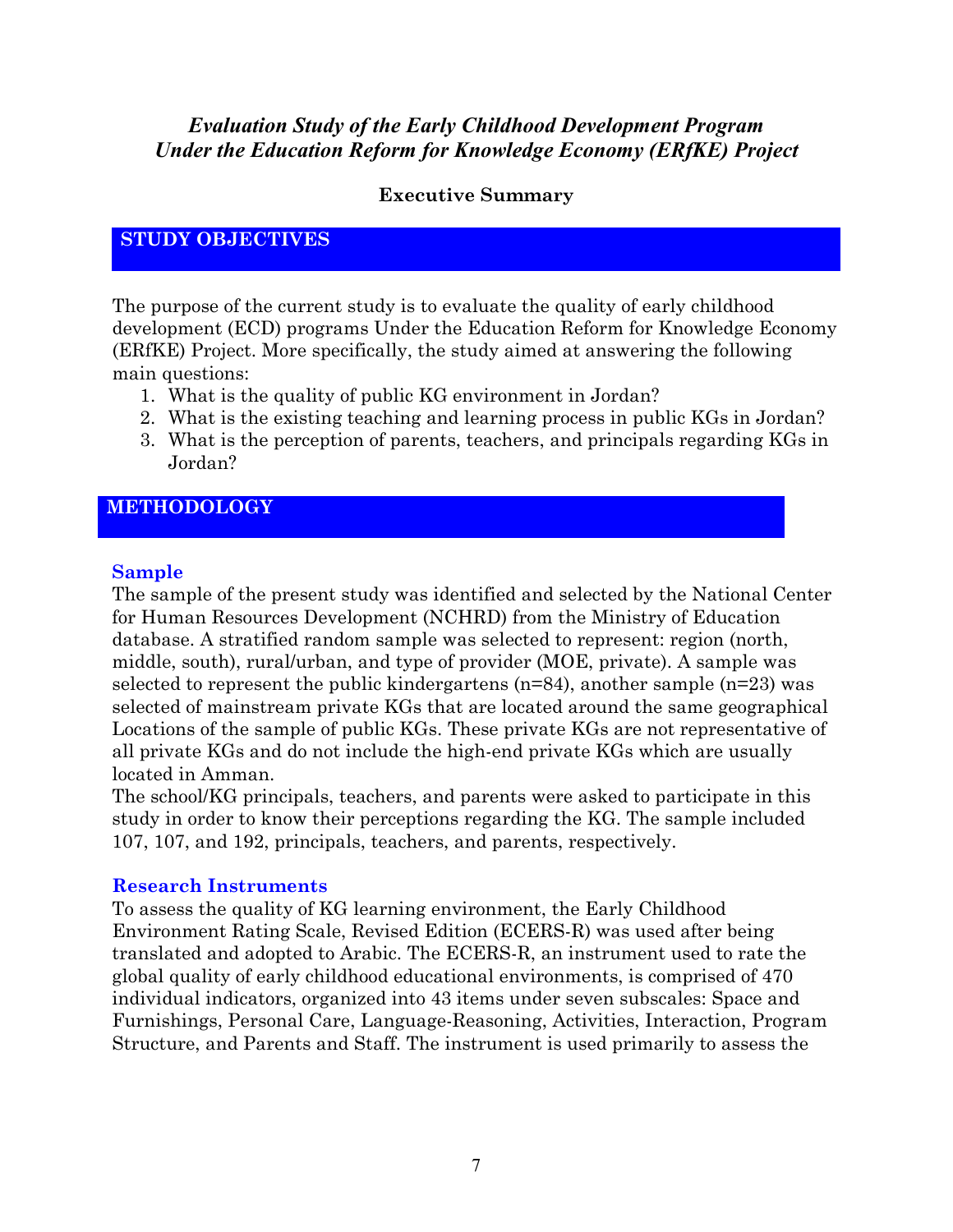*Evaluation Study of the Early Childhood Development Program Under the Education Reform for Knowledge Economy (ERfKE) Project*

**Executive Summary**

## STUDY OBJECTIVES

The purpose of the current study is to evaluate the quality of early childhood development (ECD) programs Under the Education Reform for Knowledge Economy (ERfKE) Project. More specifically, the study aimed at answering the following main questions:

1. What is the quality of public KG environment in Jordan?
2. What is the existing teaching and learning process in public KGs in Jordan?
3. What is the perception of parents, teachers, and principals regarding KGs in Jordan?

## METHODOLOGY

### Sample

The sample of the present study was identified and selected by the National Center for Human Resources Development (NCHRD) from the Ministry of Education database. A stratified random sample was selected to represent: region (north, middle, south), rural/urban, and type of provider (MOE, private). A sample was selected to represent the public kindergartens (n=84), another sample (n=23) was selected of mainstream private KGs that are located around the same geographical Locations of the sample of public KGs. These private KGs are not representative of all private KGs and do not include the high-end private KGs which are usually located in Amman.

The school/KG principals, teachers, and parents were asked to participate in this study in order to know their perceptions regarding the KG. The sample included 107, 107, and 192, principals, teachers, and parents, respectively.

### Research Instruments

To assess the quality of KG learning environment, the Early Childhood Environment Rating Scale, Revised Edition (ECERS-R) was used after being translated and adopted to Arabic. The ECERS-R, an instrument used to rate the global quality of early childhood educational environments, is comprised of 470 individual indicators, organized into 43 items under seven subscales: Space and Furnishings, Personal Care, Language-Reasoning, Activities, Interaction, Program Structure, and Parents and Staff. The instrument is used primarily to assess the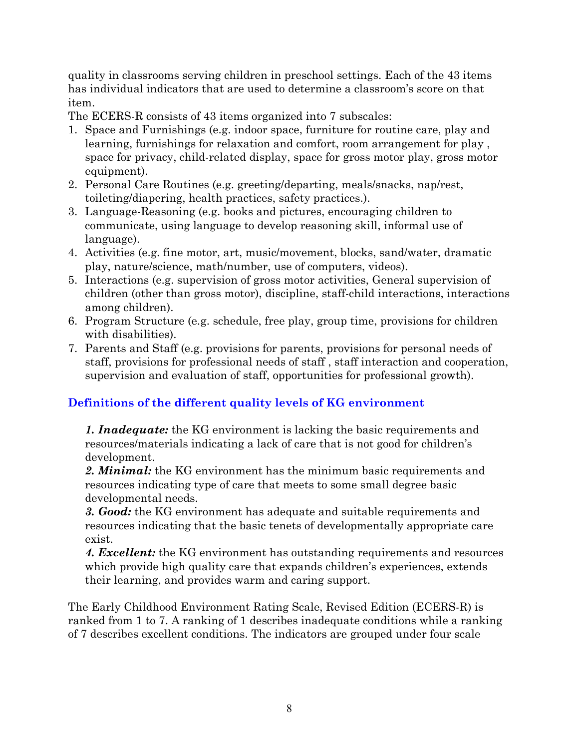quality in classrooms serving children in preschool settings. Each of the 43 items has individual indicators that are used to determine a classroom's score on that item.

The ECERS-R consists of 43 items organized into 7 subscales:

1. Space and Furnishings (e.g. indoor space, furniture for routine care, play and learning, furnishings for relaxation and comfort, room arrangement for play , space for privacy, child-related display, space for gross motor play, gross motor equipment).
2. Personal Care Routines (e.g. greeting/departing, meals/snacks, nap/rest, toileting/diapering, health practices, safety practices.).
3. Language-Reasoning (e.g. books and pictures, encouraging children to communicate, using language to develop reasoning skill, informal use of language).
4. Activities (e.g. fine motor, art, music/movement, blocks, sand/water, dramatic play, nature/science, math/number, use of computers, videos).
5. Interactions (e.g. supervision of gross motor activities, General supervision of children (other than gross motor), discipline, staff-child interactions, interactions among children).
6. Program Structure (e.g. schedule, free play, group time, provisions for children with disabilities).
7. Parents and Staff (e.g. provisions for parents, provisions for personal needs of staff, provisions for professional needs of staff , staff interaction and cooperation, supervision and evaluation of staff, opportunities for professional growth).

## Definitions of the different quality levels of KG environment

***1. Inadequate:*** the KG environment is lacking the basic requirements and resources/materials indicating a lack of care that is not good for children's development.

***2. Minimal:*** the KG environment has the minimum basic requirements and resources indicating type of care that meets to some small degree basic developmental needs.

***3. Good:*** the KG environment has adequate and suitable requirements and resources indicating that the basic tenets of developmentally appropriate care exist.

***4. Excellent:*** the KG environment has outstanding requirements and resources which provide high quality care that expands children's experiences, extends their learning, and provides warm and caring support.

The Early Childhood Environment Rating Scale, Revised Edition (ECERS-R) is ranked from 1 to 7. A ranking of 1 describes inadequate conditions while a ranking of 7 describes excellent conditions. The indicators are grouped under four scale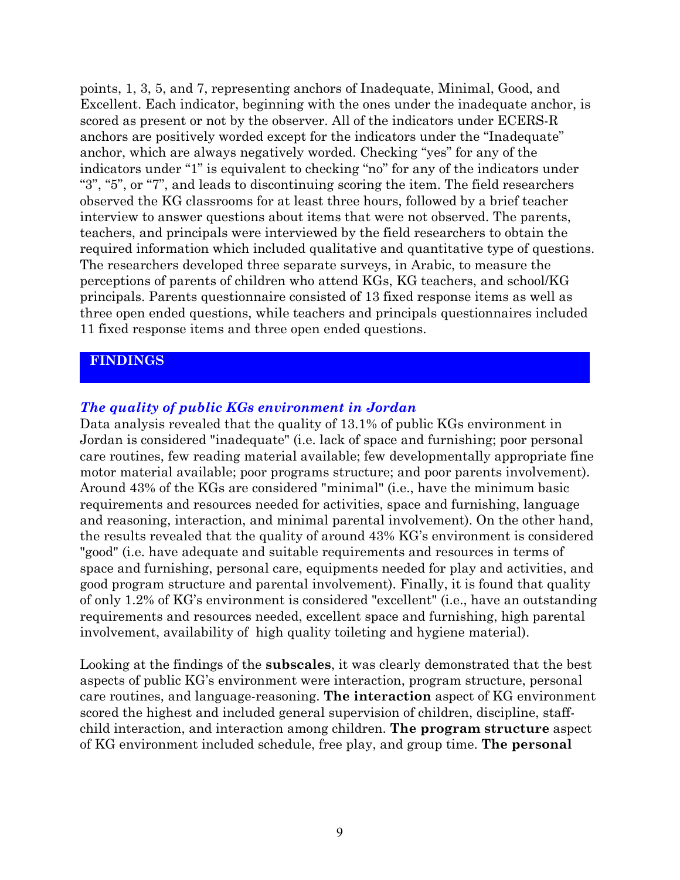points, 1, 3, 5, and 7, representing anchors of Inadequate, Minimal, Good, and Excellent. Each indicator, beginning with the ones under the inadequate anchor, is scored as present or not by the observer. All of the indicators under ECERS-R anchors are positively worded except for the indicators under the "Inadequate" anchor, which are always negatively worded. Checking "yes" for any of the indicators under "1" is equivalent to checking "no" for any of the indicators under "3", "5", or "7", and leads to discontinuing scoring the item. The field researchers observed the KG classrooms for at least three hours, followed by a brief teacher interview to answer questions about items that were not observed. The parents, teachers, and principals were interviewed by the field researchers to obtain the required information which included qualitative and quantitative type of questions. The researchers developed three separate surveys, in Arabic, to measure the perceptions of parents of children who attend KGs, KG teachers, and school/KG principals. Parents questionnaire consisted of 13 fixed response items as well as three open ended questions, while teachers and principals questionnaires included 11 fixed response items and three open ended questions.

## FINDINGS

### *The quality of public KGs environment in Jordan*

Data analysis revealed that the quality of 13.1% of public KGs environment in Jordan is considered "inadequate" (i.e. lack of space and furnishing; poor personal care routines, few reading material available; few developmentally appropriate fine motor material available; poor programs structure; and poor parents involvement). Around 43% of the KGs are considered "minimal" (i.e., have the minimum basic requirements and resources needed for activities, space and furnishing, language and reasoning, interaction, and minimal parental involvement). On the other hand, the results revealed that the quality of around 43% KG's environment is considered "good" (i.e. have adequate and suitable requirements and resources in terms of space and furnishing, personal care, equipments needed for play and activities, and good program structure and parental involvement). Finally, it is found that quality of only 1.2% of KG's environment is considered "excellent" (i.e., have an outstanding requirements and resources needed, excellent space and furnishing, high parental involvement, availability of high quality toileting and hygiene material).

Looking at the findings of the **subscales**, it was clearly demonstrated that the best aspects of public KG's environment were interaction, program structure, personal care routines, and language-reasoning. **The interaction** aspect of KG environment scored the highest and included general supervision of children, discipline, staff-child interaction, and interaction among children. **The program structure** aspect of KG environment included schedule, free play, and group time. **The personal**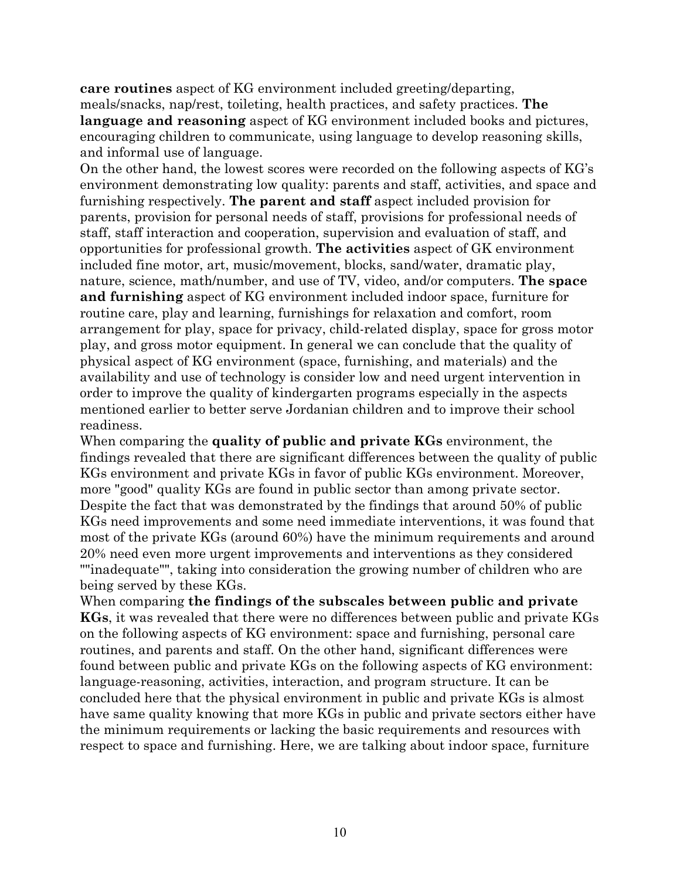**care routines** aspect of KG environment included greeting/departing, meals/snacks, nap/rest, toileting, health practices, and safety practices. **The language and reasoning** aspect of KG environment included books and pictures, encouraging children to communicate, using language to develop reasoning skills, and informal use of language.

On the other hand, the lowest scores were recorded on the following aspects of KG's environment demonstrating low quality: parents and staff, activities, and space and furnishing respectively. **The parent and staff** aspect included provision for parents, provision for personal needs of staff, provisions for professional needs of staff, staff interaction and cooperation, supervision and evaluation of staff, and opportunities for professional growth. **The activities** aspect of GK environment included fine motor, art, music/movement, blocks, sand/water, dramatic play, nature, science, math/number, and use of TV, video, and/or computers. **The space and furnishing** aspect of KG environment included indoor space, furniture for routine care, play and learning, furnishings for relaxation and comfort, room arrangement for play, space for privacy, child-related display, space for gross motor play, and gross motor equipment. In general we can conclude that the quality of physical aspect of KG environment (space, furnishing, and materials) and the availability and use of technology is consider low and need urgent intervention in order to improve the quality of kindergarten programs especially in the aspects mentioned earlier to better serve Jordanian children and to improve their school readiness.

When comparing the **quality of public and private KGs** environment, the findings revealed that there are significant differences between the quality of public KGs environment and private KGs in favor of public KGs environment. Moreover, more "good" quality KGs are found in public sector than among private sector. Despite the fact that was demonstrated by the findings that around 50% of public KGs need improvements and some need immediate interventions, it was found that most of the private KGs (around 60%) have the minimum requirements and around 20% need even more urgent improvements and interventions as they considered ""inadequate"", taking into consideration the growing number of children who are being served by these KGs.

When comparing **the findings of the subscales between public and private KGs**, it was revealed that there were no differences between public and private KGs on the following aspects of KG environment: space and furnishing, personal care routines, and parents and staff. On the other hand, significant differences were found between public and private KGs on the following aspects of KG environment: language-reasoning, activities, interaction, and program structure. It can be concluded here that the physical environment in public and private KGs is almost have same quality knowing that more KGs in public and private sectors either have the minimum requirements or lacking the basic requirements and resources with respect to space and furnishing. Here, we are talking about indoor space, furniture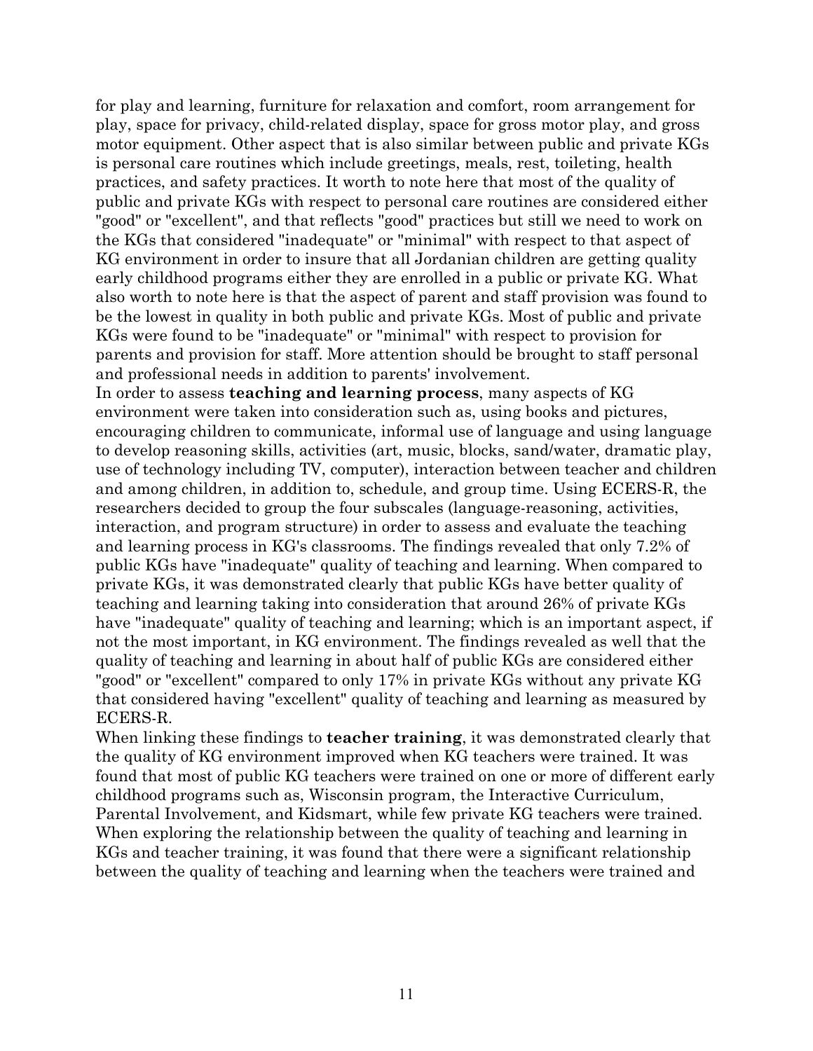for play and learning, furniture for relaxation and comfort, room arrangement for play, space for privacy, child-related display, space for gross motor play, and gross motor equipment. Other aspect that is also similar between public and private KGs is personal care routines which include greetings, meals, rest, toileting, health practices, and safety practices. It worth to note here that most of the quality of public and private KGs with respect to personal care routines are considered either "good" or "excellent", and that reflects "good" practices but still we need to work on the KGs that considered "inadequate" or "minimal" with respect to that aspect of KG environment in order to insure that all Jordanian children are getting quality early childhood programs either they are enrolled in a public or private KG. What also worth to note here is that the aspect of parent and staff provision was found to be the lowest in quality in both public and private KGs. Most of public and private KGs were found to be "inadequate" or "minimal" with respect to provision for parents and provision for staff. More attention should be brought to staff personal and professional needs in addition to parents' involvement.

In order to assess **teaching and learning process**, many aspects of KG environment were taken into consideration such as, using books and pictures, encouraging children to communicate, informal use of language and using language to develop reasoning skills, activities (art, music, blocks, sand/water, dramatic play, use of technology including TV, computer), interaction between teacher and children and among children, in addition to, schedule, and group time. Using ECERS-R, the researchers decided to group the four subscales (language-reasoning, activities, interaction, and program structure) in order to assess and evaluate the teaching and learning process in KG's classrooms. The findings revealed that only 7.2% of public KGs have "inadequate" quality of teaching and learning. When compared to private KGs, it was demonstrated clearly that public KGs have better quality of teaching and learning taking into consideration that around 26% of private KGs have "inadequate" quality of teaching and learning; which is an important aspect, if not the most important, in KG environment. The findings revealed as well that the quality of teaching and learning in about half of public KGs are considered either "good" or "excellent" compared to only 17% in private KGs without any private KG that considered having "excellent" quality of teaching and learning as measured by ECERS-R.

When linking these findings to **teacher training**, it was demonstrated clearly that the quality of KG environment improved when KG teachers were trained. It was found that most of public KG teachers were trained on one or more of different early childhood programs such as, Wisconsin program, the Interactive Curriculum, Parental Involvement, and Kidsmart, while few private KG teachers were trained. When exploring the relationship between the quality of teaching and learning in KGs and teacher training, it was found that there were a significant relationship between the quality of teaching and learning when the teachers were trained and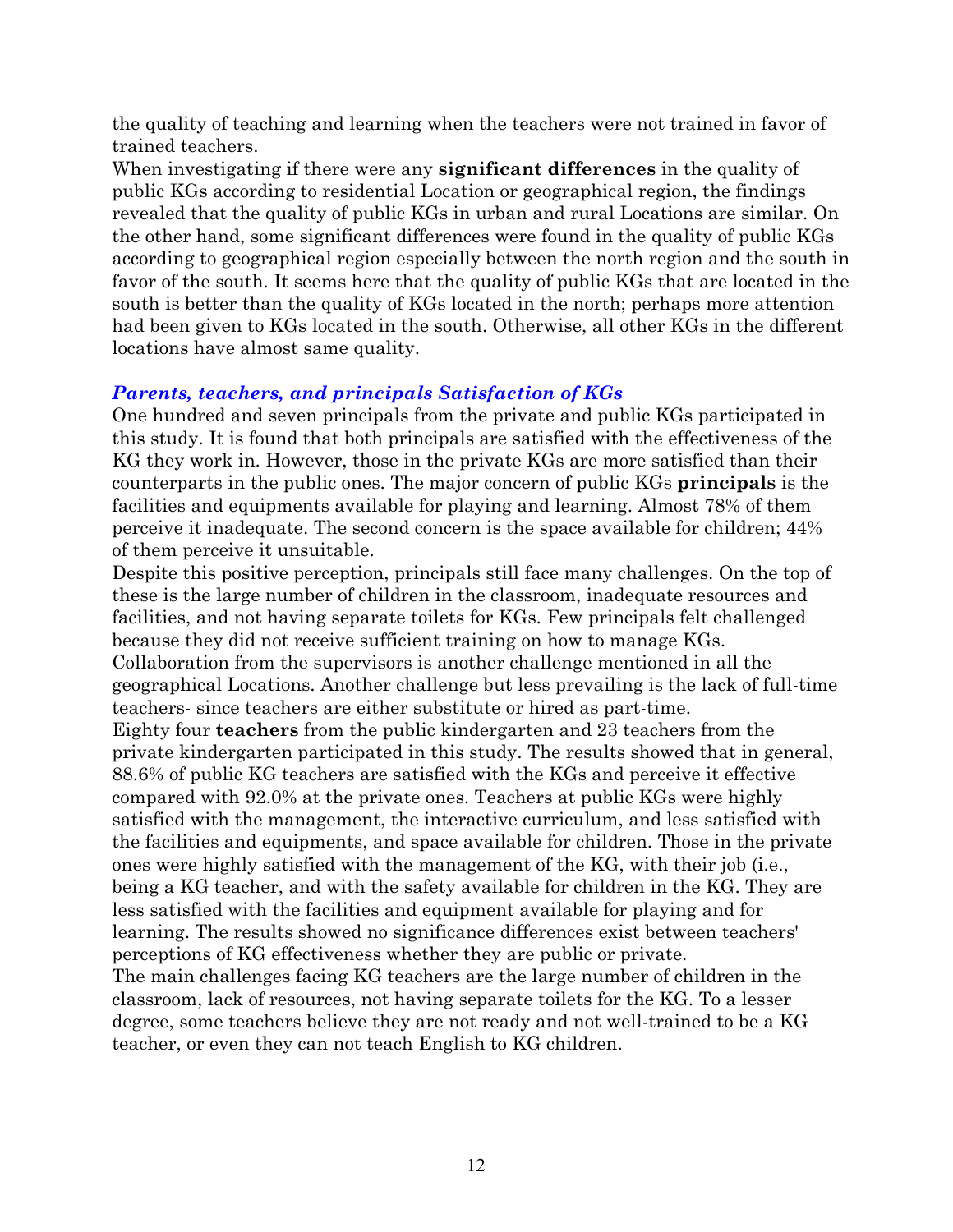the quality of teaching and learning when the teachers were not trained in favor of trained teachers.

When investigating if there were any **significant differences** in the quality of public KGs according to residential Location or geographical region, the findings revealed that the quality of public KGs in urban and rural Locations are similar. On the other hand, some significant differences were found in the quality of public KGs according to geographical region especially between the north region and the south in favor of the south. It seems here that the quality of public KGs that are located in the south is better than the quality of KGs located in the north; perhaps more attention had been given to KGs located in the south. Otherwise, all other KGs in the different locations have almost same quality.

### *Parents, teachers, and principals Satisfaction of KGs*

One hundred and seven principals from the private and public KGs participated in this study. It is found that both principals are satisfied with the effectiveness of the KG they work in. However, those in the private KGs are more satisfied than their counterparts in the public ones. The major concern of public KGs **principals** is the facilities and equipments available for playing and learning. Almost 78% of them perceive it inadequate. The second concern is the space available for children; 44% of them perceive it unsuitable.

Despite this positive perception, principals still face many challenges. On the top of these is the large number of children in the classroom, inadequate resources and facilities, and not having separate toilets for KGs. Few principals felt challenged because they did not receive sufficient training on how to manage KGs. Collaboration from the supervisors is another challenge mentioned in all the geographical Locations. Another challenge but less prevailing is the lack of full-time teachers- since teachers are either substitute or hired as part-time.

Eighty four **teachers** from the public kindergarten and 23 teachers from the private kindergarten participated in this study. The results showed that in general, 88.6% of public KG teachers are satisfied with the KGs and perceive it effective compared with 92.0% at the private ones. Teachers at public KGs were highly satisfied with the management, the interactive curriculum, and less satisfied with the facilities and equipments, and space available for children. Those in the private ones were highly satisfied with the management of the KG, with their job (i.e., being a KG teacher, and with the safety available for children in the KG. They are less satisfied with the facilities and equipment available for playing and for learning. The results showed no significance differences exist between teachers' perceptions of KG effectiveness whether they are public or private.

The main challenges facing KG teachers are the large number of children in the classroom, lack of resources, not having separate toilets for the KG. To a lesser degree, some teachers believe they are not ready and not well-trained to be a KG teacher, or even they can not teach English to KG children.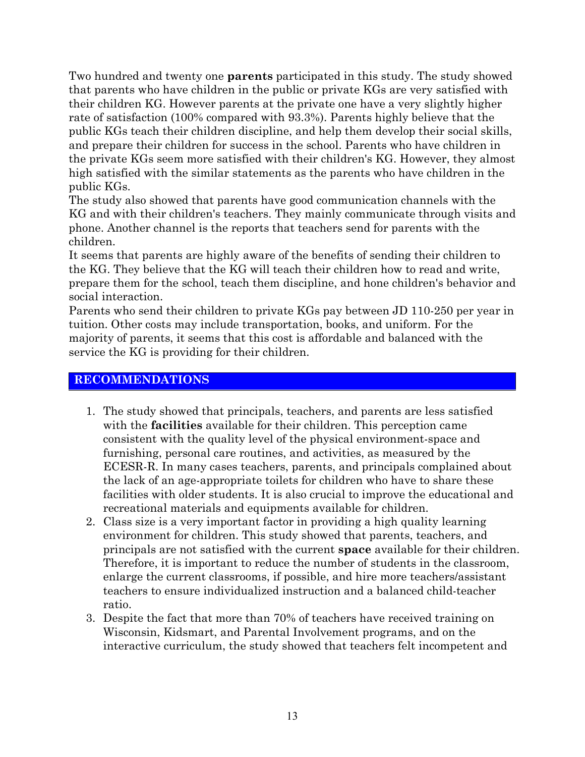Two hundred and twenty one **parents** participated in this study. The study showed that parents who have children in the public or private KGs are very satisfied with their children KG. However parents at the private one have a very slightly higher rate of satisfaction (100% compared with 93.3%). Parents highly believe that the public KGs teach their children discipline, and help them develop their social skills, and prepare their children for success in the school. Parents who have children in the private KGs seem more satisfied with their children's KG. However, they almost high satisfied with the similar statements as the parents who have children in the public KGs.

The study also showed that parents have good communication channels with the KG and with their children's teachers. They mainly communicate through visits and phone. Another channel is the reports that teachers send for parents with the children.

It seems that parents are highly aware of the benefits of sending their children to the KG. They believe that the KG will teach their children how to read and write, prepare them for the school, teach them discipline, and hone children's behavior and social interaction.

Parents who send their children to private KGs pay between JD 110-250 per year in tuition. Other costs may include transportation, books, and uniform. For the majority of parents, it seems that this cost is affordable and balanced with the service the KG is providing for their children.

## RECOMMENDATIONS

1. The study showed that principals, teachers, and parents are less satisfied with the **facilities** available for their children. This perception came consistent with the quality level of the physical environment-space and furnishing, personal care routines, and activities, as measured by the ECESR-R. In many cases teachers, parents, and principals complained about the lack of an age-appropriate toilets for children who have to share these facilities with older students. It is also crucial to improve the educational and recreational materials and equipments available for children.
2. Class size is a very important factor in providing a high quality learning environment for children. This study showed that parents, teachers, and principals are not satisfied with the current **space** available for their children. Therefore, it is important to reduce the number of students in the classroom, enlarge the current classrooms, if possible, and hire more teachers/assistant teachers to ensure individualized instruction and a balanced child-teacher ratio.
3. Despite the fact that more than 70% of teachers have received training on Wisconsin, Kidsmart, and Parental Involvement programs, and on the interactive curriculum, the study showed that teachers felt incompetent and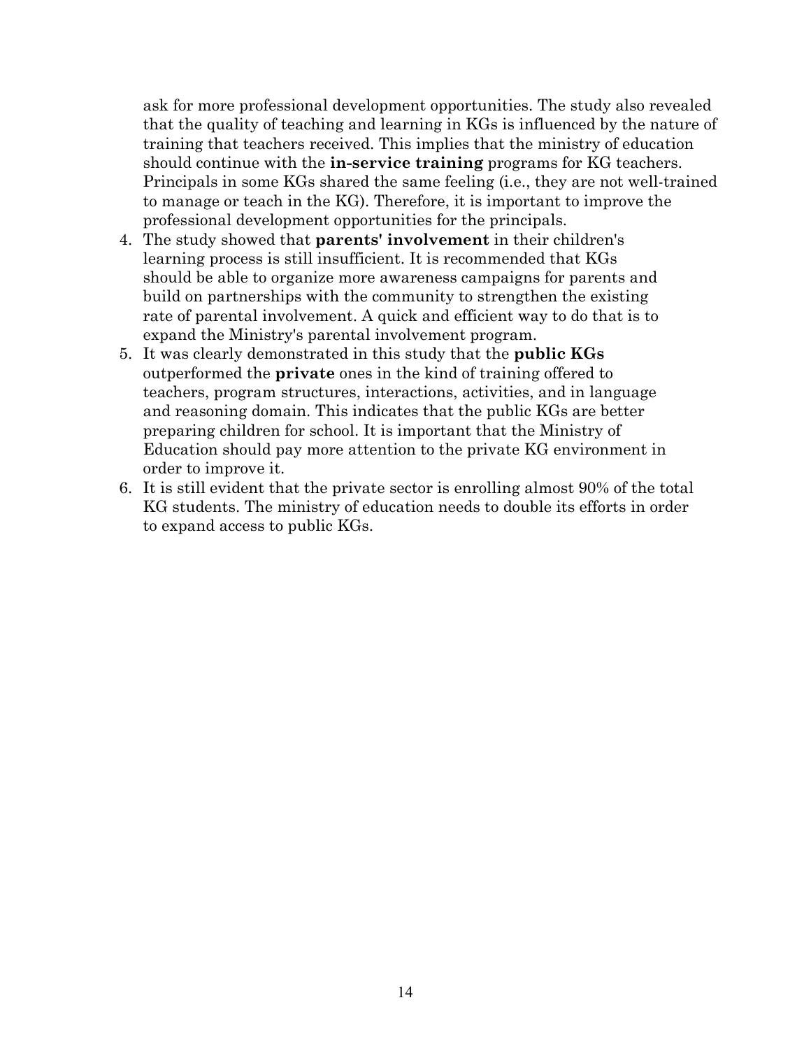ask for more professional development opportunities. The study also revealed that the quality of teaching and learning in KGs is influenced by the nature of training that teachers received. This implies that the ministry of education should continue with the **in-service training** programs for KG teachers. Principals in some KGs shared the same feeling (i.e., they are not well-trained to manage or teach in the KG). Therefore, it is important to improve the professional development opportunities for the principals.

4. The study showed that **parents' involvement** in their children's learning process is still insufficient. It is recommended that KGs should be able to organize more awareness campaigns for parents and build on partnerships with the community to strengthen the existing rate of parental involvement. A quick and efficient way to do that is to expand the Ministry's parental involvement program.
5. It was clearly demonstrated in this study that the **public KGs** outperformed the **private** ones in the kind of training offered to teachers, program structures, interactions, activities, and in language and reasoning domain. This indicates that the public KGs are better preparing children for school. It is important that the Ministry of Education should pay more attention to the private KG environment in order to improve it.
6. It is still evident that the private sector is enrolling almost 90% of the total KG students. The ministry of education needs to double its efforts in order to expand access to public KGs.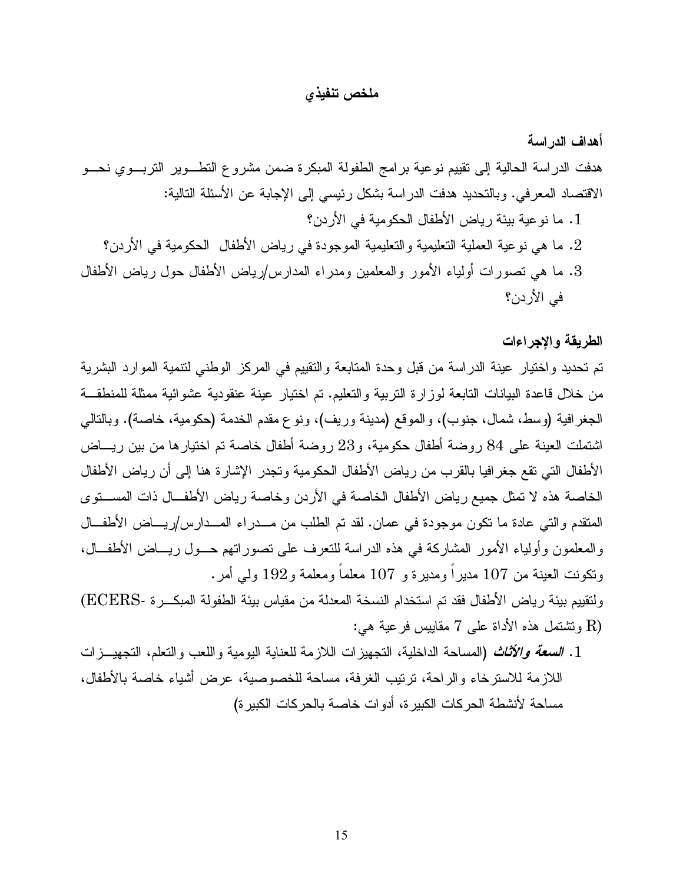## ملخص تنفيذي

### أهداف الدراسة

هدفت الدراسة الحالية إلى تقييم نوعية برامج الطفولة المبكرة ضمن مشروع التطوير التربوي نحو الاقتصاد المعرفي. وبالتحديد هدفت الدراسة بشكل رئيسي إلى الإجابة عن الأسئلة التالية:

1. ما نوعية بيئة رياض الأطفال الحكومية في الأردن؟
2. ما هي نوعية العملية التعليمية والتعليمية الموجودة في رياض الأطفال الحكومية في الأردن؟
3. ما هي تصورات أولياء الأمور والمعلمين ومدراء المدارس/رياض الأطفال حول رياض الأطفال في الأردن؟

### الطريقة والإجراءات

تم تحديد واختيار عينة الدراسة من قبل وحدة المتابعة والتقييم في المركز الوطني لتنمية الموارد البشرية من خلال قاعدة البيانات التابعة لوزارة التربية والتعليم. تم اختيار عينة عنقودية عشوائية ممثلة للمنطقة الجغرافية (وسط، شمال، جنوب)، والموقع (مدينة وريف)، ونوع مقدم الخدمة (حكومية، خاصة). وبالتالي اشتملت العينة على 84 روضة أطفال حكومية، و23 روضة أطفال خاصة تم اختيارها من بين رياض الأطفال التي تقع جغرافيا بالقرب من رياض الأطفال الحكومية وتجدر الإشارة هنا إلى أن رياض الأطفال الخاصة هذه لا تمثل جميع رياض الأطفال الخاصة في الأردن وخاصة رياض الأطفال ذات المستوى المتقدم والتي عادة ما تكون موجودة في عمان. لقد تم الطلب من مدراء المدارس/رياض الأطفال والمعلمون وأولياء الأمور المشاركة في هذه الدراسة للتعرف على تصوراتهم حول رياض الأطفال، وتكونت العينة من 107 مديراً ومديرة و 107 معلماً ومعلمة و192 ولي أمر.

ولتقييم بيئة رياض الأطفال فقد تم استخدام النسخة المعدلة من مقياس بيئة الطفولة المبكرة (ECERS-R) وتشتمل هذه الأداة على 7 مقاييس فرعية هي:

1. ***السعة والأثاث*** (المساحة الداخلية، التجهيزات اللازمة للعناية اليومية واللعب والتعلم، التجهيزات اللازمة للاسترخاء والراحة، ترتيب الغرفة، مساحة للخصوصية، عرض أشياء خاصة بالأطفال، مساحة لأنشطة الحركات الكبيرة، أدوات خاصة بالحركات الكبيرة)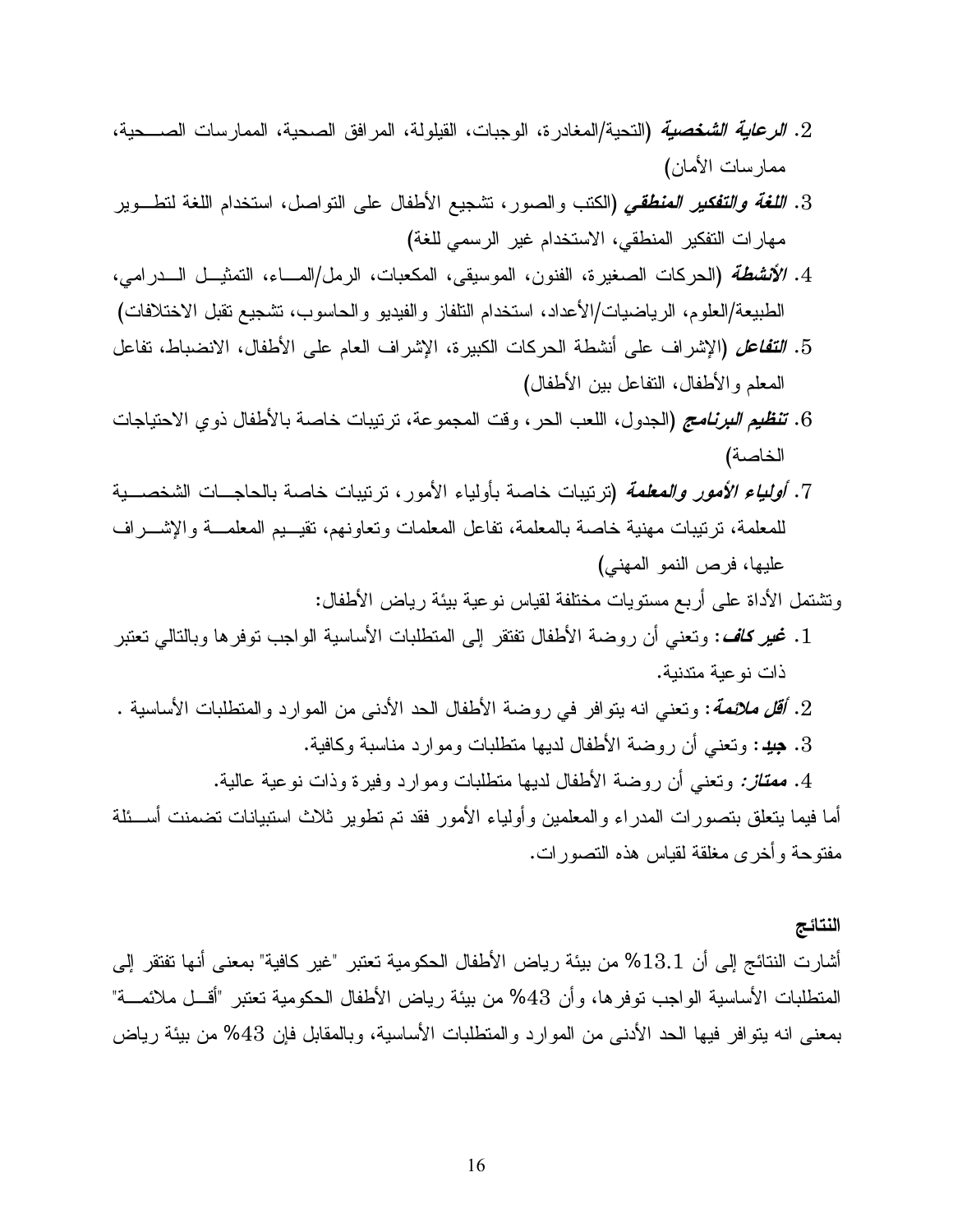2. ***الرعاية الشخصية*** (التحية/المغادرة، الوجبات، القيلولة، المرافق الصحية، الممارسات الصحية، ممارسات الأمان)
3. ***اللغة والتفكير المنطقي*** (الكتب والصور، تشجيع الأطفال على التواصل، استخدام اللغة لتطوير مهارات التفكير المنطقي، الاستخدام غير الرسمي للغة)
4. ***الأنشطة*** (الحركات الصغيرة، الفنون، الموسيقى، المكعبات، الرمل/الماء، التمثيل الدرامي، الطبيعة/العلوم، الرياضيات/الأعداد، استخدام التلفاز والفيديو والحاسوب، تشجيع تقبل الاختلافات)
5. ***التفاعل*** (الإشراف على أنشطة الحركات الكبيرة، الإشراف العام على الأطفال، الانضباط، تفاعل المعلم والأطفال، التفاعل بين الأطفال)
6. ***تنظيم البرنامج*** (الجدول، اللعب الحر، وقت المجموعة، ترتيبات خاصة بالأطفال ذوي الاحتياجات الخاصة)
7. ***أولياء الأمور والمعلمة*** (ترتيبات خاصة بأولياء الأمور، ترتيبات خاصة بالحاجات الشخصية للمعلمة، ترتيبات مهنية خاصة بالمعلمة، تفاعل المعلمات وتعاونهم، تقييم المعلمة والإشراف عليها، فرص النمو المهني)

وتشتمل الأداة على أربع مستويات مختلفة لقياس نوعية بيئة رياض الأطفال:

1. ***غير كاف***: وتعني أن روضة الأطفال تفتقر إلى المتطلبات الأساسية الواجب توفرها وبالتالي تعتبر ذات نوعية متدنية.
2. ***أقل ملائمة***: وتعني انه يتوافر في روضة الأطفال الحد الأدنى من الموارد والمتطلبات الأساسية .
3. ***جيد***: وتعني أن روضة الأطفال لديها متطلبات وموارد مناسبة وكافية.
4. ***ممتاز:*** وتعني أن روضة الأطفال لديها متطلبات وموارد وفيرة وذات نوعية عالية.

أما فيما يتعلق بتصورات المدراء والمعلمين وأولياء الأمور فقد تم تطوير ثلاث استبيانات تضمنت أسئلة مفتوحة وأخرى مغلقة لقياس هذه التصورات.

## النتائج

أشارت النتائج إلى أن 13.1% من بيئة رياض الأطفال الحكومية تعتبر "غير كافية" بمعنى أنها تفتقر إلى المتطلبات الأساسية الواجب توفرها، وأن 43% من بيئة رياض الأطفال الحكومية تعتبر "أقل ملائمة" بمعنى انه يتوافر فيها الحد الأدنى من الموارد والمتطلبات الأساسية، وبالمقابل فإن 43% من بيئة رياض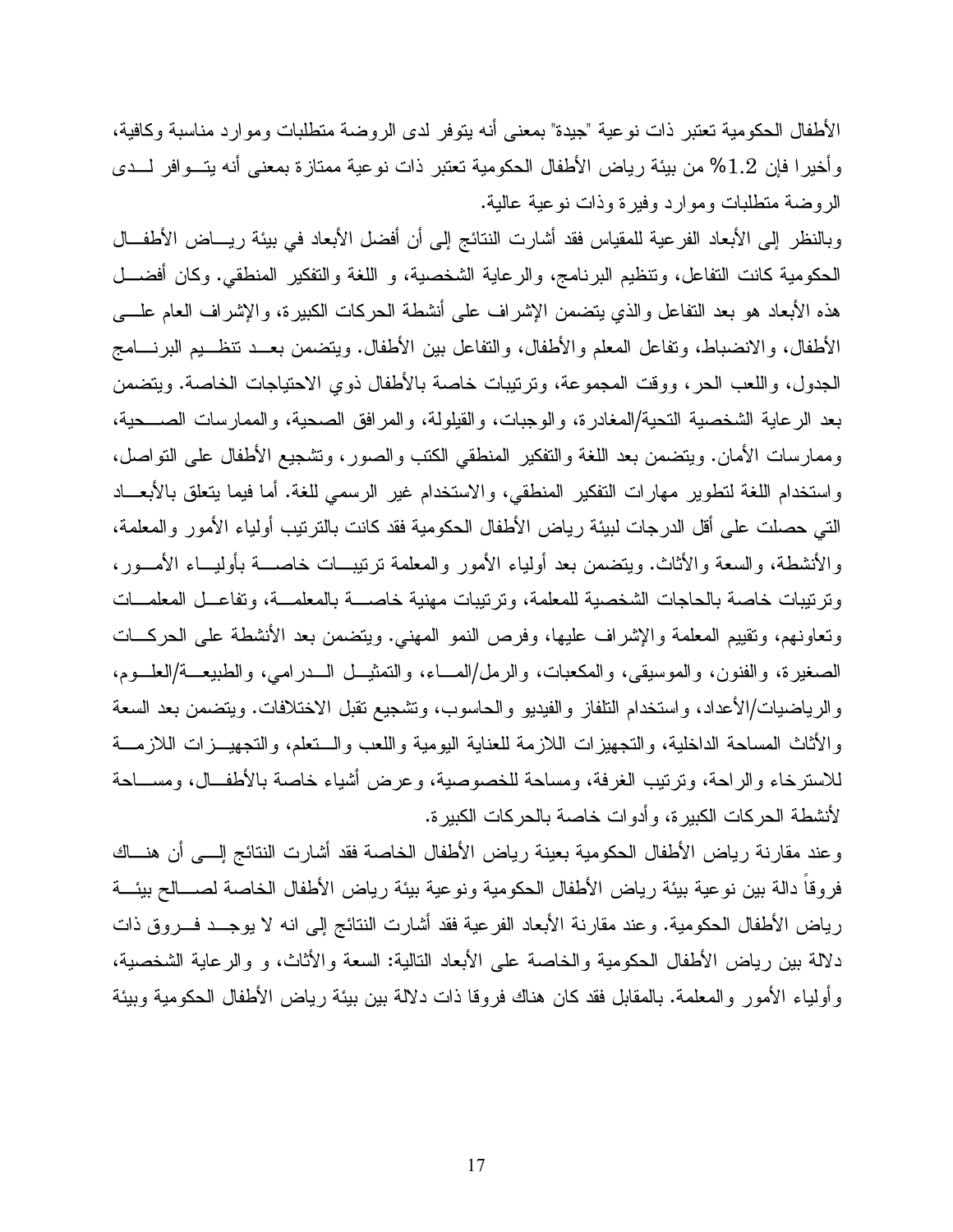الأطفال الحكومية تعتبر ذات نوعية "جيدة" بمعنى أنه يتوفر لدى الروضة متطلبات وموارد مناسبة وكافية، وأخيرا فإن 1.2% من بيئة رياض الأطفال الحكومية تعتبر ذات نوعية ممتازة بمعنى أنه يتوافر لدى الروضة متطلبات وموارد وفيرة وذات نوعية عالية.

وبالنظر إلى الأبعاد الفرعية للمقياس فقد أشارت النتائج إلى أن أفضل الأبعاد في بيئة رياض الأطفال الحكومية كانت التفاعل، وتنظيم البرنامج، والرعاية الشخصية، و اللغة والتفكير المنطقي. وكان أفضل هذه الأبعاد هو بعد التفاعل والذي يتضمن الإشراف على أنشطة الحركات الكبيرة، والإشراف العام على الأطفال، والانضباط، وتفاعل المعلم والأطفال، والتفاعل بين الأطفال. ويتضمن بعد تنظيم البرنامج الجدول، واللعب الحر، ووقت المجموعة، وترتيبات خاصة بالأطفال ذوي الاحتياجات الخاصة. ويتضمن بعد الرعاية الشخصية التحية/المغادرة، والوجبات، والقيلولة، والمرافق الصحية، والممارسات الصحية، وممارسات الأمان. ويتضمن بعد اللغة والتفكير المنطقي الكتب والصور، وتشجيع الأطفال على التواصل، واستخدام اللغة لتطوير مهارات التفكير المنطقي، والاستخدام غير الرسمي للغة. أما فيما يتعلق بالأبعاد التي حصلت على أقل الدرجات لبيئة رياض الأطفال الحكومية فقد كانت بالترتيب أولياء الأمور والمعلمة، والأنشطة، والسعة والأثاث. ويتضمن بعد أولياء الأمور والمعلمة ترتيبات خاصة بأولياء الأمور، وترتيبات خاصة بالحاجات الشخصية للمعلمة، وترتيبات مهنية خاصة بالمعلمة، وتفاعل المعلمات وتعاونهم، وتقييم المعلمة والإشراف عليها، وفرص النمو المهني. ويتضمن بعد الأنشطة على الحركات الصغيرة، والفنون، والموسيقى، والمكعبات، والرمل/الماء، والتمثيل الدرامي، والطبيعة/العلوم، والرياضيات/الأعداد، واستخدام التلفاز والفيديو والحاسوب، وتشجيع تقبل الاختلافات. ويتضمن بعد السعة والأثاث المساحة الداخلية، والتجهيزات اللازمة للعناية اليومية واللعب والتعلم، والتجهيزات اللازمة للاسترخاء والراحة، وترتيب الغرفة، ومساحة للخصوصية، وعرض أشياء خاصة بالأطفال، ومساحة لأنشطة الحركات الكبيرة، وأدوات خاصة بالحركات الكبيرة.

وعند مقارنة رياض الأطفال الحكومية بعينة رياض الأطفال الخاصة فقد أشارت النتائج إلى أن هناك فروقاً دالة بين نوعية بيئة رياض الأطفال الحكومية ونوعية بيئة رياض الأطفال الخاصة لصالح بيئة رياض الأطفال الحكومية. وعند مقارنة الأبعاد الفرعية فقد أشارت النتائج إلى انه لا يوجد فروق ذات دلالة بين رياض الأطفال الحكومية والخاصة على الأبعاد التالية: السعة والأثاث، و والرعاية الشخصية، وأولياء الأمور والمعلمة. بالمقابل فقد كان هناك فروقا ذات دلالة بين بيئة رياض الأطفال الحكومية وبيئة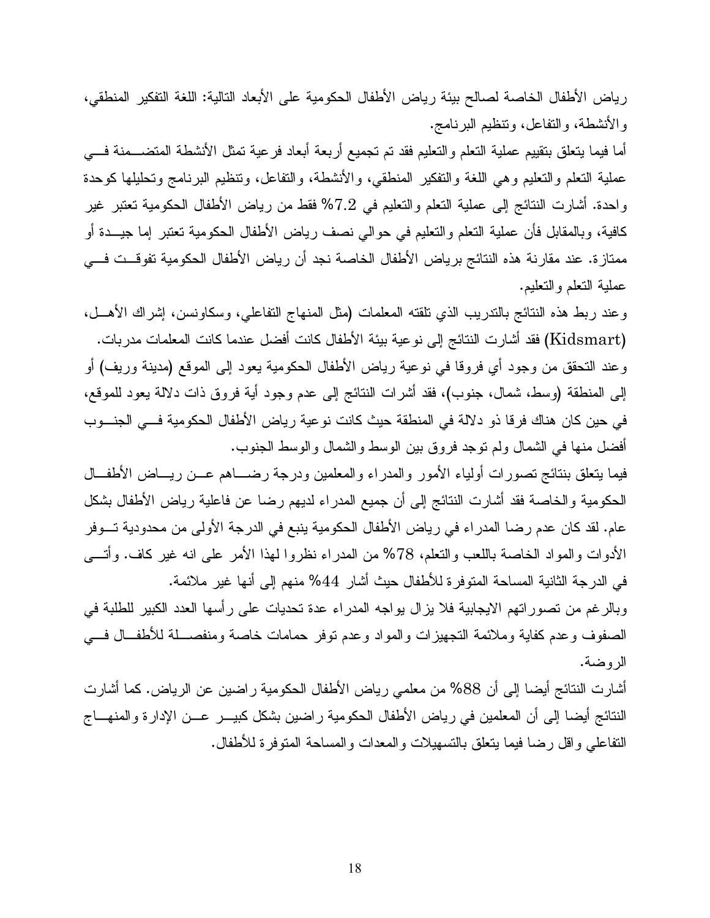رياض الأطفال الخاصة لصالح بيئة رياض الأطفال الحكومية على الأبعاد التالية: اللغة التفكير المنطقي، والأنشطة، والتفاعل، وتنظيم البرنامج.

أما فيما يتعلق بتقييم عملية التعلم والتعليم فقد تم تجميع أربعة أبعاد فرعية تمثل الأنشطة المتضمنة في عملية التعلم والتعليم وهي اللغة والتفكير المنطقي، والأنشطة، والتفاعل، وتنظيم البرنامج وتحليلها كوحدة واحدة. أشارت النتائج إلى عملية التعلم والتعليم في 7.2% فقط من رياض الأطفال الحكومية تعتبر غير كافية، وبالمقابل فأن عملية التعلم والتعليم في حوالي نصف رياض الأطفال الحكومية تعتبر إما جيدة أو ممتازة. عند مقارنة هذه النتائج برياض الأطفال الخاصة نجد أن رياض الأطفال الحكومية تفوقت في عملية التعلم والتعليم.

وعند ربط هذه النتائج بالتدريب الذي تلقته المعلمات (مثل المنهاج التفاعلي، وسكاونسن، إشراك الأهل، (Kidsmart) فقد أشارت النتائج إلى نوعية بيئة الأطفال كانت أفضل عندما كانت المعلمات مدربات.

وعند التحقق من وجود أي فروقا في نوعية رياض الأطفال الحكومية يعود إلى الموقع (مدينة وريف) أو إلى المنطقة (وسط، شمال، جنوب)، فقد أشرات النتائج إلى عدم وجود أية فروق ذات دلالة يعود للموقع، في حين كان هناك فرقا ذو دلالة في المنطقة حيث كانت نوعية رياض الأطفال الحكومية في الجنوب أفضل منها في الشمال ولم توجد فروق بين الوسط والشمال والوسط الجنوب.

فيما يتعلق بنتائج تصورات أولياء الأمور والمدراء والمعلمين ودرجة رضاهم عن رياض الأطفال الحكومية والخاصة فقد أشارت النتائج إلى أن جميع المدراء لديهم رضا عن فاعلية رياض الأطفال بشكل عام. لقد كان عدم رضا المدراء في رياض الأطفال الحكومية ينبع في الدرجة الأولى من محدودية توفر الأدوات والمواد الخاصة باللعب والتعلم، 78% من المدراء نظروا لهذا الأمر على انه غير كاف. وأتى في الدرجة الثانية المساحة المتوفرة للأطفال حيث أشار 44% منهم إلى أنها غير ملائمة.

وبالرغم من تصوراتهم الايجابية فلا يزال يواجه المدراء عدة تحديات على رأسها العدد الكبير للطلبة في الصفوف وعدم كفاية وملائمة التجهيزات والمواد وعدم توفر حمامات خاصة ومنفصلة للأطفال في الروضة.

أشارت النتائج أيضا إلى أن 88% من معلمي رياض الأطفال الحكومية راضين عن الرياض. كما أشارت النتائج أيضا إلى أن المعلمين في رياض الأطفال الحكومية راضين بشكل كبير عن الإدارة والمنهاج التفاعلي واقل رضا فيما يتعلق بالتسهيلات والمعدات والمساحة المتوفرة للأطفال.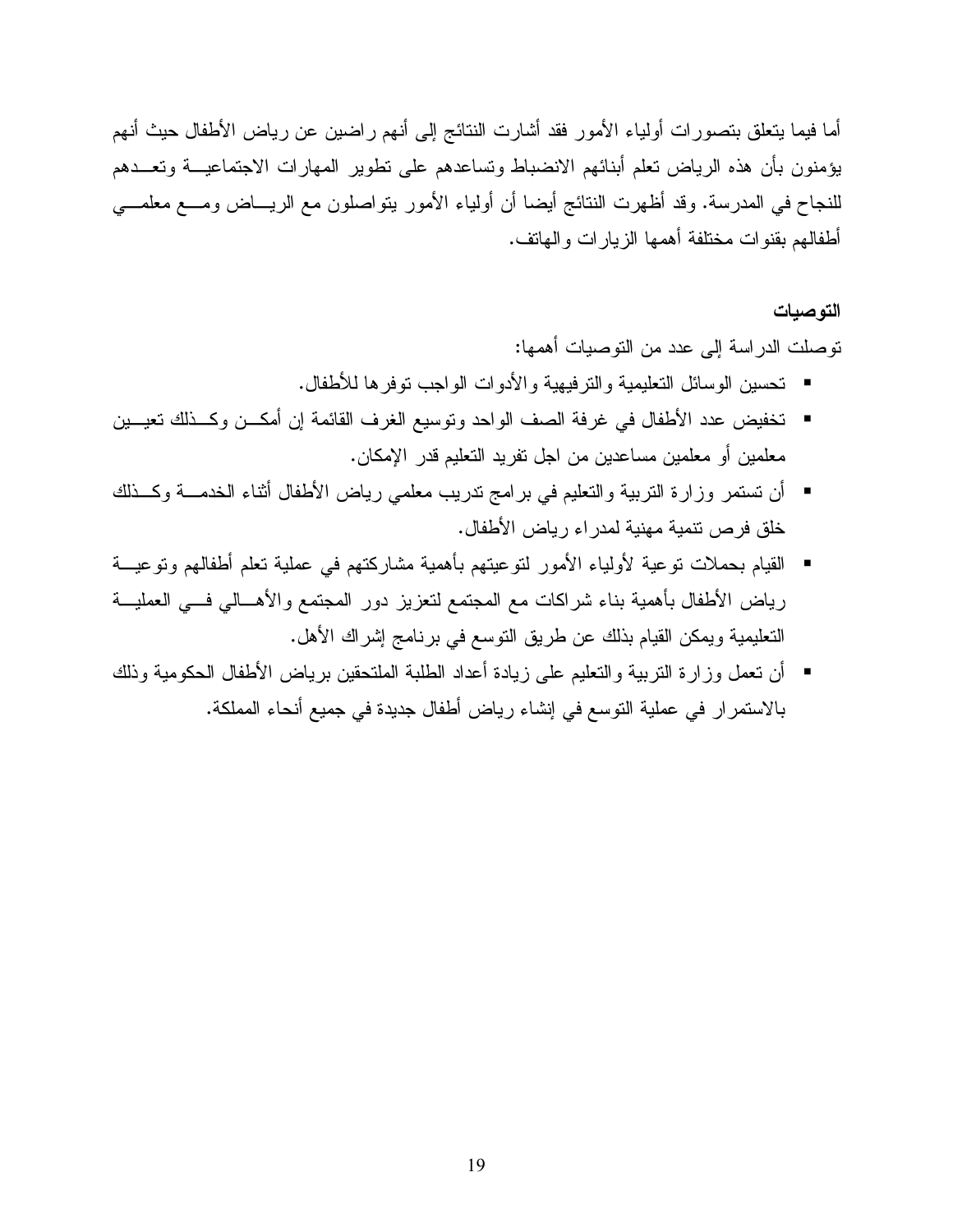أما فيما يتعلق بتصورات أولياء الأمور فقد أشارت النتائج إلى أنهم راضين عن رياض الأطفال حيث أنهم يؤمنون بأن هذه الرياض تعلم أبنائهم الانضباط وتساعدهم على تطوير المهارات الاجتماعية وتعدهم للنجاح في المدرسة. وقد أظهرت النتائج أيضا أن أولياء الأمور يتواصلون مع الرياض ومع معلمي أطفالهم بقنوات مختلفة أهمها الزيارات والهاتف.

### التوصيات

توصلت الدراسة إلى عدد من التوصيات أهمها:

- تحسين الوسائل التعليمية والترفيهية والأدوات الواجب توفرها للأطفال.
- تخفيض عدد الأطفال في غرفة الصف الواحد وتوسيع الغرف القائمة إن أمكن وكذلك تعيين معلمين أو معلمين مساعدين من اجل تفريد التعليم قدر الإمكان.
- أن تستمر وزارة التربية والتعليم في برامج تدريب معلمي رياض الأطفال أثناء الخدمة وكذلك خلق فرص تنمية مهنية لمدراء رياض الأطفال.
- القيام بحملات توعية لأولياء الأمور لتوعيتهم بأهمية مشاركتهم في عملية تعلم أطفالهم وتوعية رياض الأطفال بأهمية بناء شراكات مع المجتمع لتعزيز دور المجتمع والأهالي في العملية التعليمية ويمكن القيام بذلك عن طريق التوسع في برنامج إشراك الأهل.
- أن تعمل وزارة التربية والتعليم على زيادة أعداد الطلبة الملتحقين برياض الأطفال الحكومية وذلك بالاستمرار في عملية التوسع في إنشاء رياض أطفال جديدة في جميع أنحاء المملكة.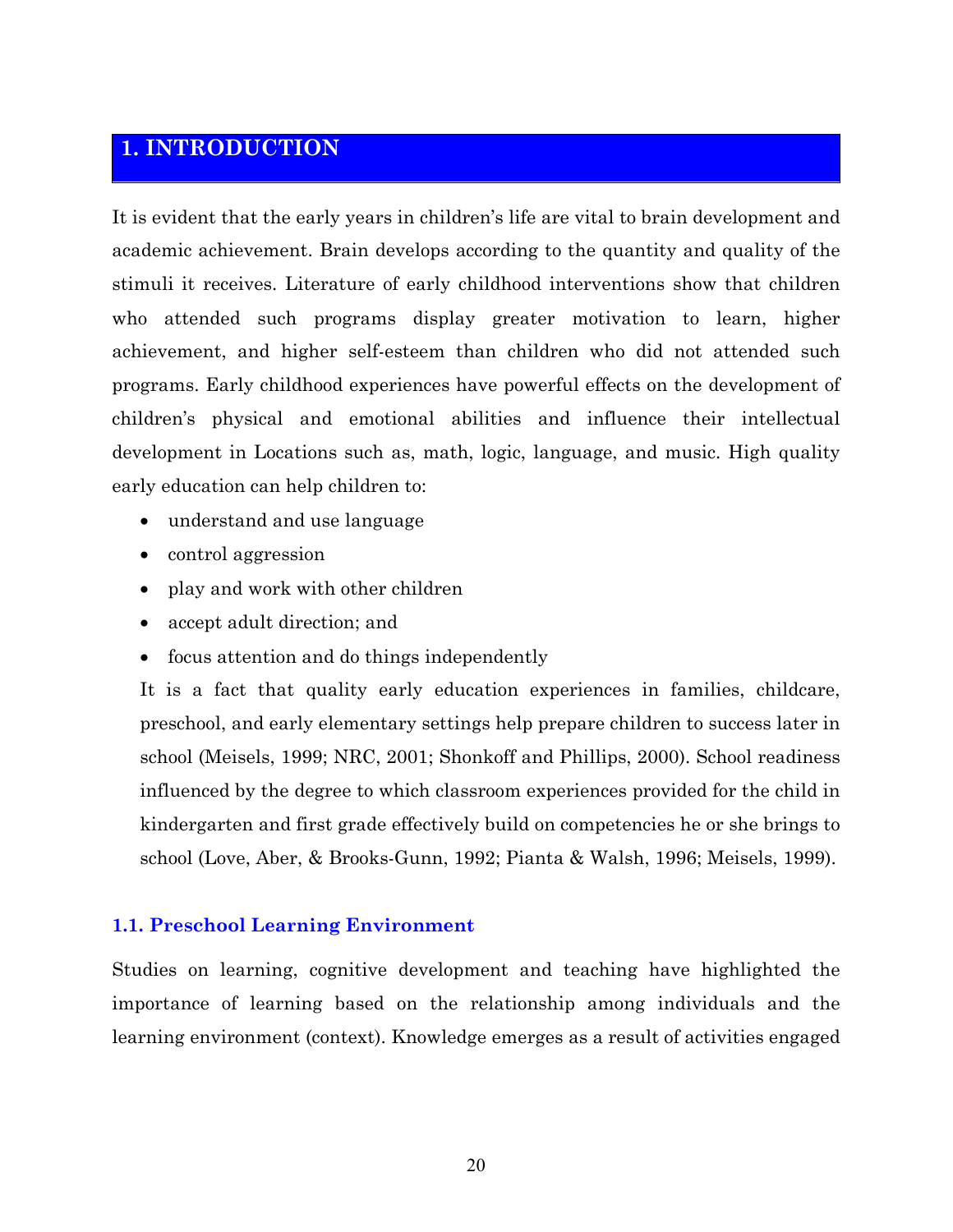# 1. INTRODUCTION

It is evident that the early years in children's life are vital to brain development and academic achievement. Brain develops according to the quantity and quality of the stimuli it receives. Literature of early childhood interventions show that children who attended such programs display greater motivation to learn, higher achievement, and higher self-esteem than children who did not attended such programs. Early childhood experiences have powerful effects on the development of children's physical and emotional abilities and influence their intellectual development in Locations such as, math, logic, language, and music. High quality early education can help children to:

- understand and use language
- control aggression
- play and work with other children
- accept adult direction; and
- focus attention and do things independently

It is a fact that quality early education experiences in families, childcare, preschool, and early elementary settings help prepare children to success later in school (Meisels, 1999; NRC, 2001; Shonkoff and Phillips, 2000). School readiness influenced by the degree to which classroom experiences provided for the child in kindergarten and first grade effectively build on competencies he or she brings to school (Love, Aber, & Brooks-Gunn, 1992; Pianta & Walsh, 1996; Meisels, 1999).

## 1.1. Preschool Learning Environment

Studies on learning, cognitive development and teaching have highlighted the importance of learning based on the relationship among individuals and the learning environment (context). Knowledge emerges as a result of activities engaged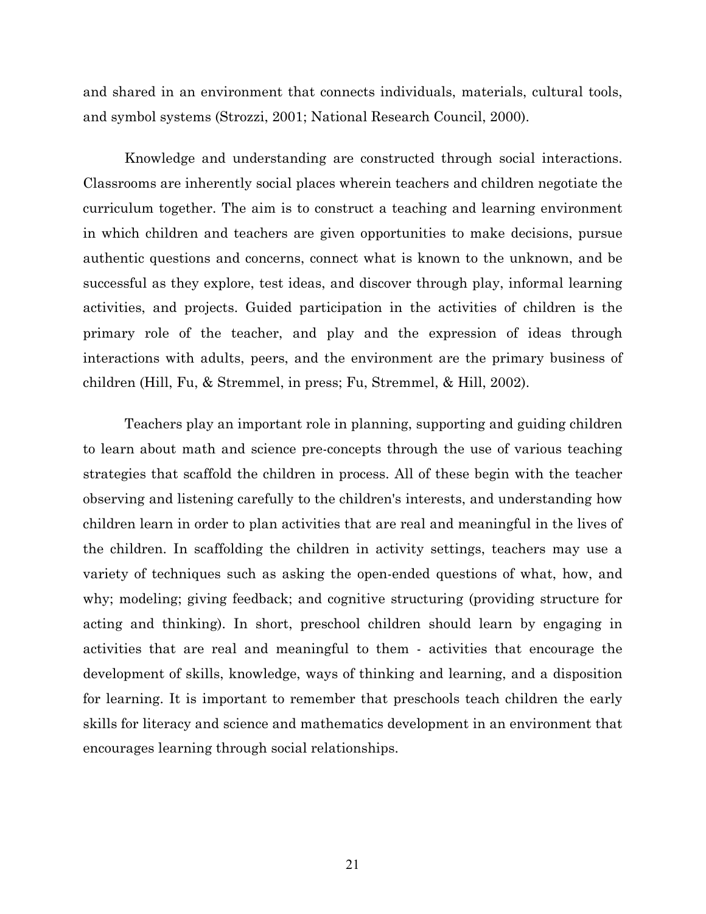and shared in an environment that connects individuals, materials, cultural tools, and symbol systems (Strozzi, 2001; National Research Council, 2000).

Knowledge and understanding are constructed through social interactions. Classrooms are inherently social places wherein teachers and children negotiate the curriculum together. The aim is to construct a teaching and learning environment in which children and teachers are given opportunities to make decisions, pursue authentic questions and concerns, connect what is known to the unknown, and be successful as they explore, test ideas, and discover through play, informal learning activities, and projects. Guided participation in the activities of children is the primary role of the teacher, and play and the expression of ideas through interactions with adults, peers, and the environment are the primary business of children (Hill, Fu, & Stremmel, in press; Fu, Stremmel, & Hill, 2002).

Teachers play an important role in planning, supporting and guiding children to learn about math and science pre-concepts through the use of various teaching strategies that scaffold the children in process. All of these begin with the teacher observing and listening carefully to the children's interests, and understanding how children learn in order to plan activities that are real and meaningful in the lives of the children. In scaffolding the children in activity settings, teachers may use a variety of techniques such as asking the open-ended questions of what, how, and why; modeling; giving feedback; and cognitive structuring (providing structure for acting and thinking). In short, preschool children should learn by engaging in activities that are real and meaningful to them - activities that encourage the development of skills, knowledge, ways of thinking and learning, and a disposition for learning. It is important to remember that preschools teach children the early skills for literacy and science and mathematics development in an environment that encourages learning through social relationships.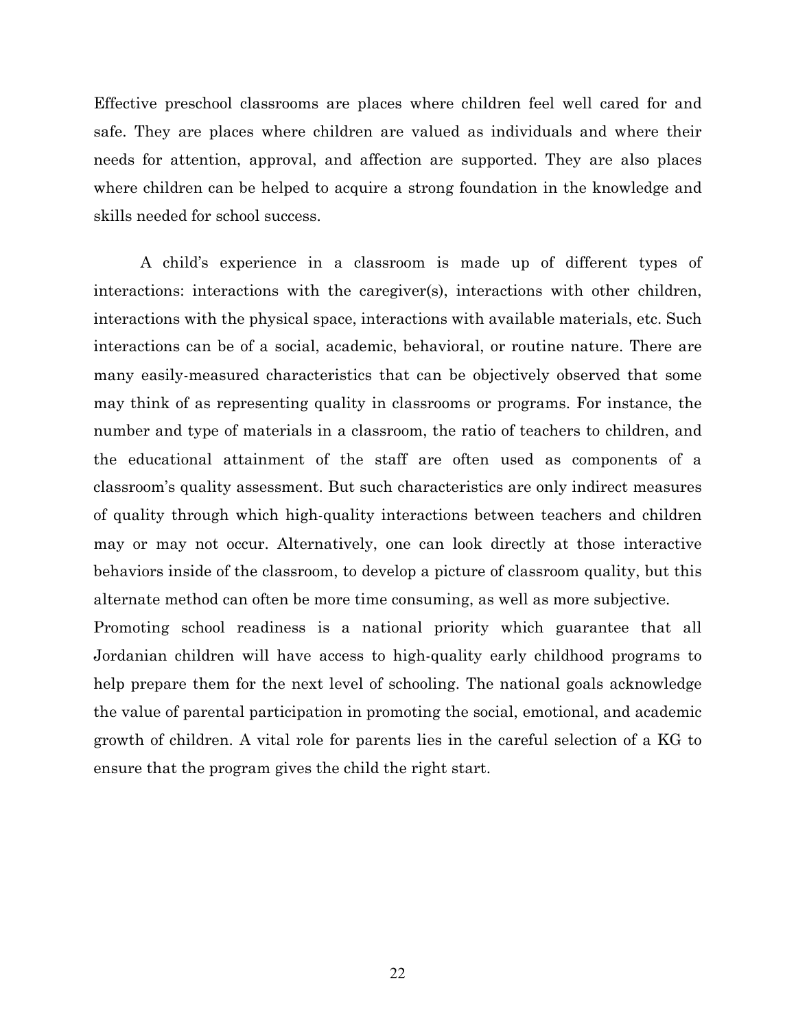Effective preschool classrooms are places where children feel well cared for and safe. They are places where children are valued as individuals and where their needs for attention, approval, and affection are supported. They are also places where children can be helped to acquire a strong foundation in the knowledge and skills needed for school success.

A child's experience in a classroom is made up of different types of interactions: interactions with the caregiver(s), interactions with other children, interactions with the physical space, interactions with available materials, etc. Such interactions can be of a social, academic, behavioral, or routine nature. There are many easily-measured characteristics that can be objectively observed that some may think of as representing quality in classrooms or programs. For instance, the number and type of materials in a classroom, the ratio of teachers to children, and the educational attainment of the staff are often used as components of a classroom's quality assessment. But such characteristics are only indirect measures of quality through which high-quality interactions between teachers and children may or may not occur. Alternatively, one can look directly at those interactive behaviors inside of the classroom, to develop a picture of classroom quality, but this alternate method can often be more time consuming, as well as more subjective.

Promoting school readiness is a national priority which guarantee that all Jordanian children will have access to high-quality early childhood programs to help prepare them for the next level of schooling. The national goals acknowledge the value of parental participation in promoting the social, emotional, and academic growth of children. A vital role for parents lies in the careful selection of a KG to ensure that the program gives the child the right start.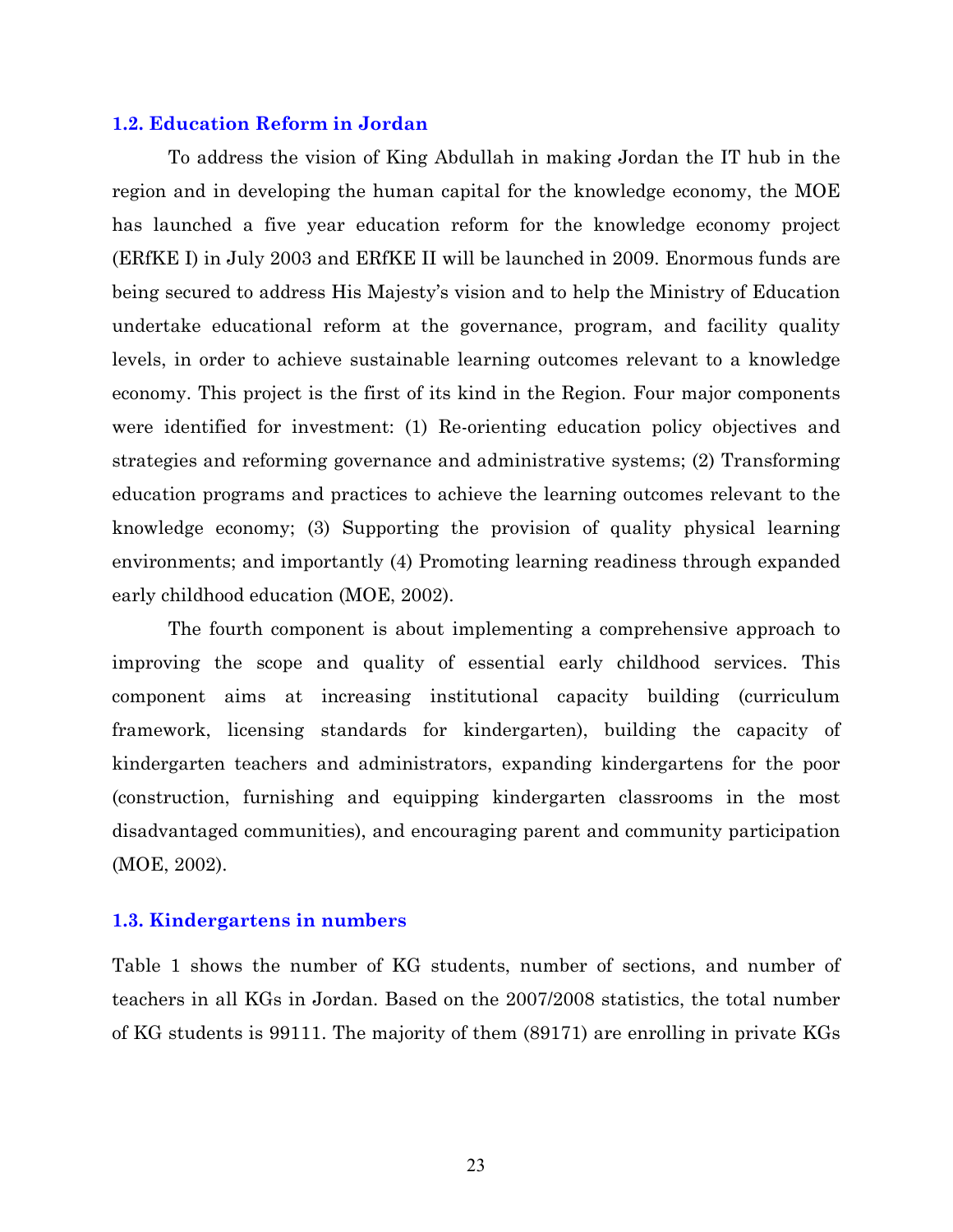### 1.2. Education Reform in Jordan

To address the vision of King Abdullah in making Jordan the IT hub in the region and in developing the human capital for the knowledge economy, the MOE has launched a five year education reform for the knowledge economy project (ERfKE I) in July 2003 and ERfKE II will be launched in 2009. Enormous funds are being secured to address His Majesty's vision and to help the Ministry of Education undertake educational reform at the governance, program, and facility quality levels, in order to achieve sustainable learning outcomes relevant to a knowledge economy. This project is the first of its kind in the Region. Four major components were identified for investment: (1) Re-orienting education policy objectives and strategies and reforming governance and administrative systems; (2) Transforming education programs and practices to achieve the learning outcomes relevant to the knowledge economy; (3) Supporting the provision of quality physical learning environments; and importantly (4) Promoting learning readiness through expanded early childhood education (MOE, 2002).

The fourth component is about implementing a comprehensive approach to improving the scope and quality of essential early childhood services. This component aims at increasing institutional capacity building (curriculum framework, licensing standards for kindergarten), building the capacity of kindergarten teachers and administrators, expanding kindergartens for the poor (construction, furnishing and equipping kindergarten classrooms in the most disadvantaged communities), and encouraging parent and community participation (MOE, 2002).

### 1.3. Kindergartens in numbers

Table 1 shows the number of KG students, number of sections, and number of teachers in all KGs in Jordan. Based on the 2007/2008 statistics, the total number of KG students is 99111. The majority of them (89171) are enrolling in private KGs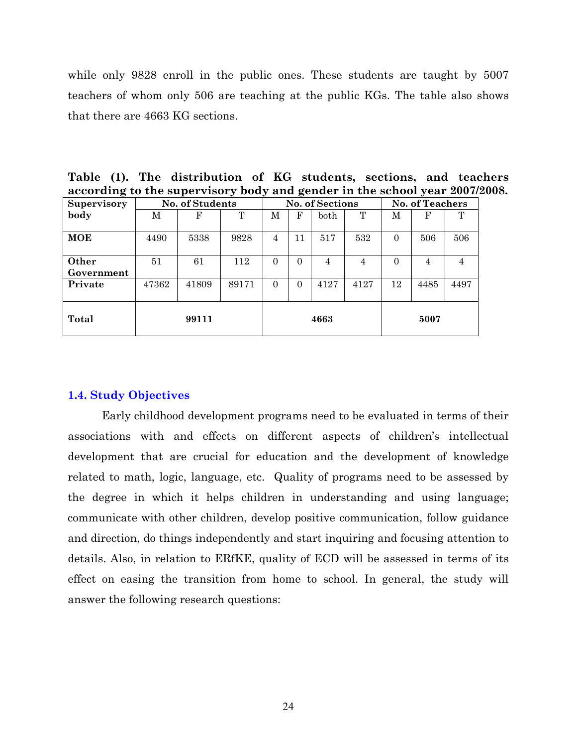while only 9828 enroll in the public ones. These students are taught by 5007 teachers of whom only 506 are teaching at the public KGs. The table also shows that there are 4663 KG sections.

**Table (1). The distribution of KG students, sections, and teachers according to the supervisory body and gender in the school year 2007/2008.**

| Supervisory body | No. of Students | | | No. of Sections | | | | No. of Teachers | | |
|---|---|---|---|---|---|---|---|---|---|---|
| | M | F | T | M | F | both | T | M | F | T |
| **MOE** | 4490 | 5338 | 9828 | 4 | 11 | 517 | 532 | 0 | 506 | 506 |
| **Other Government** | 51 | 61 | 112 | 0 | 0 | 4 | 4 | 0 | 4 | 4 |
| **Private** | 47362 | 41809 | 89171 | 0 | 0 | 4127 | 4127 | 12 | 4485 | 4497 |
| **Total** | **99111** | | | **4663** | | | | **5007** | | |

### 1.4. Study Objectives

Early childhood development programs need to be evaluated in terms of their associations with and effects on different aspects of children's intellectual development that are crucial for education and the development of knowledge related to math, logic, language, etc. Quality of programs need to be assessed by the degree in which it helps children in understanding and using language; communicate with other children, develop positive communication, follow guidance and direction, do things independently and start inquiring and focusing attention to details. Also, in relation to ERfKE, quality of ECD will be assessed in terms of its effect on easing the transition from home to school. In general, the study will answer the following research questions: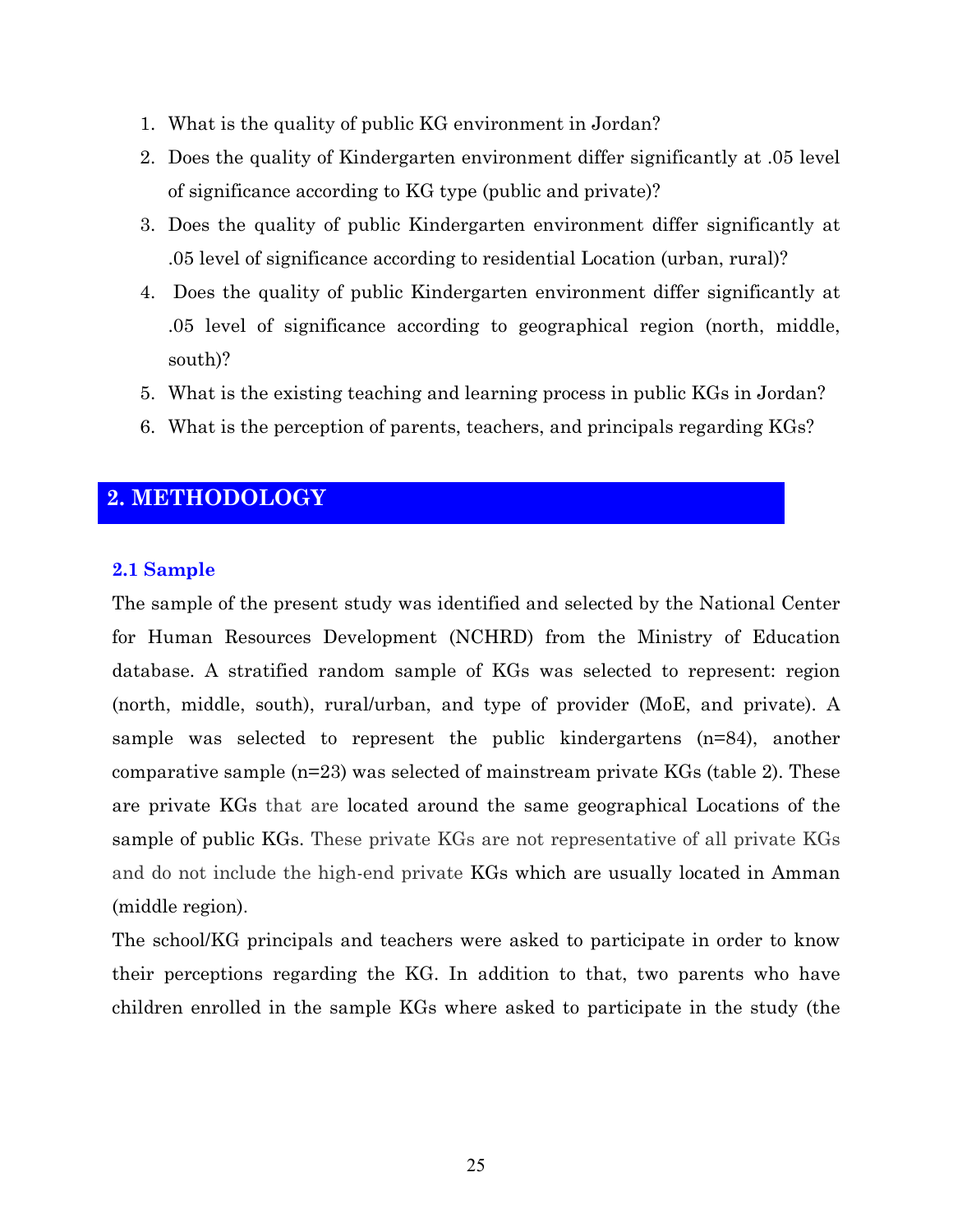1. What is the quality of public KG environment in Jordan?
2. Does the quality of Kindergarten environment differ significantly at .05 level of significance according to KG type (public and private)?
3. Does the quality of public Kindergarten environment differ significantly at .05 level of significance according to residential Location (urban, rural)?
4. Does the quality of public Kindergarten environment differ significantly at .05 level of significance according to geographical region (north, middle, south)?
5. What is the existing teaching and learning process in public KGs in Jordan?
6. What is the perception of parents, teachers, and principals regarding KGs?

## 2. METHODOLOGY

### 2.1 Sample

The sample of the present study was identified and selected by the National Center for Human Resources Development (NCHRD) from the Ministry of Education database. A stratified random sample of KGs was selected to represent: region (north, middle, south), rural/urban, and type of provider (MoE, and private). A sample was selected to represent the public kindergartens (n=84), another comparative sample (n=23) was selected of mainstream private KGs (table 2). These are private KGs that are located around the same geographical Locations of the sample of public KGs. These private KGs are not representative of all private KGs and do not include the high-end private KGs which are usually located in Amman (middle region).

The school/KG principals and teachers were asked to participate in order to know their perceptions regarding the KG. In addition to that, two parents who have children enrolled in the sample KGs where asked to participate in the study (the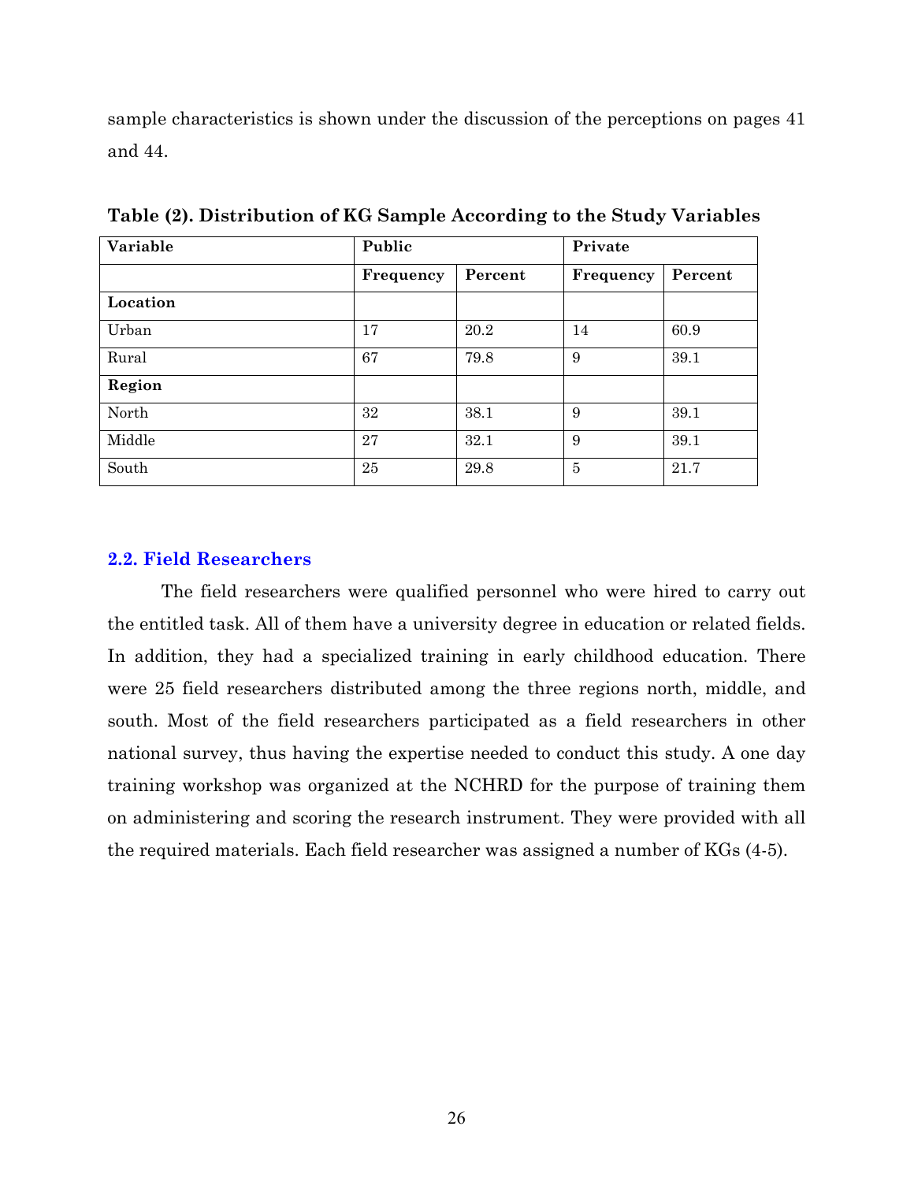sample characteristics is shown under the discussion of the perceptions on pages 41 and 44.

**Table (2). Distribution of KG Sample According to the Study Variables**

| Variable | Public | | Private | |
|---|---|---|---|---|
| | Frequency | Percent | Frequency | Percent |
| **Location** | | | | |
| Urban | 17 | 20.2 | 14 | 60.9 |
| Rural | 67 | 79.8 | 9 | 39.1 |
| **Region** | | | | |
| North | 32 | 38.1 | 9 | 39.1 |
| Middle | 27 | 32.1 | 9 | 39.1 |
| South | 25 | 29.8 | 5 | 21.7 |

### 2.2. Field Researchers

The field researchers were qualified personnel who were hired to carry out the entitled task. All of them have a university degree in education or related fields. In addition, they had a specialized training in early childhood education. There were 25 field researchers distributed among the three regions north, middle, and south. Most of the field researchers participated as a field researchers in other national survey, thus having the expertise needed to conduct this study. A one day training workshop was organized at the NCHRD for the purpose of training them on administering and scoring the research instrument. They were provided with all the required materials. Each field researcher was assigned a number of KGs (4-5).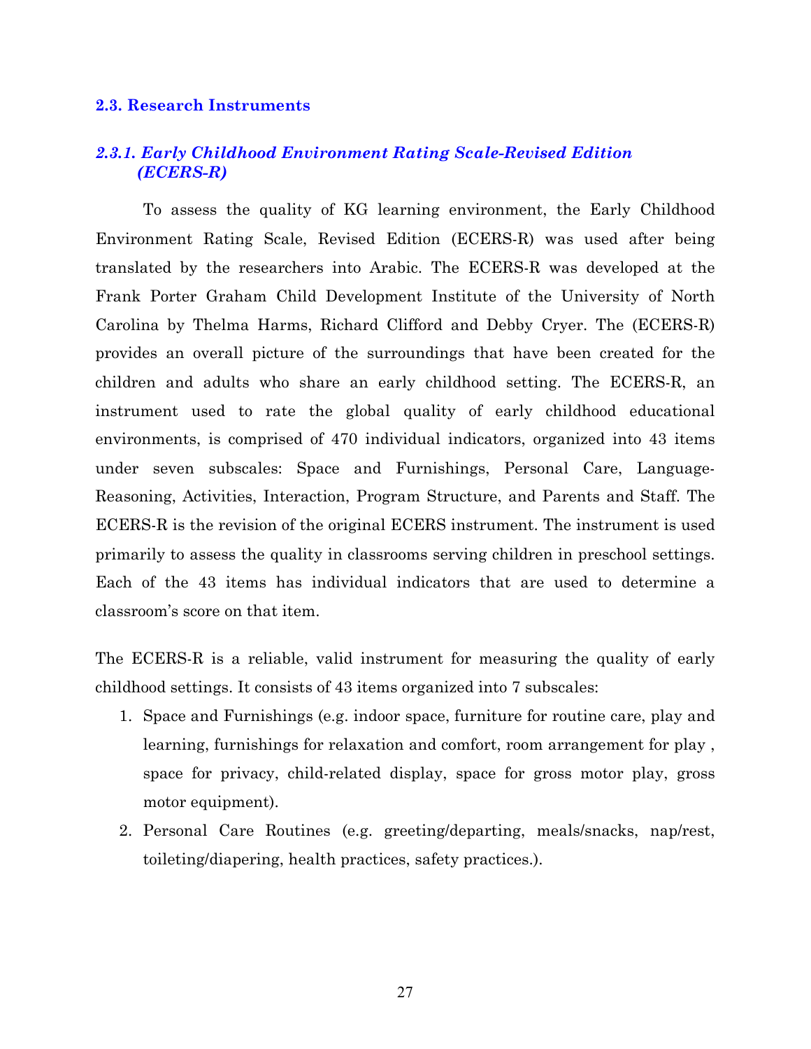## 2.3. Research Instruments

### *2.3.1. Early Childhood Environment Rating Scale-Revised Edition (ECERS-R)*

To assess the quality of KG learning environment, the Early Childhood Environment Rating Scale, Revised Edition (ECERS-R) was used after being translated by the researchers into Arabic. The ECERS-R was developed at the Frank Porter Graham Child Development Institute of the University of North Carolina by Thelma Harms, Richard Clifford and Debby Cryer. The (ECERS-R) provides an overall picture of the surroundings that have been created for the children and adults who share an early childhood setting. The ECERS-R, an instrument used to rate the global quality of early childhood educational environments, is comprised of 470 individual indicators, organized into 43 items under seven subscales: Space and Furnishings, Personal Care, Language-Reasoning, Activities, Interaction, Program Structure, and Parents and Staff. The ECERS-R is the revision of the original ECERS instrument. The instrument is used primarily to assess the quality in classrooms serving children in preschool settings. Each of the 43 items has individual indicators that are used to determine a classroom's score on that item.

The ECERS-R is a reliable, valid instrument for measuring the quality of early childhood settings. It consists of 43 items organized into 7 subscales:

1. Space and Furnishings (e.g. indoor space, furniture for routine care, play and learning, furnishings for relaxation and comfort, room arrangement for play , space for privacy, child-related display, space for gross motor play, gross motor equipment).
2. Personal Care Routines (e.g. greeting/departing, meals/snacks, nap/rest, toileting/diapering, health practices, safety practices.).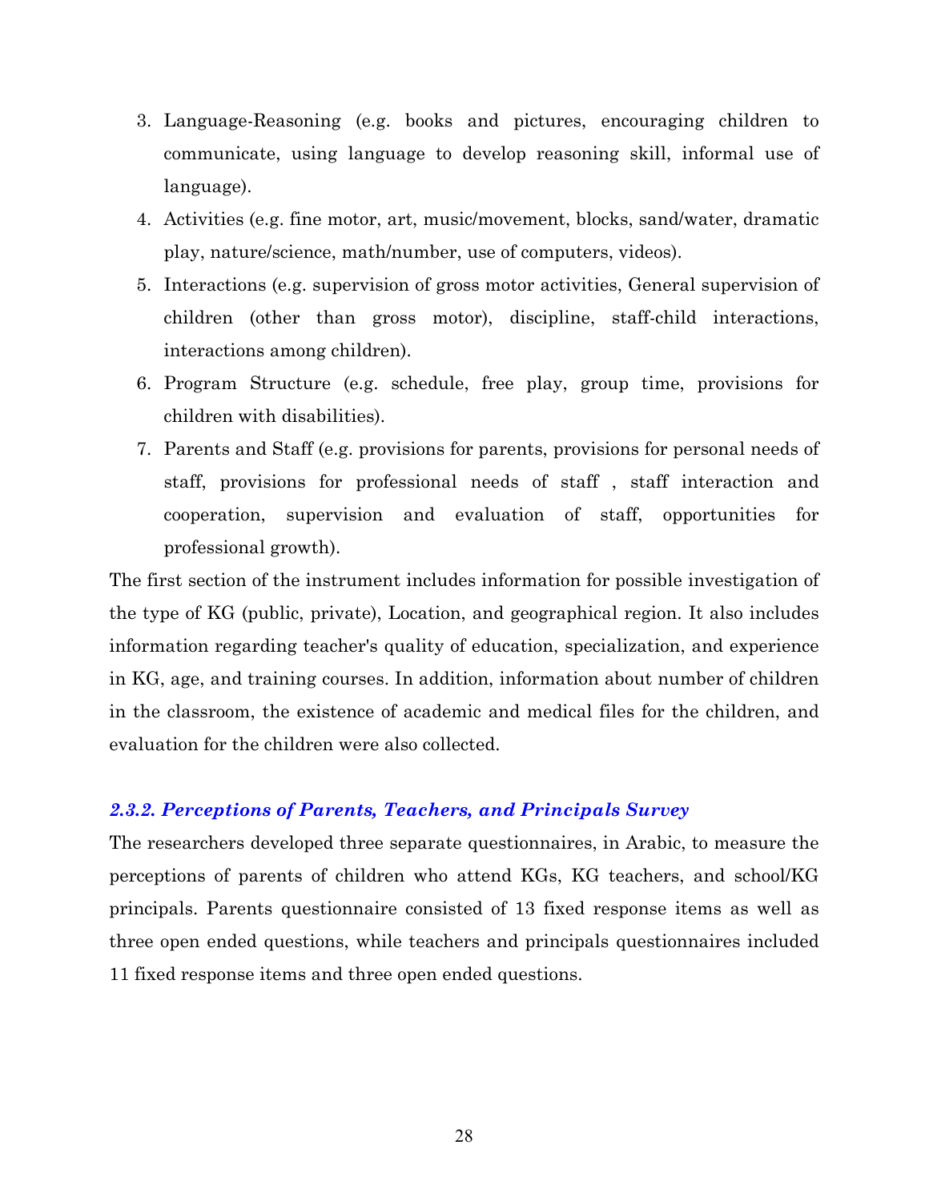3. Language-Reasoning (e.g. books and pictures, encouraging children to communicate, using language to develop reasoning skill, informal use of language).
4. Activities (e.g. fine motor, art, music/movement, blocks, sand/water, dramatic play, nature/science, math/number, use of computers, videos).
5. Interactions (e.g. supervision of gross motor activities, General supervision of children (other than gross motor), discipline, staff-child interactions, interactions among children).
6. Program Structure (e.g. schedule, free play, group time, provisions for children with disabilities).
7. Parents and Staff (e.g. provisions for parents, provisions for personal needs of staff, provisions for professional needs of staff , staff interaction and cooperation, supervision and evaluation of staff, opportunities for professional growth).

The first section of the instrument includes information for possible investigation of the type of KG (public, private), Location, and geographical region. It also includes information regarding teacher's quality of education, specialization, and experience in KG, age, and training courses. In addition, information about number of children in the classroom, the existence of academic and medical files for the children, and evaluation for the children were also collected.

### *2.3.2. Perceptions of Parents, Teachers, and Principals Survey*

The researchers developed three separate questionnaires, in Arabic, to measure the perceptions of parents of children who attend KGs, KG teachers, and school/KG principals. Parents questionnaire consisted of 13 fixed response items as well as three open ended questions, while teachers and principals questionnaires included 11 fixed response items and three open ended questions.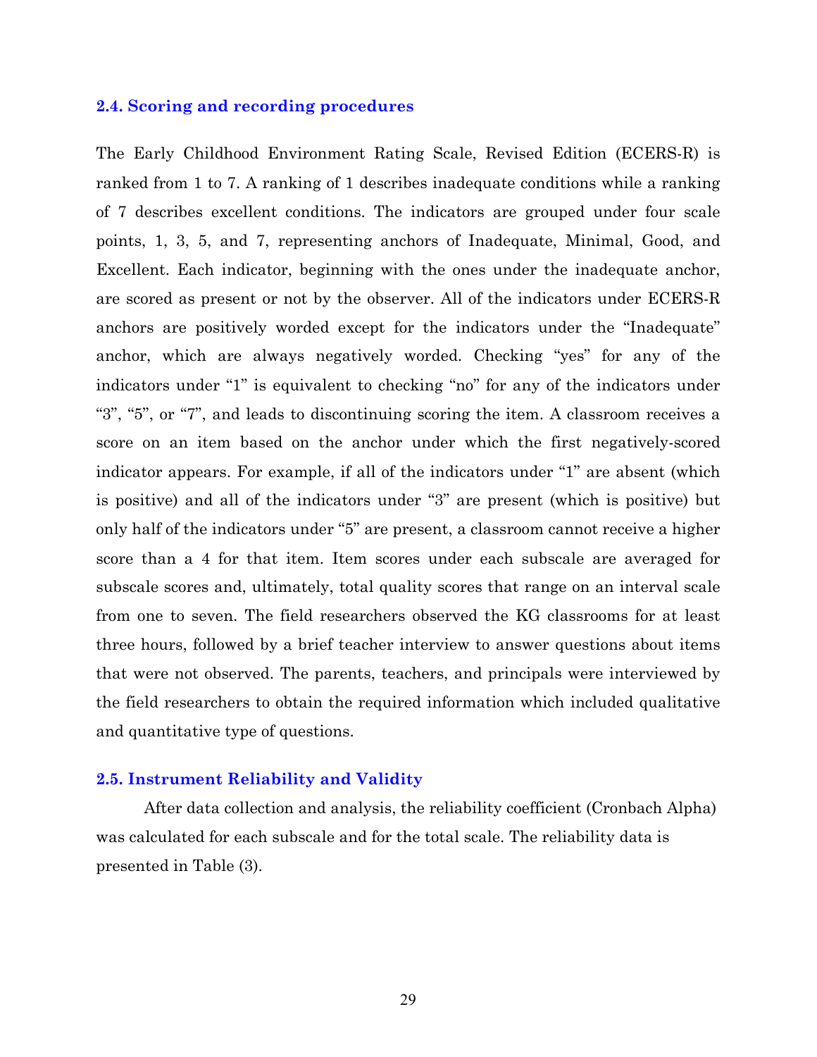### 2.4. Scoring and recording procedures

The Early Childhood Environment Rating Scale, Revised Edition (ECERS-R) is ranked from 1 to 7. A ranking of 1 describes inadequate conditions while a ranking of 7 describes excellent conditions. The indicators are grouped under four scale points, 1, 3, 5, and 7, representing anchors of Inadequate, Minimal, Good, and Excellent. Each indicator, beginning with the ones under the inadequate anchor, are scored as present or not by the observer. All of the indicators under ECERS-R anchors are positively worded except for the indicators under the "Inadequate" anchor, which are always negatively worded. Checking "yes" for any of the indicators under "1" is equivalent to checking "no" for any of the indicators under "3", "5", or "7", and leads to discontinuing scoring the item. A classroom receives a score on an item based on the anchor under which the first negatively-scored indicator appears. For example, if all of the indicators under "1" are absent (which is positive) and all of the indicators under "3" are present (which is positive) but only half of the indicators under "5" are present, a classroom cannot receive a higher score than a 4 for that item. Item scores under each subscale are averaged for subscale scores and, ultimately, total quality scores that range on an interval scale from one to seven. The field researchers observed the KG classrooms for at least three hours, followed by a brief teacher interview to answer questions about items that were not observed. The parents, teachers, and principals were interviewed by the field researchers to obtain the required information which included qualitative and quantitative type of questions.

### 2.5. Instrument Reliability and Validity

After data collection and analysis, the reliability coefficient (Cronbach Alpha) was calculated for each subscale and for the total scale. The reliability data is presented in Table (3).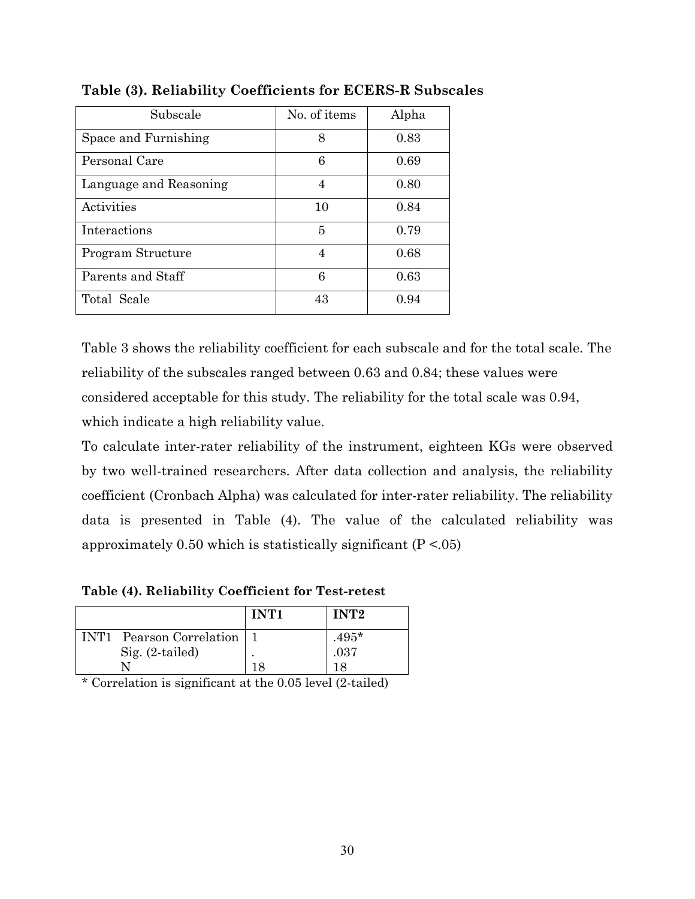**Table (3). Reliability Coefficients for ECERS-R Subscales**

| Subscale | No. of items | Alpha |
| --- | --- | --- |
| Space and Furnishing | 8 | 0.83 |
| Personal Care | 6 | 0.69 |
| Language and Reasoning | 4 | 0.80 |
| Activities | 10 | 0.84 |
| Interactions | 5 | 0.79 |
| Program Structure | 4 | 0.68 |
| Parents and Staff | 6 | 0.63 |
| Total Scale | 43 | 0.94 |

Table 3 shows the reliability coefficient for each subscale and for the total scale. The reliability of the subscales ranged between 0.63 and 0.84; these values were considered acceptable for this study. The reliability for the total scale was 0.94, which indicate a high reliability value.

To calculate inter-rater reliability of the instrument, eighteen KGs were observed by two well-trained researchers. After data collection and analysis, the reliability coefficient (Cronbach Alpha) was calculated for inter-rater reliability. The reliability data is presented in Table (4). The value of the calculated reliability was approximately 0.50 which is statistically significant ($P < .05$)

**Table (4). Reliability Coefficient for Test-retest**

| | | INT1 | INT2 |
| --- | --- | --- | --- |
| INT1 | Pearson Correlation | 1 | .495* |
| | Sig. (2-tailed) | . | .037 |
| | N | 18 | 18 |

* Correlation is significant at the 0.05 level (2-tailed)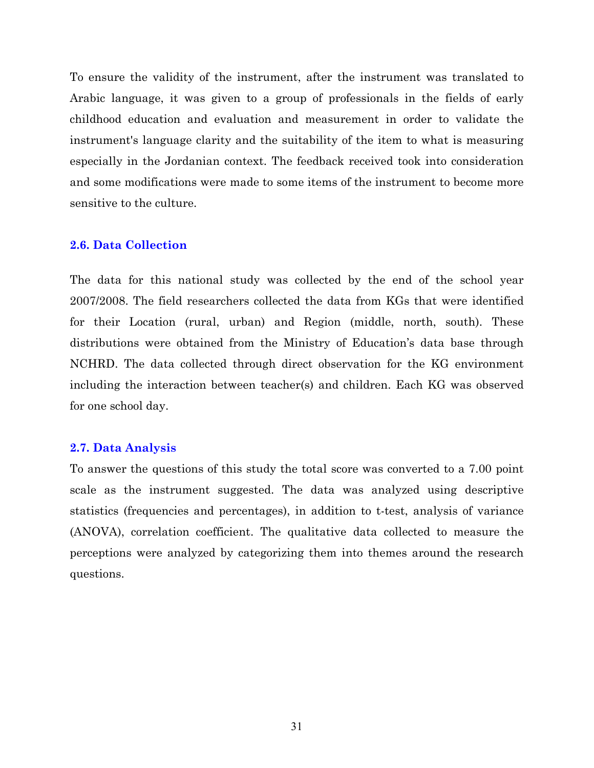To ensure the validity of the instrument, after the instrument was translated to Arabic language, it was given to a group of professionals in the fields of early childhood education and evaluation and measurement in order to validate the instrument's language clarity and the suitability of the item to what is measuring especially in the Jordanian context. The feedback received took into consideration and some modifications were made to some items of the instrument to become more sensitive to the culture.

### 2.6. Data Collection

The data for this national study was collected by the end of the school year 2007/2008. The field researchers collected the data from KGs that were identified for their Location (rural, urban) and Region (middle, north, south). These distributions were obtained from the Ministry of Education's data base through NCHRD. The data collected through direct observation for the KG environment including the interaction between teacher(s) and children. Each KG was observed for one school day.

### 2.7. Data Analysis

To answer the questions of this study the total score was converted to a 7.00 point scale as the instrument suggested. The data was analyzed using descriptive statistics (frequencies and percentages), in addition to t-test, analysis of variance (ANOVA), correlation coefficient. The qualitative data collected to measure the perceptions were analyzed by categorizing them into themes around the research questions.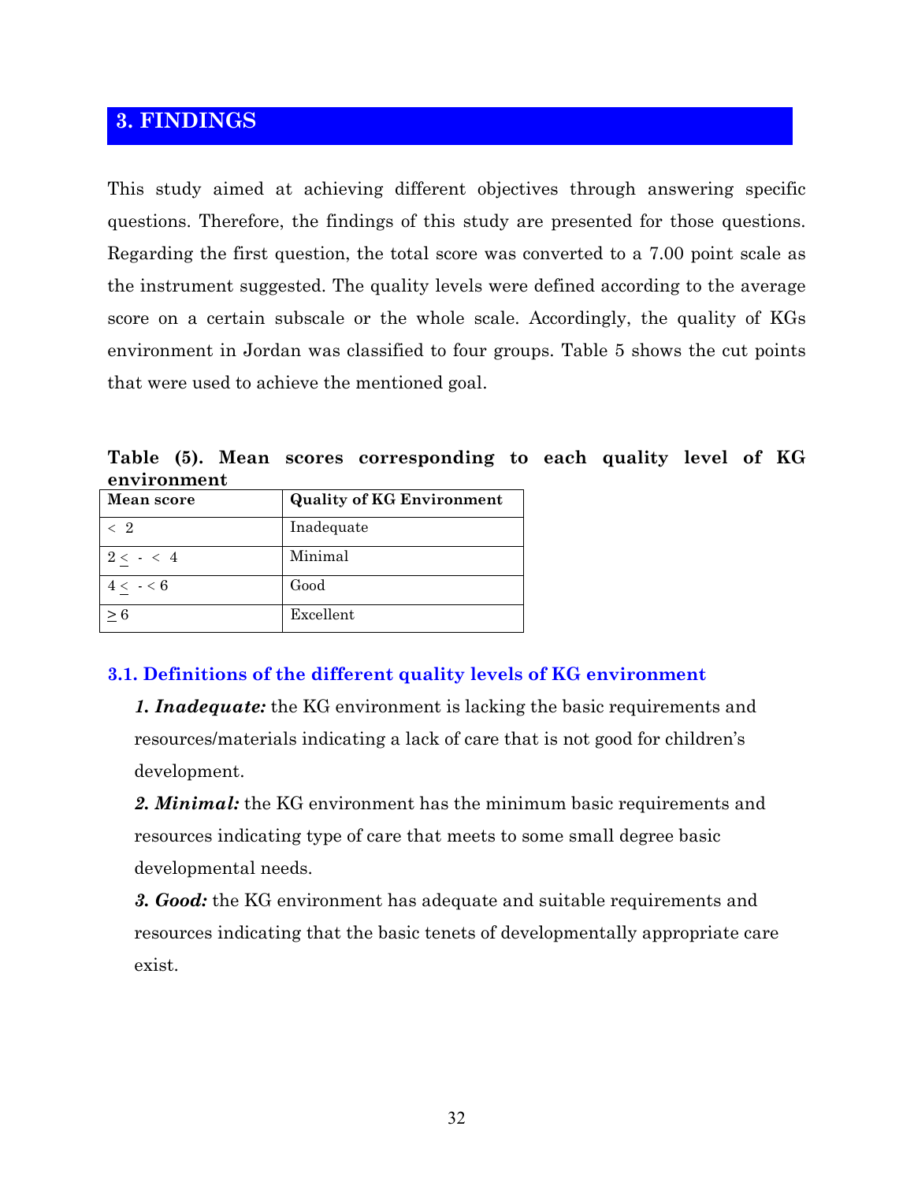## 3. FINDINGS

This study aimed at achieving different objectives through answering specific questions. Therefore, the findings of this study are presented for those questions. Regarding the first question, the total score was converted to a 7.00 point scale as the instrument suggested. The quality levels were defined according to the average score on a certain subscale or the whole scale. Accordingly, the quality of KGs environment in Jordan was classified to four groups. Table 5 shows the cut points that were used to achieve the mentioned goal.

**Table (5). Mean scores corresponding to each quality level of KG environment**

| Mean score | Quality of KG Environment |
|---|---|
| $< 2$ | Inadequate |
| $2 \leq - < 4$ | Minimal |
| $4 \leq - < 6$ | Good |
| $\geq 6$ | Excellent |

### 3.1. Definitions of the different quality levels of KG environment

***1. Inadequate:*** the KG environment is lacking the basic requirements and resources/materials indicating a lack of care that is not good for children's development.

***2. Minimal:*** the KG environment has the minimum basic requirements and resources indicating type of care that meets to some small degree basic developmental needs.

***3. Good:*** the KG environment has adequate and suitable requirements and resources indicating that the basic tenets of developmentally appropriate care exist.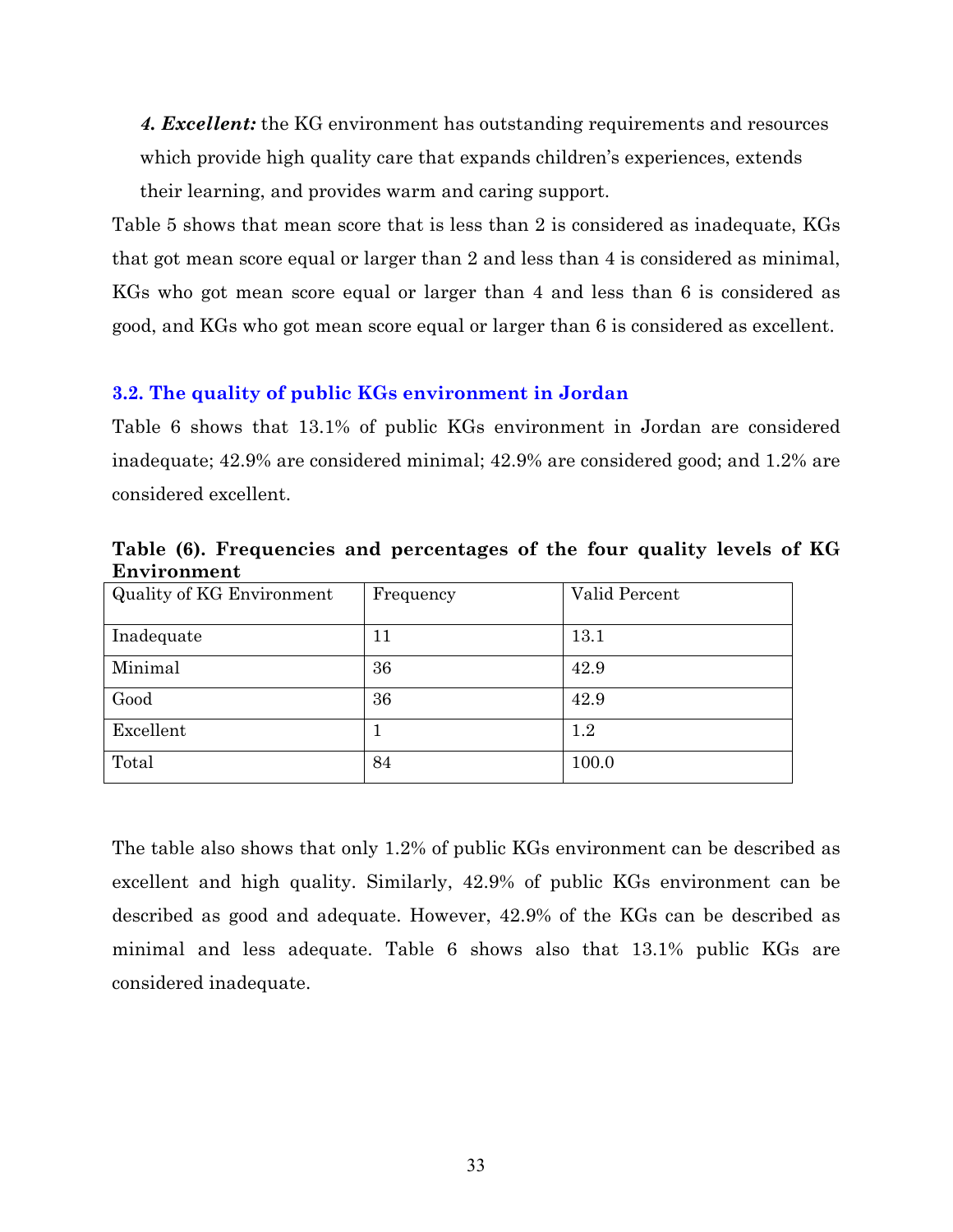*4. **Excellent:*** the KG environment has outstanding requirements and resources which provide high quality care that expands children's experiences, extends their learning, and provides warm and caring support.

Table 5 shows that mean score that is less than 2 is considered as inadequate, KGs that got mean score equal or larger than 2 and less than 4 is considered as minimal, KGs who got mean score equal or larger than 4 and less than 6 is considered as good, and KGs who got mean score equal or larger than 6 is considered as excellent.

### 3.2. The quality of public KGs environment in Jordan

Table 6 shows that 13.1% of public KGs environment in Jordan are considered inadequate; 42.9% are considered minimal; 42.9% are considered good; and 1.2% are considered excellent.

**Table (6). Frequencies and percentages of the four quality levels of KG Environment**

| Quality of KG Environment | Frequency | Valid Percent |
|---|---|---|
| Inadequate | 11 | 13.1 |
| Minimal | 36 | 42.9 |
| Good | 36 | 42.9 |
| Excellent | 1 | 1.2 |
| Total | 84 | 100.0 |

The table also shows that only 1.2% of public KGs environment can be described as excellent and high quality. Similarly, 42.9% of public KGs environment can be described as good and adequate. However, 42.9% of the KGs can be described as minimal and less adequate. Table 6 shows also that 13.1% public KGs are considered inadequate.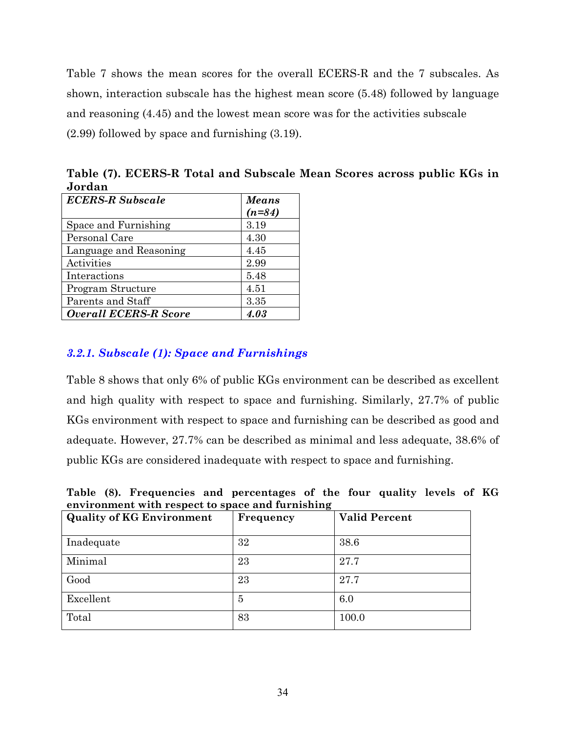Table 7 shows the mean scores for the overall ECERS-R and the 7 subscales. As shown, interaction subscale has the highest mean score (5.48) followed by language and reasoning (4.45) and the lowest mean score was for the activities subscale (2.99) followed by space and furnishing (3.19).

**Table (7). ECERS-R Total and Subscale Mean Scores across public KGs in Jordan**

| ***ECERS-R Subscale*** | ***Means (n=84)*** |
|---|---|
| Space and Furnishing | 3.19 |
| Personal Care | 4.30 |
| Language and Reasoning | 4.45 |
| Activities | 2.99 |
| Interactions | 5.48 |
| Program Structure | 4.51 |
| Parents and Staff | 3.35 |
| ***Overall ECERS-R Score*** | ***4.03*** |

### *3.2.1. Subscale (1): Space and Furnishings*

Table 8 shows that only 6% of public KGs environment can be described as excellent and high quality with respect to space and furnishing. Similarly, 27.7% of public KGs environment with respect to space and furnishing can be described as good and adequate. However, 27.7% can be described as minimal and less adequate, 38.6% of public KGs are considered inadequate with respect to space and furnishing.

**Table (8). Frequencies and percentages of the four quality levels of KG environment with respect to space and furnishing**

| **Quality of KG Environment** | **Frequency** | **Valid Percent** |
|---|---|---|
| Inadequate | 32 | 38.6 |
| Minimal | 23 | 27.7 |
| Good | 23 | 27.7 |
| Excellent | 5 | 6.0 |
| Total | 83 | 100.0 |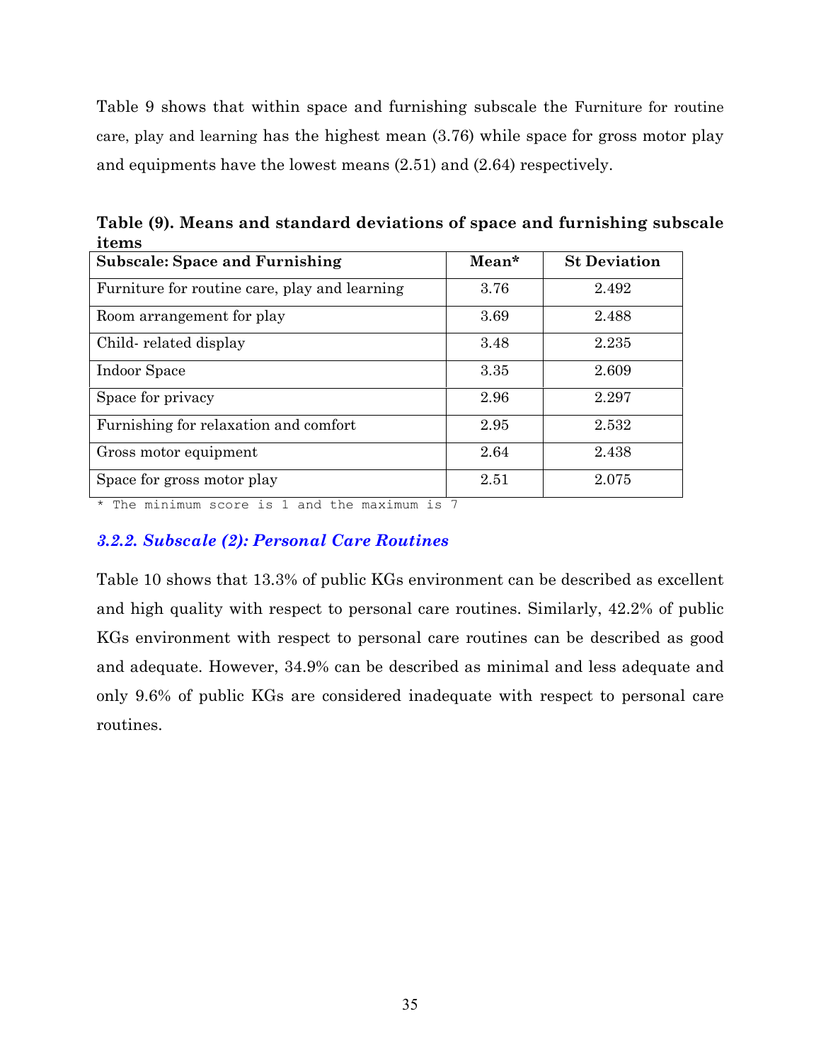Table 9 shows that within space and furnishing subscale the Furniture for routine care, play and learning has the highest mean (3.76) while space for gross motor play and equipments have the lowest means (2.51) and (2.64) respectively.

**Table (9). Means and standard deviations of space and furnishing subscale items**

| **Subscale: Space and Furnishing** | **Mean*** | **St Deviation** |
|---|---|---|
| Furniture for routine care, play and learning | 3.76 | 2.492 |
| Room arrangement for play | 3.69 | 2.488 |
| Child- related display | 3.48 | 2.235 |
| Indoor Space | 3.35 | 2.609 |
| Space for privacy | 2.96 | 2.297 |
| Furnishing for relaxation and comfort | 2.95 | 2.532 |
| Gross motor equipment | 2.64 | 2.438 |
| Space for gross motor play | 2.51 | 2.075 |

\* The minimum score is 1 and the maximum is 7

### *3.2.2. Subscale (2): Personal Care Routines*

Table 10 shows that 13.3% of public KGs environment can be described as excellent and high quality with respect to personal care routines. Similarly, 42.2% of public KGs environment with respect to personal care routines can be described as good and adequate. However, 34.9% can be described as minimal and less adequate and only 9.6% of public KGs are considered inadequate with respect to personal care routines.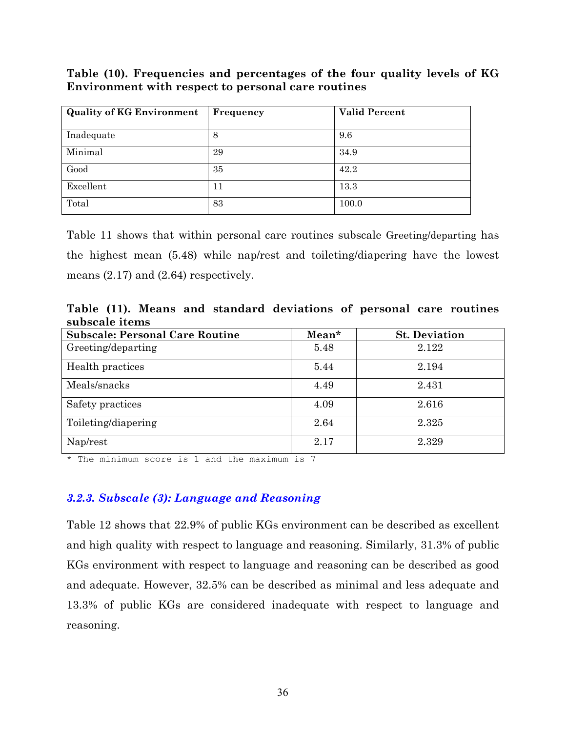**Table (10). Frequencies and percentages of the four quality levels of KG Environment with respect to personal care routines**

| Quality of KG Environment | Frequency | Valid Percent |
|---|---|---|
| Inadequate | 8 | 9.6 |
| Minimal | 29 | 34.9 |
| Good | 35 | 42.2 |
| Excellent | 11 | 13.3 |
| Total | 83 | 100.0 |

Table 11 shows that within personal care routines subscale Greeting/departing has the highest mean (5.48) while nap/rest and toileting/diapering have the lowest means (2.17) and (2.64) respectively.

**Table (11). Means and standard deviations of personal care routines subscale items**

| Subscale: Personal Care Routine | Mean* | St. Deviation |
|---|---|---|
| Greeting/departing | 5.48 | 2.122 |
| Health practices | 5.44 | 2.194 |
| Meals/snacks | 4.49 | 2.431 |
| Safety practices | 4.09 | 2.616 |
| Toileting/diapering | 2.64 | 2.325 |
| Nap/rest | 2.17 | 2.329 |

\* The minimum score is 1 and the maximum is 7

### *3.2.3. Subscale (3): Language and Reasoning*

Table 12 shows that 22.9% of public KGs environment can be described as excellent and high quality with respect to language and reasoning. Similarly, 31.3% of public KGs environment with respect to language and reasoning can be described as good and adequate. However, 32.5% can be described as minimal and less adequate and 13.3% of public KGs are considered inadequate with respect to language and reasoning.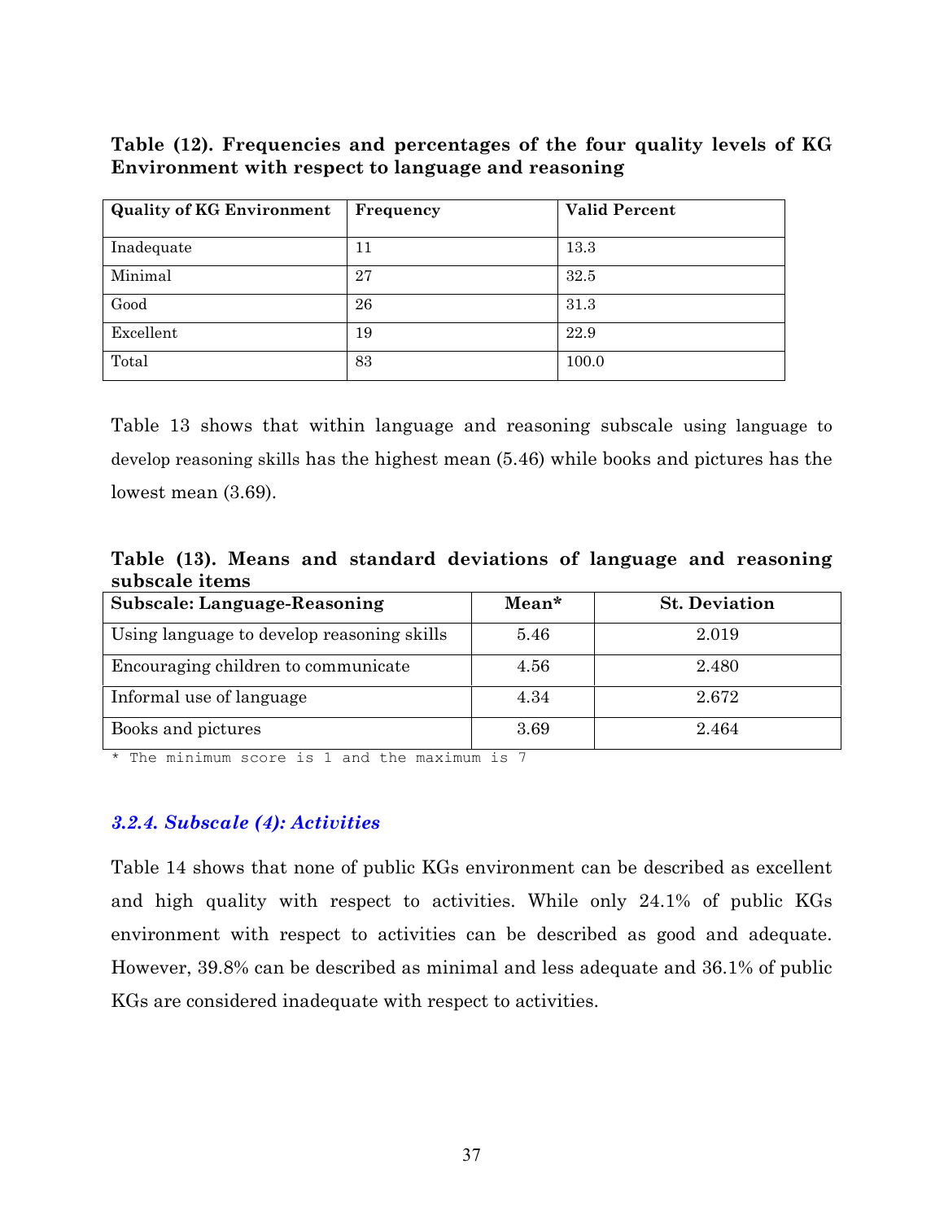**Table (12). Frequencies and percentages of the four quality levels of KG Environment with respect to language and reasoning**

| Quality of KG Environment | Frequency | Valid Percent |
|---|---|---|
| Inadequate | 11 | 13.3 |
| Minimal | 27 | 32.5 |
| Good | 26 | 31.3 |
| Excellent | 19 | 22.9 |
| Total | 83 | 100.0 |

Table 13 shows that within language and reasoning subscale using language to develop reasoning skills has the highest mean (5.46) while books and pictures has the lowest mean (3.69).

**Table (13). Means and standard deviations of language and reasoning subscale items**

| Subscale: Language-Reasoning | Mean* | St. Deviation |
|---|---|---|
| Using language to develop reasoning skills | 5.46 | 2.019 |
| Encouraging children to communicate | 4.56 | 2.480 |
| Informal use of language | 4.34 | 2.672 |
| Books and pictures | 3.69 | 2.464 |

* The minimum score is 1 and the maximum is 7

### *3.2.4. Subscale (4): Activities*

Table 14 shows that none of public KGs environment can be described as excellent and high quality with respect to activities. While only 24.1% of public KGs environment with respect to activities can be described as good and adequate. However, 39.8% can be described as minimal and less adequate and 36.1% of public KGs are considered inadequate with respect to activities.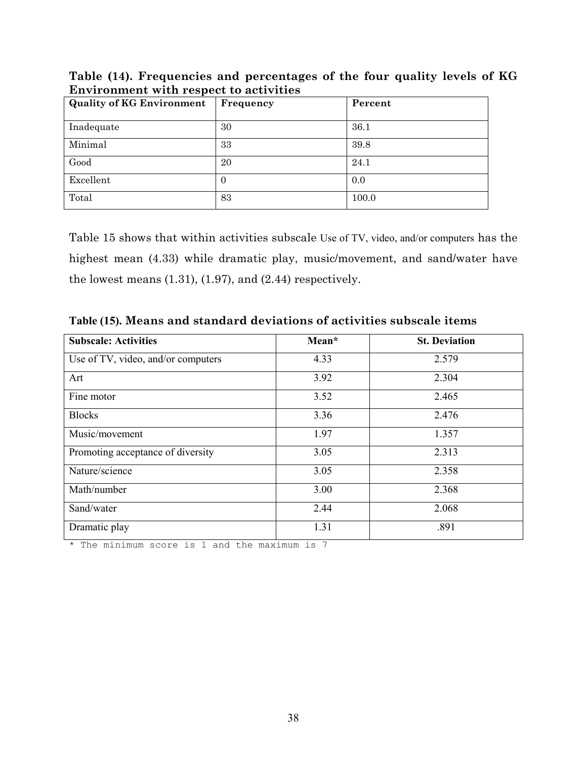**Table (14). Frequencies and percentages of the four quality levels of KG Environment with respect to activities**

| Quality of KG Environment | Frequency | Percent |
|---|---|---|
| Inadequate | 30 | 36.1 |
| Minimal | 33 | 39.8 |
| Good | 20 | 24.1 |
| Excellent | 0 | 0.0 |
| Total | 83 | 100.0 |

Table 15 shows that within activities subscale Use of TV, video, and/or computers has the highest mean (4.33) while dramatic play, music/movement, and sand/water have the lowest means (1.31), (1.97), and (2.44) respectively.

**Table (15). Means and standard deviations of activities subscale items**

| Subscale: Activities | Mean* | St. Deviation |
|---|---|---|
| Use of TV, video, and/or computers | 4.33 | 2.579 |
| Art | 3.92 | 2.304 |
| Fine motor | 3.52 | 2.465 |
| Blocks | 3.36 | 2.476 |
| Music/movement | 1.97 | 1.357 |
| Promoting acceptance of diversity | 3.05 | 2.313 |
| Nature/science | 3.05 | 2.358 |
| Math/number | 3.00 | 2.368 |
| Sand/water | 2.44 | 2.068 |
| Dramatic play | 1.31 | .891 |

* The minimum score is 1 and the maximum is 7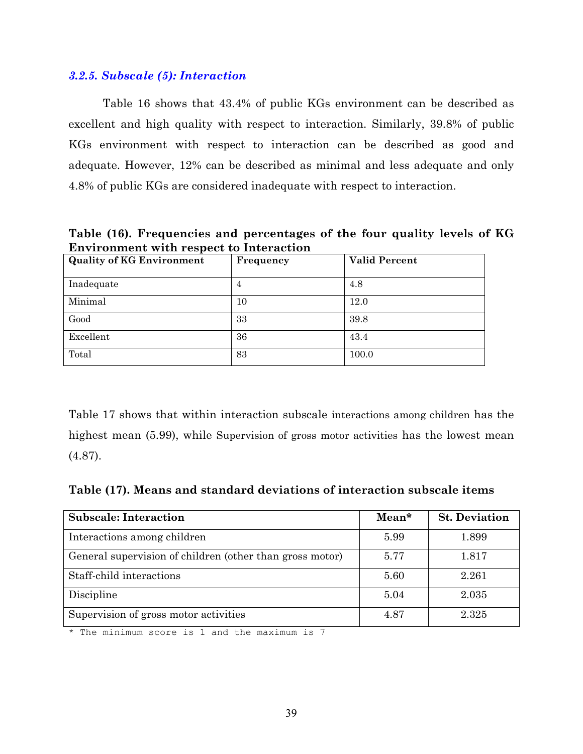### *3.2.5. Subscale (5): Interaction*

Table 16 shows that 43.4% of public KGs environment can be described as excellent and high quality with respect to interaction. Similarly, 39.8% of public KGs environment with respect to interaction can be described as good and adequate. However, 12% can be described as minimal and less adequate and only 4.8% of public KGs are considered inadequate with respect to interaction.

**Table (16). Frequencies and percentages of the four quality levels of KG Environment with respect to Interaction**

| Quality of KG Environment | Frequency | Valid Percent |
|---|---|---|
| Inadequate | 4 | 4.8 |
| Minimal | 10 | 12.0 |
| Good | 33 | 39.8 |
| Excellent | 36 | 43.4 |
| Total | 83 | 100.0 |

Table 17 shows that within interaction subscale interactions among children has the highest mean (5.99), while Supervision of gross motor activities has the lowest mean (4.87).

**Table (17). Means and standard deviations of interaction subscale items**

| Subscale: Interaction | Mean* | St. Deviation |
|---|---|---|
| Interactions among children | 5.99 | 1.899 |
| General supervision of children (other than gross motor) | 5.77 | 1.817 |
| Staff-child interactions | 5.60 | 2.261 |
| Discipline | 5.04 | 2.035 |
| Supervision of gross motor activities | 4.87 | 2.325 |

* The minimum score is 1 and the maximum is 7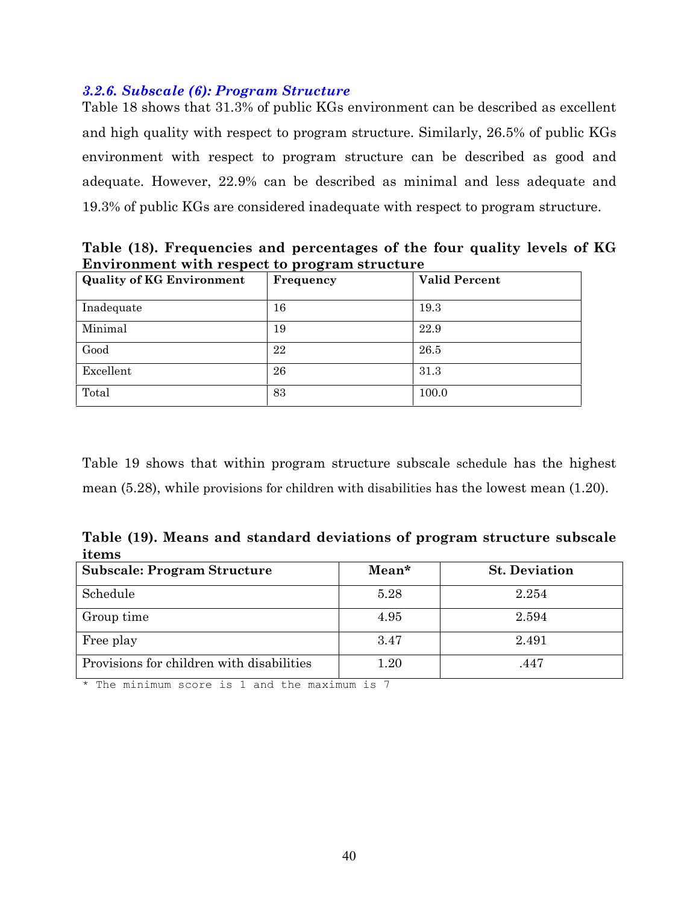### *3.2.6. Subscale (6): Program Structure*

Table 18 shows that 31.3% of public KGs environment can be described as excellent and high quality with respect to program structure. Similarly, 26.5% of public KGs environment with respect to program structure can be described as good and adequate. However, 22.9% can be described as minimal and less adequate and 19.3% of public KGs are considered inadequate with respect to program structure.

**Table (18). Frequencies and percentages of the four quality levels of KG Environment with respect to program structure**

| Quality of KG Environment | Frequency | Valid Percent |
|---|---|---|
| Inadequate | 16 | 19.3 |
| Minimal | 19 | 22.9 |
| Good | 22 | 26.5 |
| Excellent | 26 | 31.3 |
| Total | 83 | 100.0 |

Table 19 shows that within program structure subscale schedule has the highest mean (5.28), while provisions for children with disabilities has the lowest mean (1.20).

**Table (19). Means and standard deviations of program structure subscale items**

| Subscale: Program Structure | Mean* | St. Deviation |
|---|---|---|
| Schedule | 5.28 | 2.254 |
| Group time | 4.95 | 2.594 |
| Free play | 3.47 | 2.491 |
| Provisions for children with disabilities | 1.20 | .447 |

\* The minimum score is 1 and the maximum is 7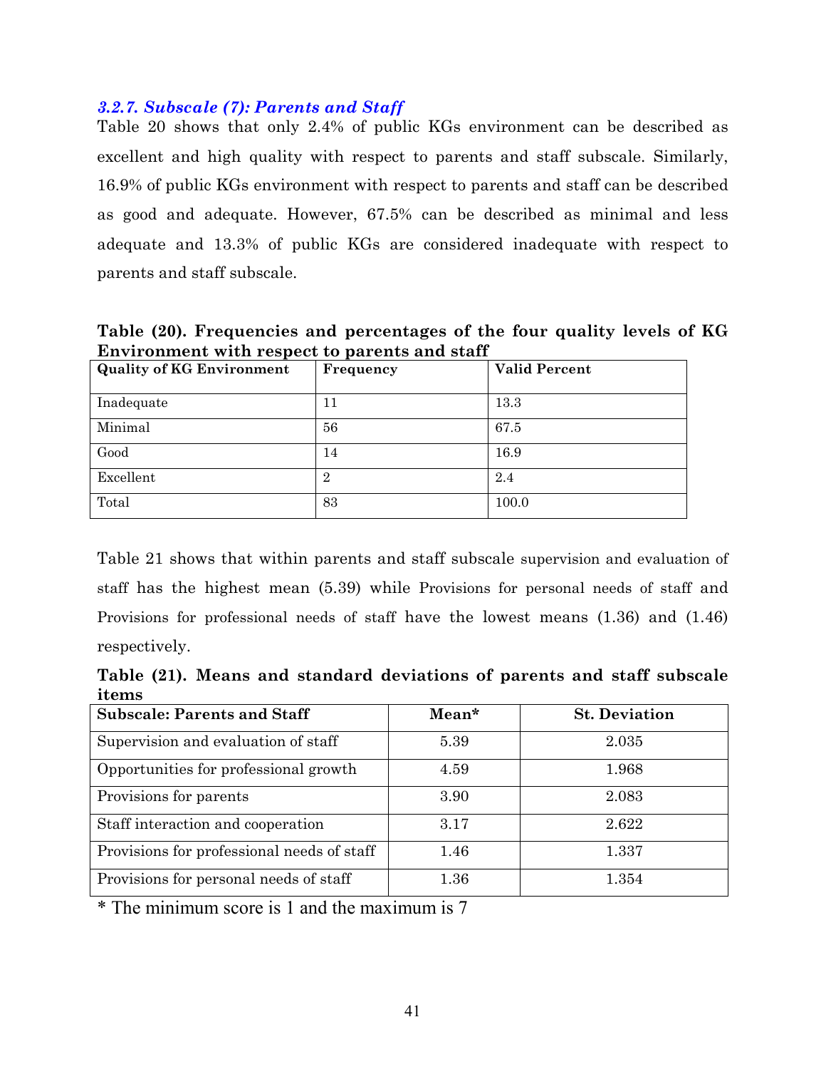### *3.2.7. Subscale (7): Parents and Staff*

Table 20 shows that only 2.4% of public KGs environment can be described as excellent and high quality with respect to parents and staff subscale. Similarly, 16.9% of public KGs environment with respect to parents and staff can be described as good and adequate. However, 67.5% can be described as minimal and less adequate and 13.3% of public KGs are considered inadequate with respect to parents and staff subscale.

**Table (20). Frequencies and percentages of the four quality levels of KG Environment with respect to parents and staff**

| Quality of KG Environment | Frequency | Valid Percent |
|---|---|---|
| Inadequate | 11 | 13.3 |
| Minimal | 56 | 67.5 |
| Good | 14 | 16.9 |
| Excellent | 2 | 2.4 |
| Total | 83 | 100.0 |

Table 21 shows that within parents and staff subscale supervision and evaluation of staff has the highest mean (5.39) while Provisions for personal needs of staff and Provisions for professional needs of staff have the lowest means (1.36) and (1.46) respectively.

**Table (21). Means and standard deviations of parents and staff subscale items**

| Subscale: Parents and Staff | Mean* | St. Deviation |
|---|---|---|
| Supervision and evaluation of staff | 5.39 | 2.035 |
| Opportunities for professional growth | 4.59 | 1.968 |
| Provisions for parents | 3.90 | 2.083 |
| Staff interaction and cooperation | 3.17 | 2.622 |
| Provisions for professional needs of staff | 1.46 | 1.337 |
| Provisions for personal needs of staff | 1.36 | 1.354 |

* The minimum score is 1 and the maximum is 7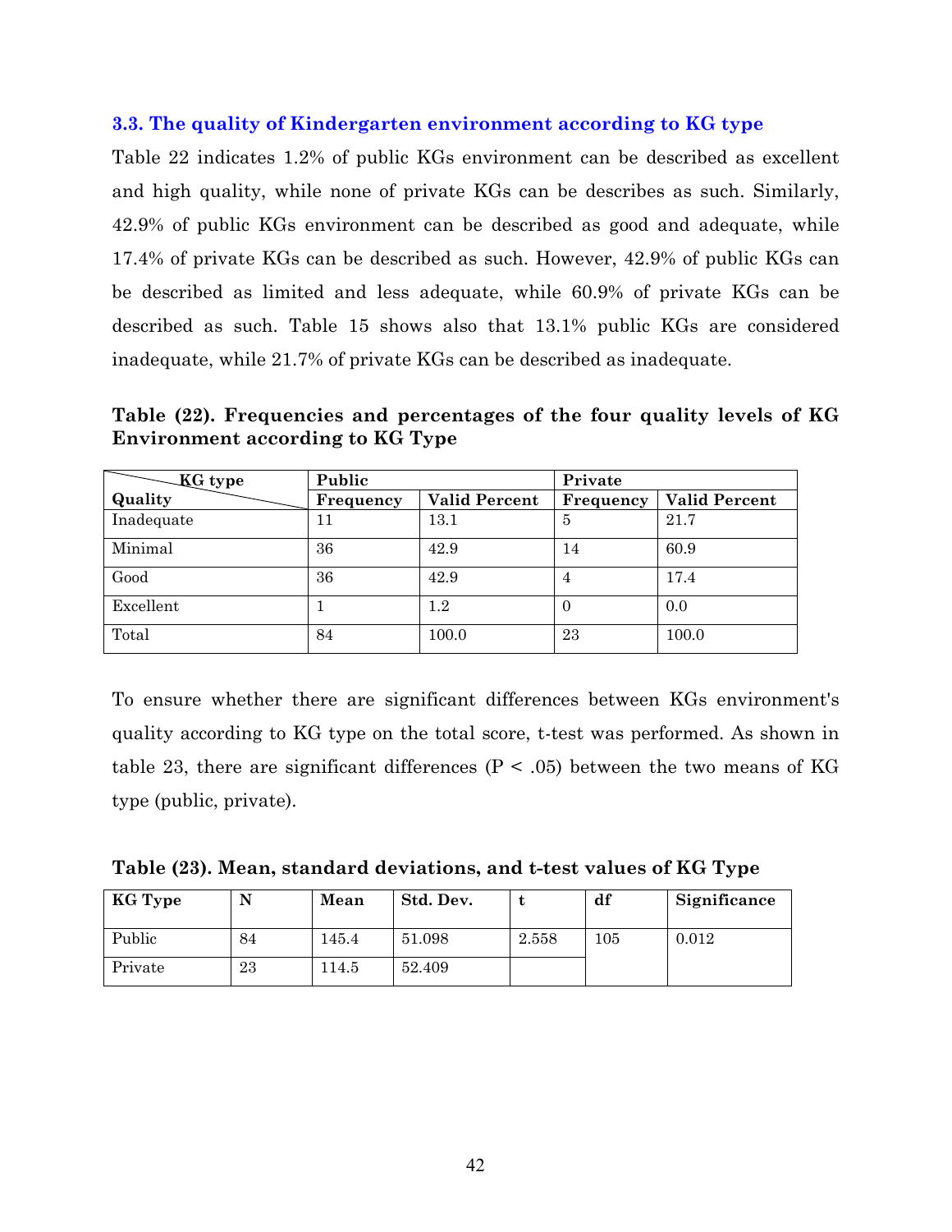### 3.3. The quality of Kindergarten environment according to KG type

Table 22 indicates 1.2% of public KGs environment can be described as excellent and high quality, while none of private KGs can be describes as such. Similarly, 42.9% of public KGs environment can be described as good and adequate, while 17.4% of private KGs can be described as such. However, 42.9% of public KGs can be described as limited and less adequate, while 60.9% of private KGs can be described as such. Table 15 shows also that 13.1% public KGs are considered inadequate, while 21.7% of private KGs can be described as inadequate.

**Table (22). Frequencies and percentages of the four quality levels of KG Environment according to KG Type**

| KG type / Quality | Public | | Private | |
|---|---|---|---|---|
| | Frequency | Valid Percent | Frequency | Valid Percent |
| Inadequate | 11 | 13.1 | 5 | 21.7 |
| Minimal | 36 | 42.9 | 14 | 60.9 |
| Good | 36 | 42.9 | 4 | 17.4 |
| Excellent | 1 | 1.2 | 0 | 0.0 |
| Total | 84 | 100.0 | 23 | 100.0 |

To ensure whether there are significant differences between KGs environment's quality according to KG type on the total score, t-test was performed. As shown in table 23, there are significant differences ($P < .05$) between the two means of KG type (public, private).

**Table (23). Mean, standard deviations, and t-test values of KG Type**

| KG Type | N | Mean | Std. Dev. | t | df | Significance |
|---|---|---|---|---|---|---|
| Public | 84 | 145.4 | 51.098 | 2.558 | 105 | 0.012 |
| Private | 23 | 114.5 | 52.409 | | | |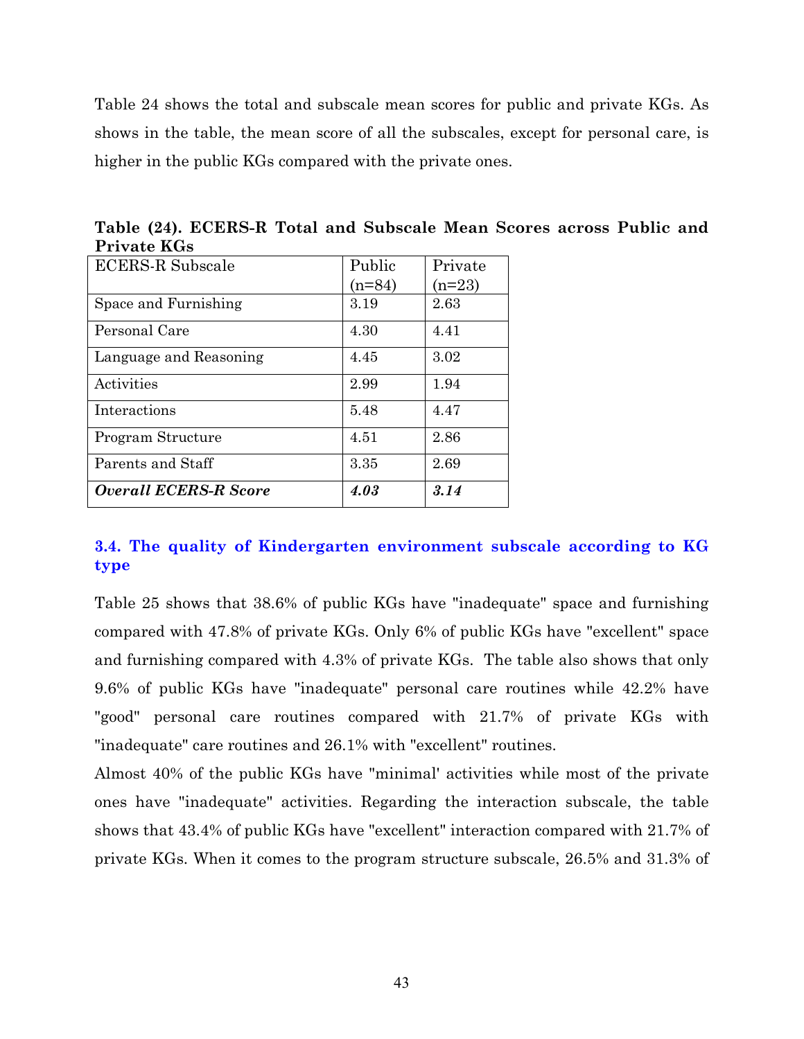Table 24 shows the total and subscale mean scores for public and private KGs. As shows in the table, the mean score of all the subscales, except for personal care, is higher in the public KGs compared with the private ones.

**Table (24). ECERS-R Total and Subscale Mean Scores across Public and Private KGs**

| ECERS-R Subscale | Public (n=84) | Private (n=23) |
|---|---|---|
| Space and Furnishing | 3.19 | 2.63 |
| Personal Care | 4.30 | 4.41 |
| Language and Reasoning | 4.45 | 3.02 |
| Activities | 2.99 | 1.94 |
| Interactions | 5.48 | 4.47 |
| Program Structure | 4.51 | 2.86 |
| Parents and Staff | 3.35 | 2.69 |
| ***Overall ECERS-R Score*** | ***4.03*** | ***3.14*** |

### 3.4. The quality of Kindergarten environment subscale according to KG type

Table 25 shows that 38.6% of public KGs have "inadequate" space and furnishing compared with 47.8% of private KGs. Only 6% of public KGs have "excellent" space and furnishing compared with 4.3% of private KGs. The table also shows that only 9.6% of public KGs have "inadequate" personal care routines while 42.2% have "good" personal care routines compared with 21.7% of private KGs with "inadequate" care routines and 26.1% with "excellent" routines.

Almost 40% of the public KGs have "minimal' activities while most of the private ones have "inadequate" activities. Regarding the interaction subscale, the table shows that 43.4% of public KGs have "excellent" interaction compared with 21.7% of private KGs. When it comes to the program structure subscale, 26.5% and 31.3% of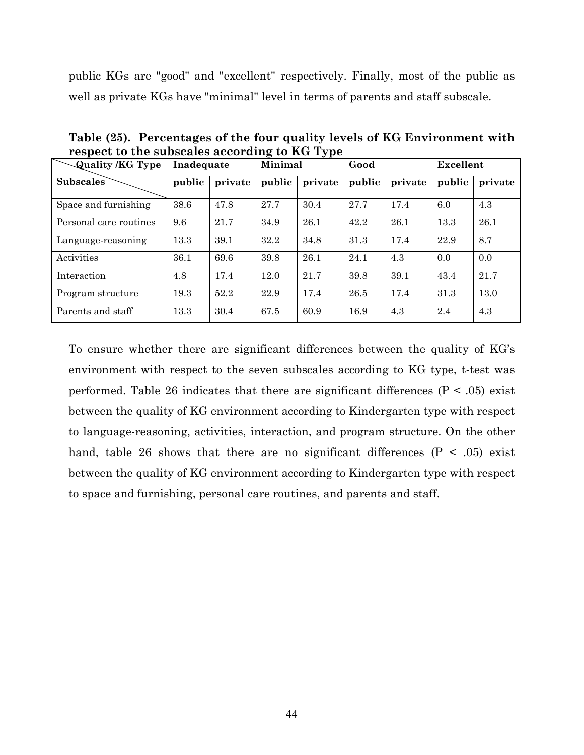public KGs are "good" and "excellent" respectively. Finally, most of the public as well as private KGs have "minimal" level in terms of parents and staff subscale.

**Table (25). Percentages of the four quality levels of KG Environment with respect to the subscales according to KG Type**

| Quality /KG Type<br>Subscales | Inadequate | | Minimal | | Good | | Excellent | |
|---|---|---|---|---|---|---|---|---|
| | public | private | public | private | public | private | public | private |
| Space and furnishing | 38.6 | 47.8 | 27.7 | 30.4 | 27.7 | 17.4 | 6.0 | 4.3 |
| Personal care routines | 9.6 | 21.7 | 34.9 | 26.1 | 42.2 | 26.1 | 13.3 | 26.1 |
| Language-reasoning | 13.3 | 39.1 | 32.2 | 34.8 | 31.3 | 17.4 | 22.9 | 8.7 |
| Activities | 36.1 | 69.6 | 39.8 | 26.1 | 24.1 | 4.3 | 0.0 | 0.0 |
| Interaction | 4.8 | 17.4 | 12.0 | 21.7 | 39.8 | 39.1 | 43.4 | 21.7 |
| Program structure | 19.3 | 52.2 | 22.9 | 17.4 | 26.5 | 17.4 | 31.3 | 13.0 |
| Parents and staff | 13.3 | 30.4 | 67.5 | 60.9 | 16.9 | 4.3 | 2.4 | 4.3 |

To ensure whether there are significant differences between the quality of KG's environment with respect to the seven subscales according to KG type, t-test was performed. Table 26 indicates that there are significant differences ($P < .05$) exist between the quality of KG environment according to Kindergarten type with respect to language-reasoning, activities, interaction, and program structure. On the other hand, table 26 shows that there are no significant differences ($P < .05$) exist between the quality of KG environment according to Kindergarten type with respect to space and furnishing, personal care routines, and parents and staff.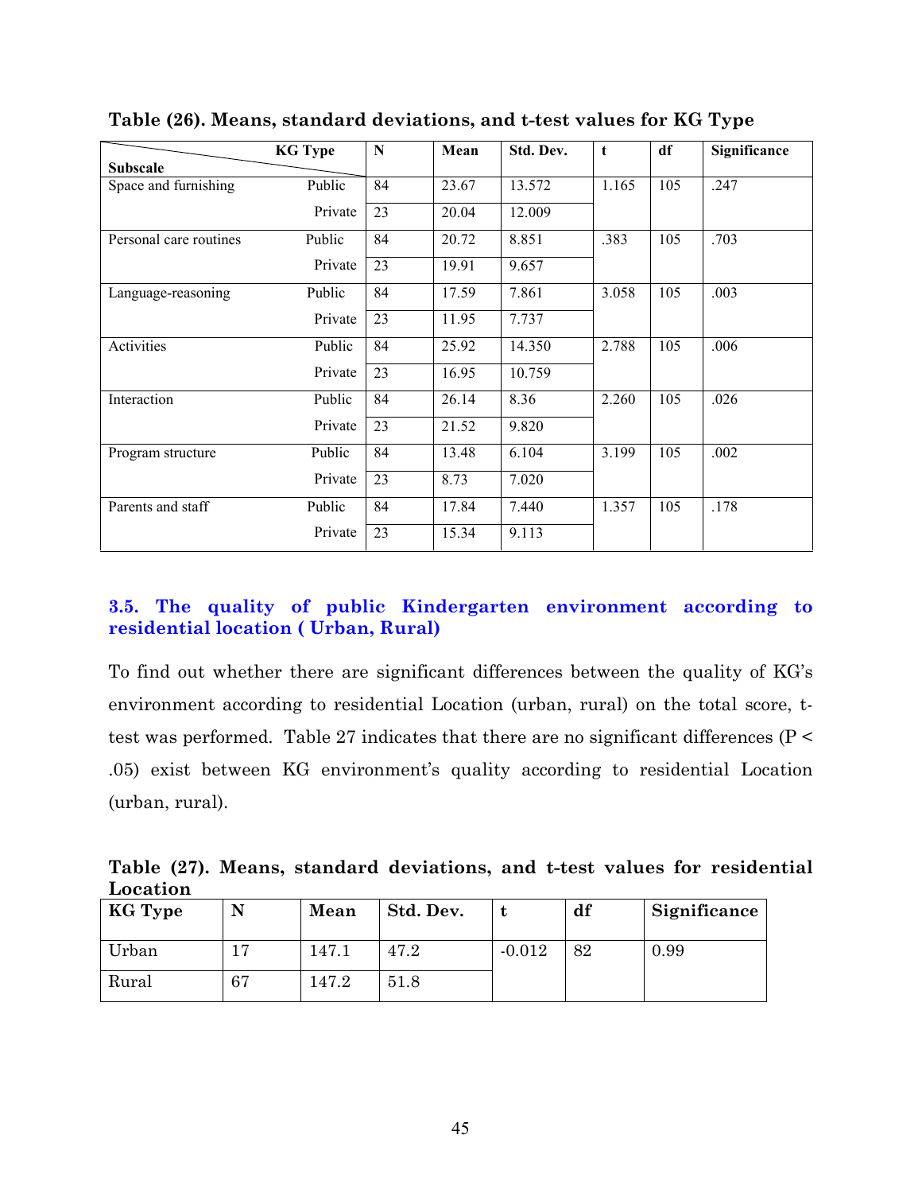**Table (26). Means, standard deviations, and t-test values for KG Type**

| Subscale | KG Type | N | Mean | Std. Dev. | t | df | Significance |
|---|---|---|---|---|---|---|---|
| Space and furnishing | Public | 84 | 23.67 | 13.572 | 1.165 | 105 | .247 |
| | Private | 23 | 20.04 | 12.009 | | | |
| Personal care routines | Public | 84 | 20.72 | 8.851 | .383 | 105 | .703 |
| | Private | 23 | 19.91 | 9.657 | | | |
| Language-reasoning | Public | 84 | 17.59 | 7.861 | 3.058 | 105 | .003 |
| | Private | 23 | 11.95 | 7.737 | | | |
| Activities | Public | 84 | 25.92 | 14.350 | 2.788 | 105 | .006 |
| | Private | 23 | 16.95 | 10.759 | | | |
| Interaction | Public | 84 | 26.14 | 8.36 | 2.260 | 105 | .026 |
| | Private | 23 | 21.52 | 9.820 | | | |
| Program structure | Public | 84 | 13.48 | 6.104 | 3.199 | 105 | .002 |
| | Private | 23 | 8.73 | 7.020 | | | |
| Parents and staff | Public | 84 | 17.84 | 7.440 | 1.357 | 105 | .178 |
| | Private | 23 | 15.34 | 9.113 | | | |

### 3.5. The quality of public Kindergarten environment according to residential location ( Urban, Rural)

To find out whether there are significant differences between the quality of KG's environment according to residential Location (urban, rural) on the total score, t-test was performed. Table 27 indicates that there are no significant differences ($P < .05$) exist between KG environment's quality according to residential Location (urban, rural).

**Table (27). Means, standard deviations, and t-test values for residential Location**

| KG Type | N | Mean | Std. Dev. | t | df | Significance |
|---|---|---|---|---|---|---|
| Urban | 17 | 147.1 | 47.2 | -0.012 | 82 | 0.99 |
| Rural | 67 | 147.2 | 51.8 | | | |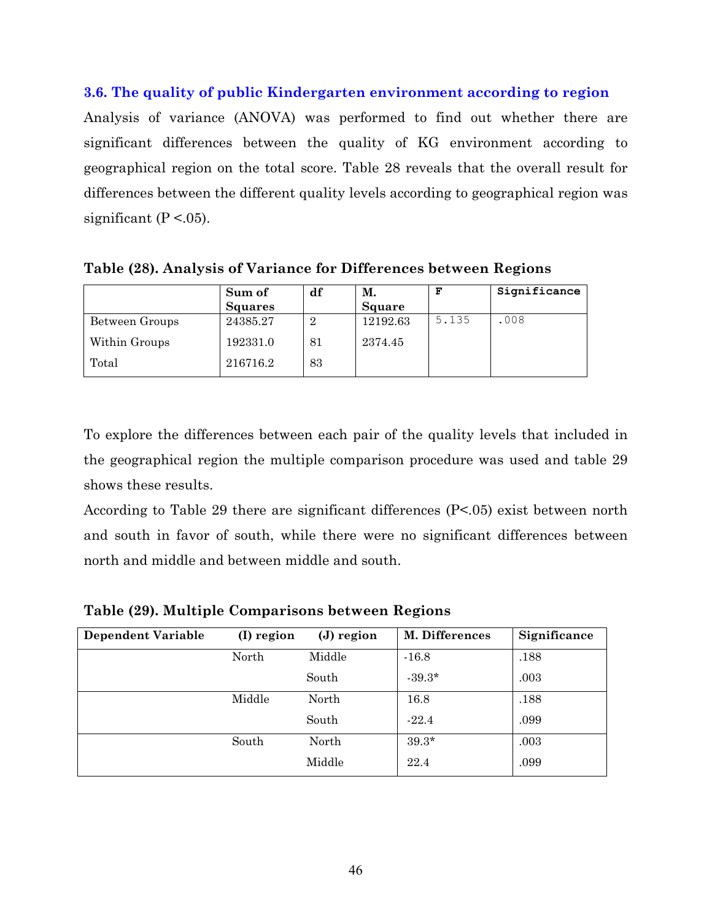### 3.6. The quality of public Kindergarten environment according to region

Analysis of variance (ANOVA) was performed to find out whether there are significant differences between the quality of KG environment according to geographical region on the total score. Table 28 reveals that the overall result for differences between the different quality levels according to geographical region was significant ($P < .05$).

**Table (28). Analysis of Variance for Differences between Regions**

| | Sum of Squares | df | M. Square | F | Significance |
|---|---|---|---|---|---|
| Between Groups | 24385.27 | 2 | 12192.63 | 5.135 | .008 |
| Within Groups | 192331.0 | 81 | 2374.45 | | |
| Total | 216716.2 | 83 | | | |

To explore the differences between each pair of the quality levels that included in the geographical region the multiple comparison procedure was used and table 29 shows these results.

According to Table 29 there are significant differences ($P<.05$) exist between north and south in favor of south, while there were no significant differences between north and middle and between middle and south.

**Table (29). Multiple Comparisons between Regions**

| Dependent Variable | (I) region | (J) region | M. Differences | Significance |
|---|---|---|---|---|
| | North | Middle | -16.8 | .188 |
| | | South | -39.3* | .003 |
| | Middle | North | 16.8 | .188 |
| | | South | -22.4 | .099 |
| | South | North | 39.3* | .003 |
| | | Middle | 22.4 | .099 |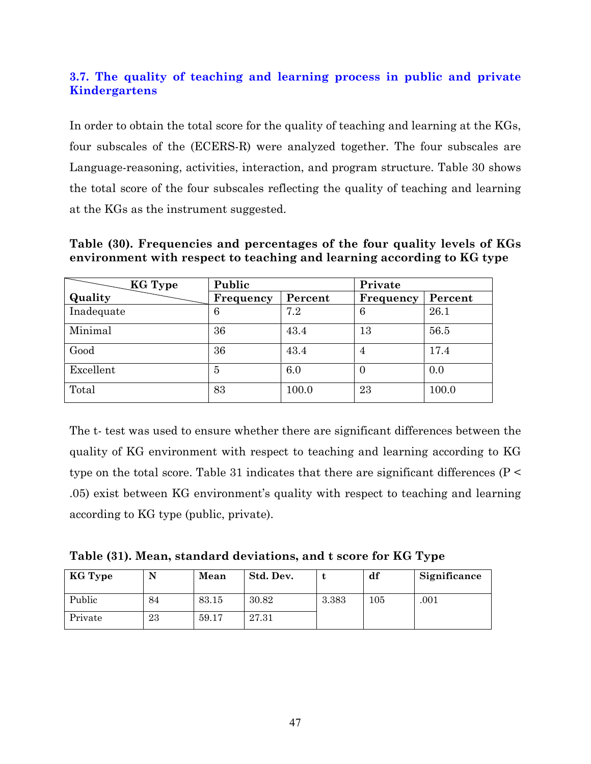### 3.7. The quality of teaching and learning process in public and private Kindergartens

In order to obtain the total score for the quality of teaching and learning at the KGs, four subscales of the (ECERS-R) were analyzed together. The four subscales are Language-reasoning, activities, interaction, and program structure. Table 30 shows the total score of the four subscales reflecting the quality of teaching and learning at the KGs as the instrument suggested.

**Table (30). Frequencies and percentages of the four quality levels of KGs environment with respect to teaching and learning according to KG type**

| KG Type / Quality | Public | | Private | |
|---|---|---|---|---|
| | **Frequency** | **Percent** | **Frequency** | **Percent** |
| Inadequate | 6 | 7.2 | 6 | 26.1 |
| Minimal | 36 | 43.4 | 13 | 56.5 |
| Good | 36 | 43.4 | 4 | 17.4 |
| Excellent | 5 | 6.0 | 0 | 0.0 |
| Total | 83 | 100.0 | 23 | 100.0 |

The t- test was used to ensure whether there are significant differences between the quality of KG environment with respect to teaching and learning according to KG type on the total score. Table 31 indicates that there are significant differences ($P < .05$) exist between KG environment's quality with respect to teaching and learning according to KG type (public, private).

**Table (31). Mean, standard deviations, and t score for KG Type**

| KG Type | N | Mean | Std. Dev. | t | df | Significance |
|---|---|---|---|---|---|---|
| Public | 84 | 83.15 | 30.82 | 3.383 | 105 | .001 |
| Private | 23 | 59.17 | 27.31 | | | |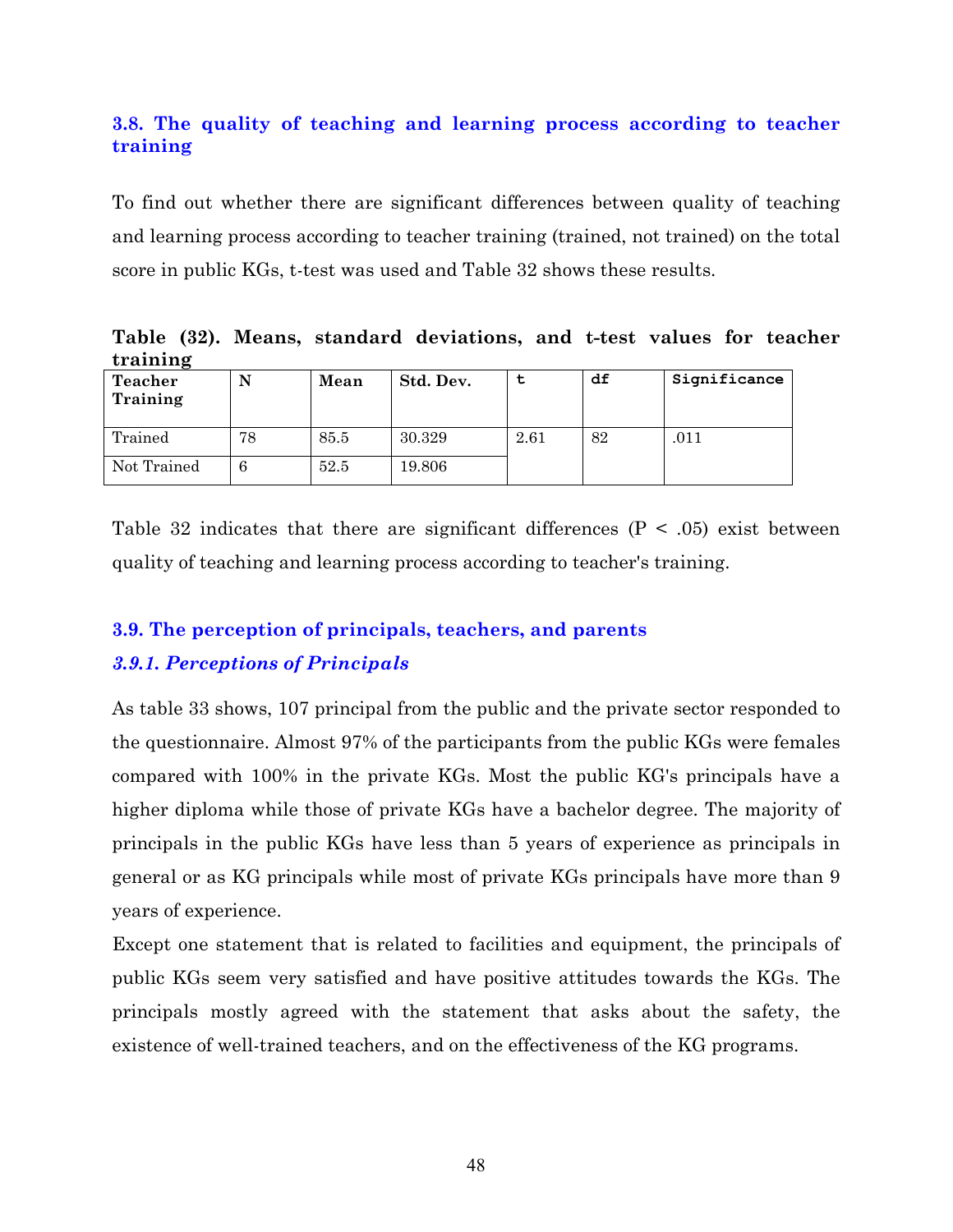### 3.8. The quality of teaching and learning process according to teacher training

To find out whether there are significant differences between quality of teaching and learning process according to teacher training (trained, not trained) on the total score in public KGs, t-test was used and Table 32 shows these results.

**Table (32). Means, standard deviations, and t-test values for teacher training**

| Teacher Training | N | Mean | Std. Dev. | t | df | Significance |
|---|---|---|---|---|---|---|
| Trained | 78 | 85.5 | 30.329 | 2.61 | 82 | .011 |
| Not Trained | 6 | 52.5 | 19.806 | | | |

Table 32 indicates that there are significant differences ($P < .05$) exist between quality of teaching and learning process according to teacher's training.

### 3.9. The perception of principals, teachers, and parents

#### *3.9.1. Perceptions of Principals*

As table 33 shows, 107 principal from the public and the private sector responded to the questionnaire. Almost 97% of the participants from the public KGs were females compared with 100% in the private KGs. Most the public KG's principals have a higher diploma while those of private KGs have a bachelor degree. The majority of principals in the public KGs have less than 5 years of experience as principals in general or as KG principals while most of private KGs principals have more than 9 years of experience.

Except one statement that is related to facilities and equipment, the principals of public KGs seem very satisfied and have positive attitudes towards the KGs. The principals mostly agreed with the statement that asks about the safety, the existence of well-trained teachers, and on the effectiveness of the KG programs.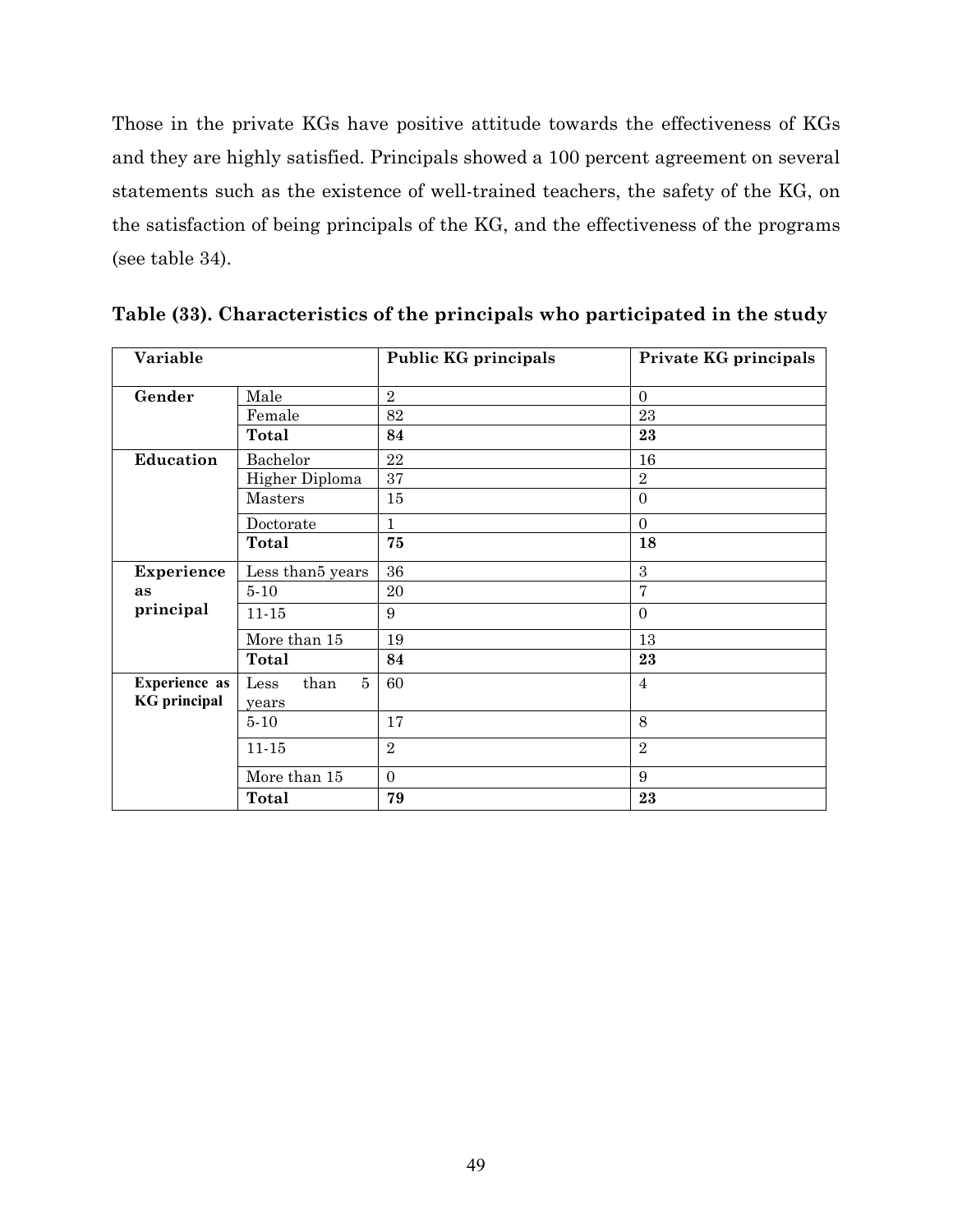Those in the private KGs have positive attitude towards the effectiveness of KGs and they are highly satisfied. Principals showed a 100 percent agreement on several statements such as the existence of well-trained teachers, the safety of the KG, on the satisfaction of being principals of the KG, and the effectiveness of the programs (see table 34).

**Table (33). Characteristics of the principals who participated in the study**

| Variable | | Public KG principals | Private KG principals |
|---|---|---|---|
| **Gender** | Male | 2 | 0 |
| | Female | 82 | 23 |
| | **Total** | **84** | **23** |
| **Education** | Bachelor | 22 | 16 |
| | Higher Diploma | 37 | 2 |
| | Masters | 15 | 0 |
| | Doctorate | 1 | 0 |
| | **Total** | **75** | **18** |
| **Experience as principal** | Less than5 years | 36 | 3 |
| | 5-10 | 20 | 7 |
| | 11-15 | 9 | 0 |
| | More than 15 | 19 | 13 |
| | **Total** | **84** | **23** |
| **Experience as KG principal** | Less than 5 years | 60 | 4 |
| | 5-10 | 17 | 8 |
| | 11-15 | 2 | 2 |
| | More than 15 | 0 | 9 |
| | **Total** | **79** | **23** |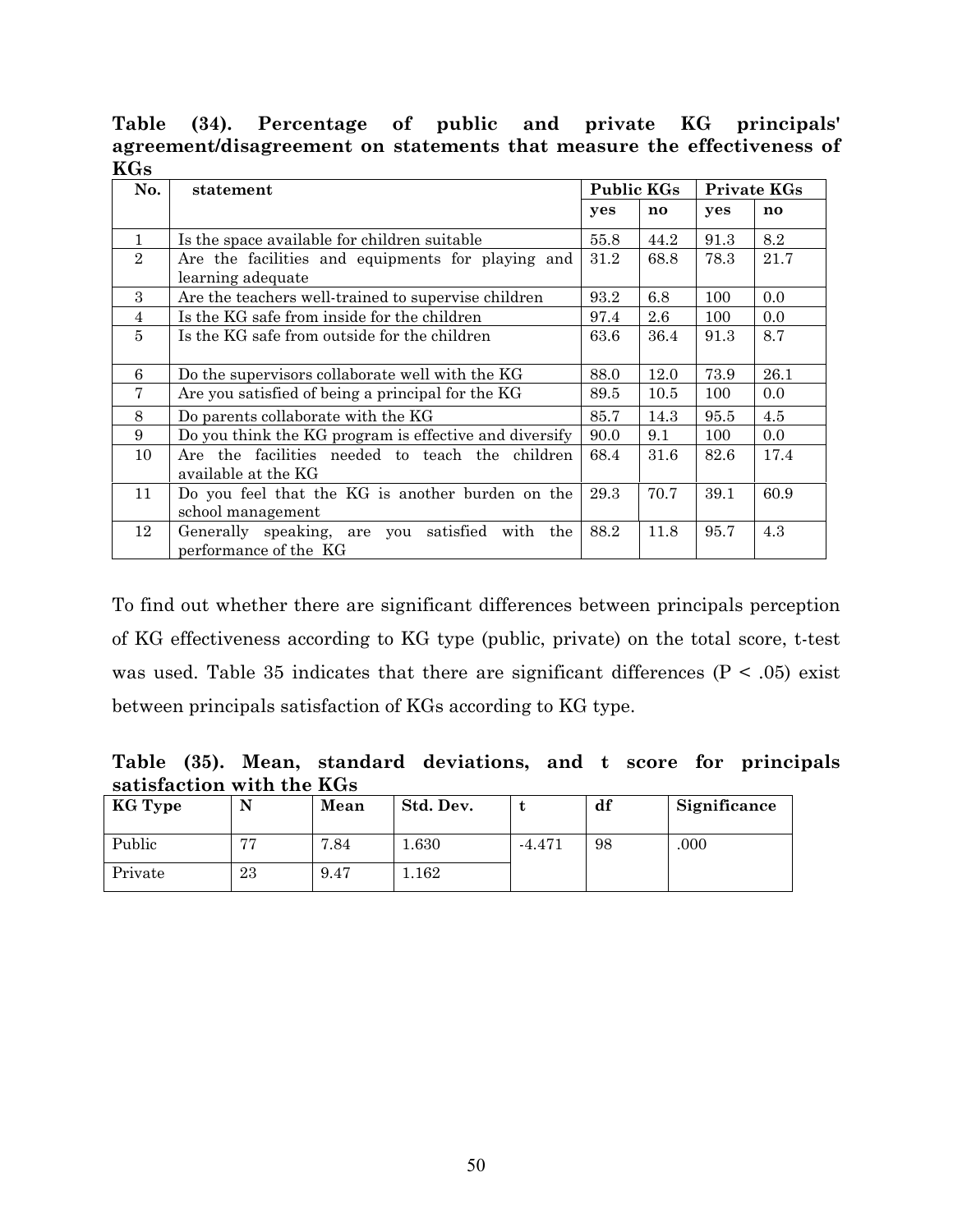**Table (34). Percentage of public and private KG principals' agreement/disagreement on statements that measure the effectiveness of KGs**

| No. | statement | Public KGs | | Private KGs | |
|---|---|---|---|---|---|
| | | yes | no | yes | no |
| 1 | Is the space available for children suitable | 55.8 | 44.2 | 91.3 | 8.2 |
| 2 | Are the facilities and equipments for playing and learning adequate | 31.2 | 68.8 | 78.3 | 21.7 |
| 3 | Are the teachers well-trained to supervise children | 93.2 | 6.8 | 100 | 0.0 |
| 4 | Is the KG safe from inside for the children | 97.4 | 2.6 | 100 | 0.0 |
| 5 | Is the KG safe from outside for the children | 63.6 | 36.4 | 91.3 | 8.7 |
| 6 | Do the supervisors collaborate well with the KG | 88.0 | 12.0 | 73.9 | 26.1 |
| 7 | Are you satisfied of being a principal for the KG | 89.5 | 10.5 | 100 | 0.0 |
| 8 | Do parents collaborate with the KG | 85.7 | 14.3 | 95.5 | 4.5 |
| 9 | Do you think the KG program is effective and diversify | 90.0 | 9.1 | 100 | 0.0 |
| 10 | Are the facilities needed to teach the children available at the KG | 68.4 | 31.6 | 82.6 | 17.4 |
| 11 | Do you feel that the KG is another burden on the school management | 29.3 | 70.7 | 39.1 | 60.9 |
| 12 | Generally speaking, are you satisfied with the performance of the KG | 88.2 | 11.8 | 95.7 | 4.3 |

To find out whether there are significant differences between principals perception of KG effectiveness according to KG type (public, private) on the total score, t-test was used. Table 35 indicates that there are significant differences ($P < .05$) exist between principals satisfaction of KGs according to KG type.

**Table (35). Mean, standard deviations, and t score for principals satisfaction with the KGs**

| KG Type | N | Mean | Std. Dev. | t | df | Significance |
|---|---|---|---|---|---|---|
| Public | 77 | 7.84 | 1.630 | -4.471 | 98 | .000 |
| Private | 23 | 9.47 | 1.162 | | | |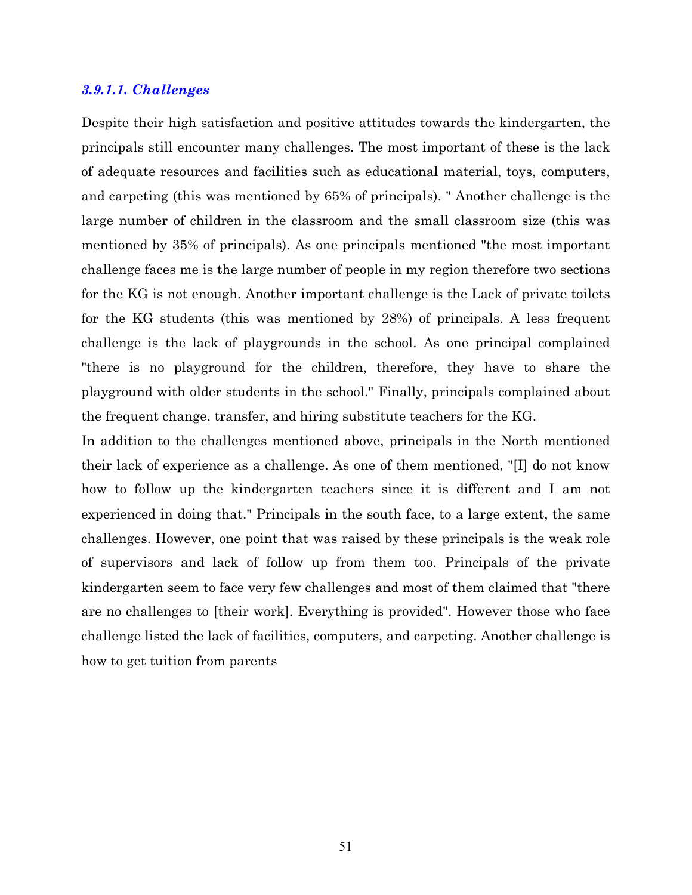#### *3.9.1.1. Challenges*

Despite their high satisfaction and positive attitudes towards the kindergarten, the principals still encounter many challenges. The most important of these is the lack of adequate resources and facilities such as educational material, toys, computers, and carpeting (this was mentioned by 65% of principals). " Another challenge is the large number of children in the classroom and the small classroom size (this was mentioned by 35% of principals). As one principals mentioned "the most important challenge faces me is the large number of people in my region therefore two sections for the KG is not enough. Another important challenge is the Lack of private toilets for the KG students (this was mentioned by 28%) of principals. A less frequent challenge is the lack of playgrounds in the school. As one principal complained "there is no playground for the children, therefore, they have to share the playground with older students in the school." Finally, principals complained about the frequent change, transfer, and hiring substitute teachers for the KG.

In addition to the challenges mentioned above, principals in the North mentioned their lack of experience as a challenge. As one of them mentioned, "[I] do not know how to follow up the kindergarten teachers since it is different and I am not experienced in doing that." Principals in the south face, to a large extent, the same challenges. However, one point that was raised by these principals is the weak role of supervisors and lack of follow up from them too. Principals of the private kindergarten seem to face very few challenges and most of them claimed that "there are no challenges to [their work]. Everything is provided". However those who face challenge listed the lack of facilities, computers, and carpeting. Another challenge is how to get tuition from parents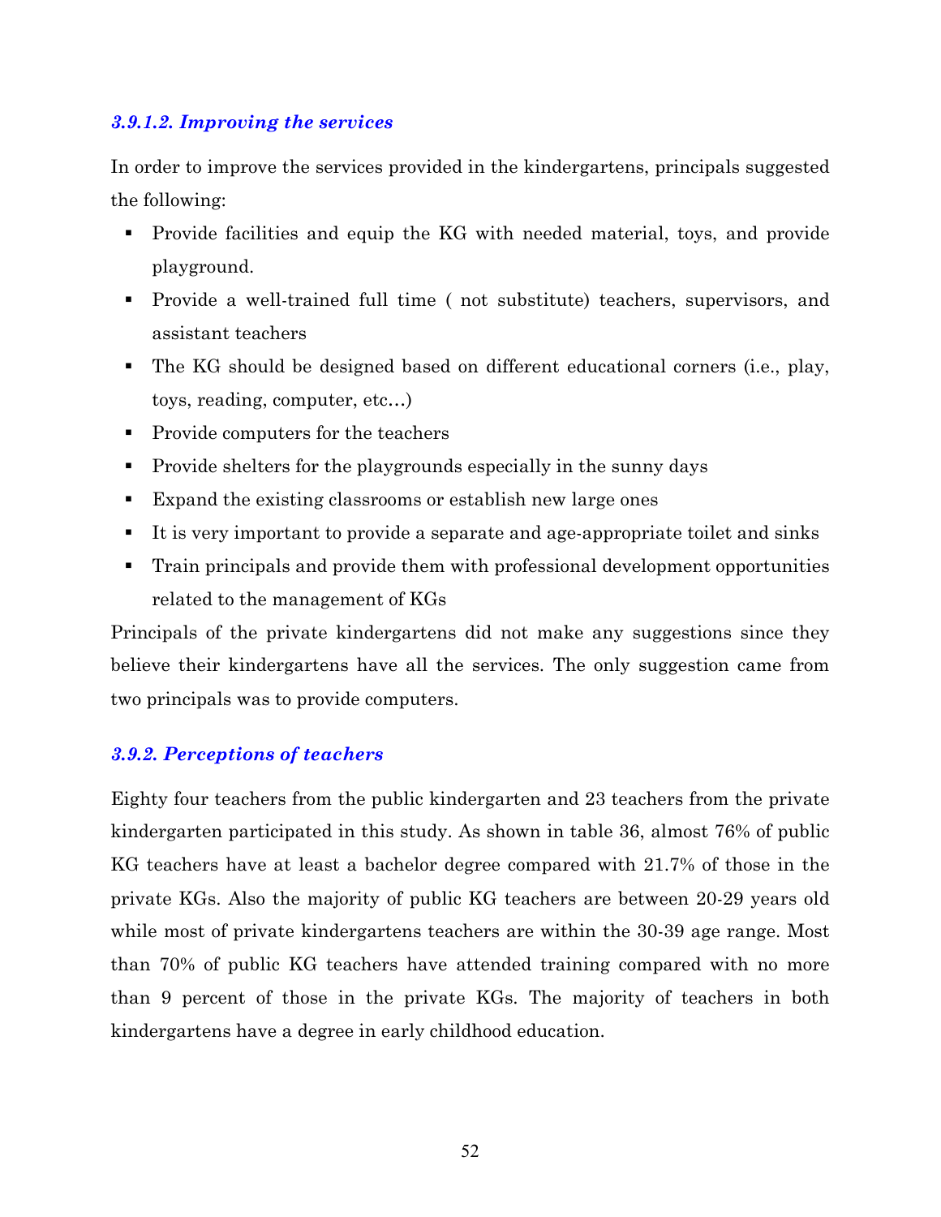#### *3.9.1.2. Improving the services*

In order to improve the services provided in the kindergartens, principals suggested the following:

- Provide facilities and equip the KG with needed material, toys, and provide playground.
- Provide a well-trained full time ( not substitute) teachers, supervisors, and assistant teachers
- The KG should be designed based on different educational corners (i.e., play, toys, reading, computer, etc…)
- Provide computers for the teachers
- Provide shelters for the playgrounds especially in the sunny days
- Expand the existing classrooms or establish new large ones
- It is very important to provide a separate and age-appropriate toilet and sinks
- Train principals and provide them with professional development opportunities related to the management of KGs

Principals of the private kindergartens did not make any suggestions since they believe their kindergartens have all the services. The only suggestion came from two principals was to provide computers.

### *3.9.2. Perceptions of teachers*

Eighty four teachers from the public kindergarten and 23 teachers from the private kindergarten participated in this study. As shown in table 36, almost 76% of public KG teachers have at least a bachelor degree compared with 21.7% of those in the private KGs. Also the majority of public KG teachers are between 20-29 years old while most of private kindergartens teachers are within the 30-39 age range. Most than 70% of public KG teachers have attended training compared with no more than 9 percent of those in the private KGs. The majority of teachers in both kindergartens have a degree in early childhood education.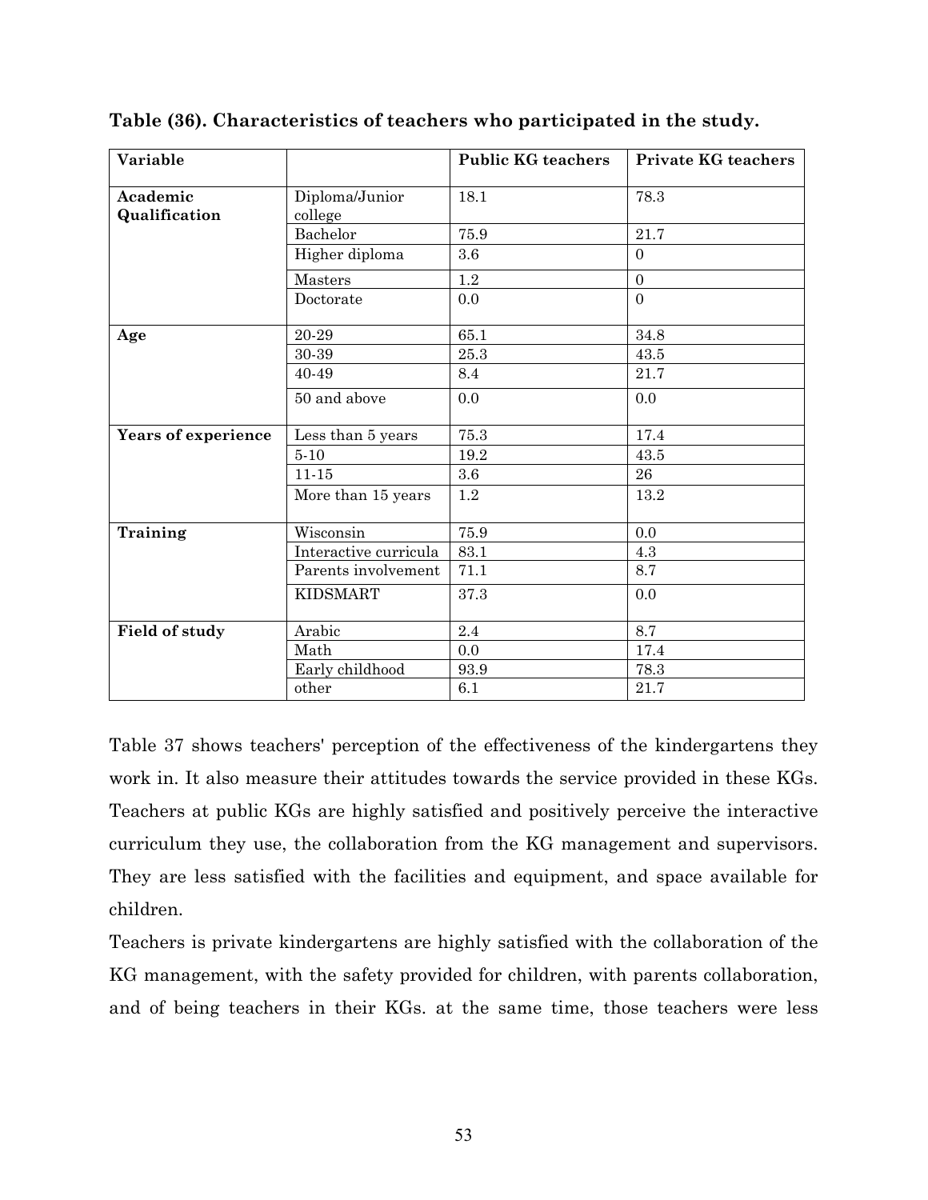**Table (36). Characteristics of teachers who participated in the study.**

| Variable | | Public KG teachers | Private KG teachers |
|---|---|---|---|
| **Academic Qualification** | Diploma/Junior college | 18.1 | 78.3 |
| | Bachelor | 75.9 | 21.7 |
| | Higher diploma | 3.6 | 0 |
| | Masters | 1.2 | 0 |
| | Doctorate | 0.0 | 0 |
| **Age** | 20-29 | 65.1 | 34.8 |
| | 30-39 | 25.3 | 43.5 |
| | 40-49 | 8.4 | 21.7 |
| | 50 and above | 0.0 | 0.0 |
| **Years of experience** | Less than 5 years | 75.3 | 17.4 |
| | 5-10 | 19.2 | 43.5 |
| | 11-15 | 3.6 | 26 |
| | More than 15 years | 1.2 | 13.2 |
| **Training** | Wisconsin | 75.9 | 0.0 |
| | Interactive curricula | 83.1 | 4.3 |
| | Parents involvement | 71.1 | 8.7 |
| | KIDSMART | 37.3 | 0.0 |
| **Field of study** | Arabic | 2.4 | 8.7 |
| | Math | 0.0 | 17.4 |
| | Early childhood | 93.9 | 78.3 |
| | other | 6.1 | 21.7 |

Table 37 shows teachers' perception of the effectiveness of the kindergartens they work in. It also measure their attitudes towards the service provided in these KGs. Teachers at public KGs are highly satisfied and positively perceive the interactive curriculum they use, the collaboration from the KG management and supervisors. They are less satisfied with the facilities and equipment, and space available for children.

Teachers is private kindergartens are highly satisfied with the collaboration of the KG management, with the safety provided for children, with parents collaboration, and of being teachers in their KGs. at the same time, those teachers were less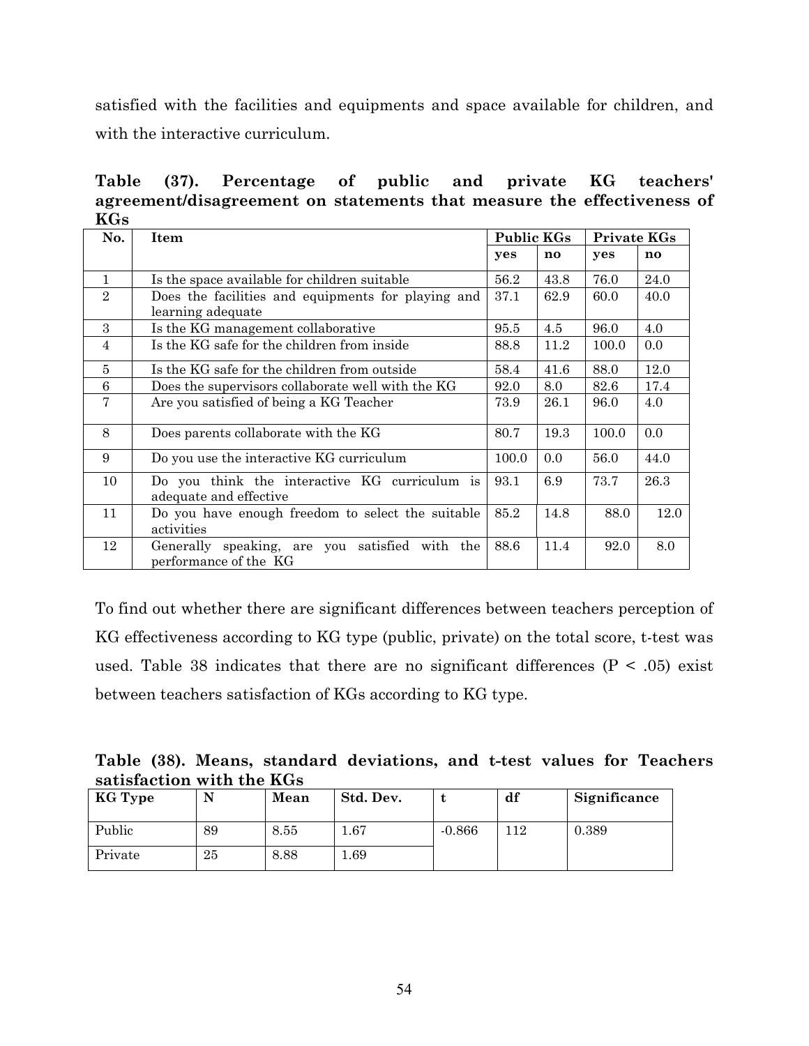satisfied with the facilities and equipments and space available for children, and with the interactive curriculum.

**Table (37). Percentage of public and private KG teachers' agreement/disagreement on statements that measure the effectiveness of KGs**

| No. | Item | Public KGs | | Private KGs | |
|---|---|---|---|---|---|
| | | yes | no | yes | no |
| 1 | Is the space available for children suitable | 56.2 | 43.8 | 76.0 | 24.0 |
| 2 | Does the facilities and equipments for playing and learning adequate | 37.1 | 62.9 | 60.0 | 40.0 |
| 3 | Is the KG management collaborative | 95.5 | 4.5 | 96.0 | 4.0 |
| 4 | Is the KG safe for the children from inside | 88.8 | 11.2 | 100.0 | 0.0 |
| 5 | Is the KG safe for the children from outside | 58.4 | 41.6 | 88.0 | 12.0 |
| 6 | Does the supervisors collaborate well with the KG | 92.0 | 8.0 | 82.6 | 17.4 |
| 7 | Are you satisfied of being a KG Teacher | 73.9 | 26.1 | 96.0 | 4.0 |
| 8 | Does parents collaborate with the KG | 80.7 | 19.3 | 100.0 | 0.0 |
| 9 | Do you use the interactive KG curriculum | 100.0 | 0.0 | 56.0 | 44.0 |
| 10 | Do you think the interactive KG curriculum is adequate and effective | 93.1 | 6.9 | 73.7 | 26.3 |
| 11 | Do you have enough freedom to select the suitable activities | 85.2 | 14.8 | 88.0 | 12.0 |
| 12 | Generally speaking, are you satisfied with the performance of the KG | 88.6 | 11.4 | 92.0 | 8.0 |

To find out whether there are significant differences between teachers perception of KG effectiveness according to KG type (public, private) on the total score, t-test was used. Table 38 indicates that there are no significant differences ($P < .05$) exist between teachers satisfaction of KGs according to KG type.

**Table (38). Means, standard deviations, and t-test values for Teachers satisfaction with the KGs**

| KG Type | N | Mean | Std. Dev. | t | df | Significance |
|---|---|---|---|---|---|---|
| Public | 89 | 8.55 | 1.67 | -0.866 | 112 | 0.389 |
| Private | 25 | 8.88 | 1.69 | | | |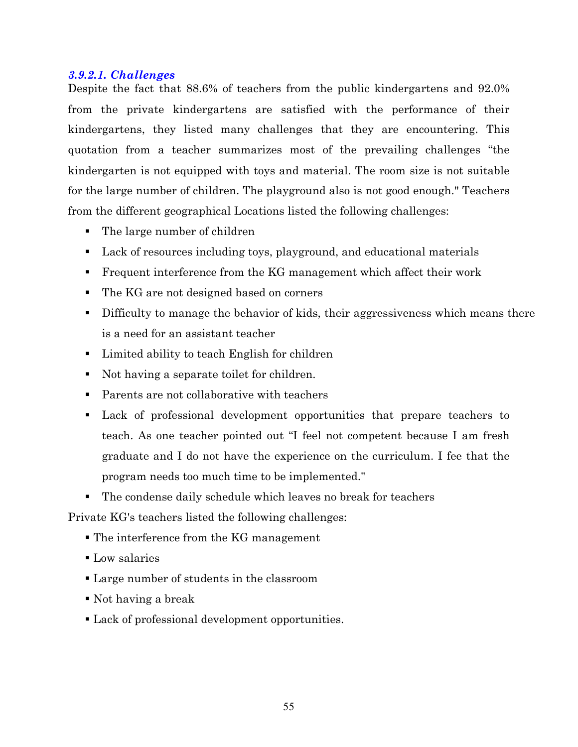#### *3.9.2.1. Challenges*

Despite the fact that 88.6% of teachers from the public kindergartens and 92.0% from the private kindergartens are satisfied with the performance of their kindergartens, they listed many challenges that they are encountering. This quotation from a teacher summarizes most of the prevailing challenges "the kindergarten is not equipped with toys and material. The room size is not suitable for the large number of children. The playground also is not good enough." Teachers from the different geographical Locations listed the following challenges:

- The large number of children
- Lack of resources including toys, playground, and educational materials
- Frequent interference from the KG management which affect their work
- The KG are not designed based on corners
- Difficulty to manage the behavior of kids, their aggressiveness which means there is a need for an assistant teacher
- Limited ability to teach English for children
- Not having a separate toilet for children.
- Parents are not collaborative with teachers
- Lack of professional development opportunities that prepare teachers to teach. As one teacher pointed out "I feel not competent because I am fresh graduate and I do not have the experience on the curriculum. I fee that the program needs too much time to be implemented."
- The condense daily schedule which leaves no break for teachers

Private KG's teachers listed the following challenges:

- The interference from the KG management
- Low salaries
- Large number of students in the classroom
- Not having a break
- Lack of professional development opportunities.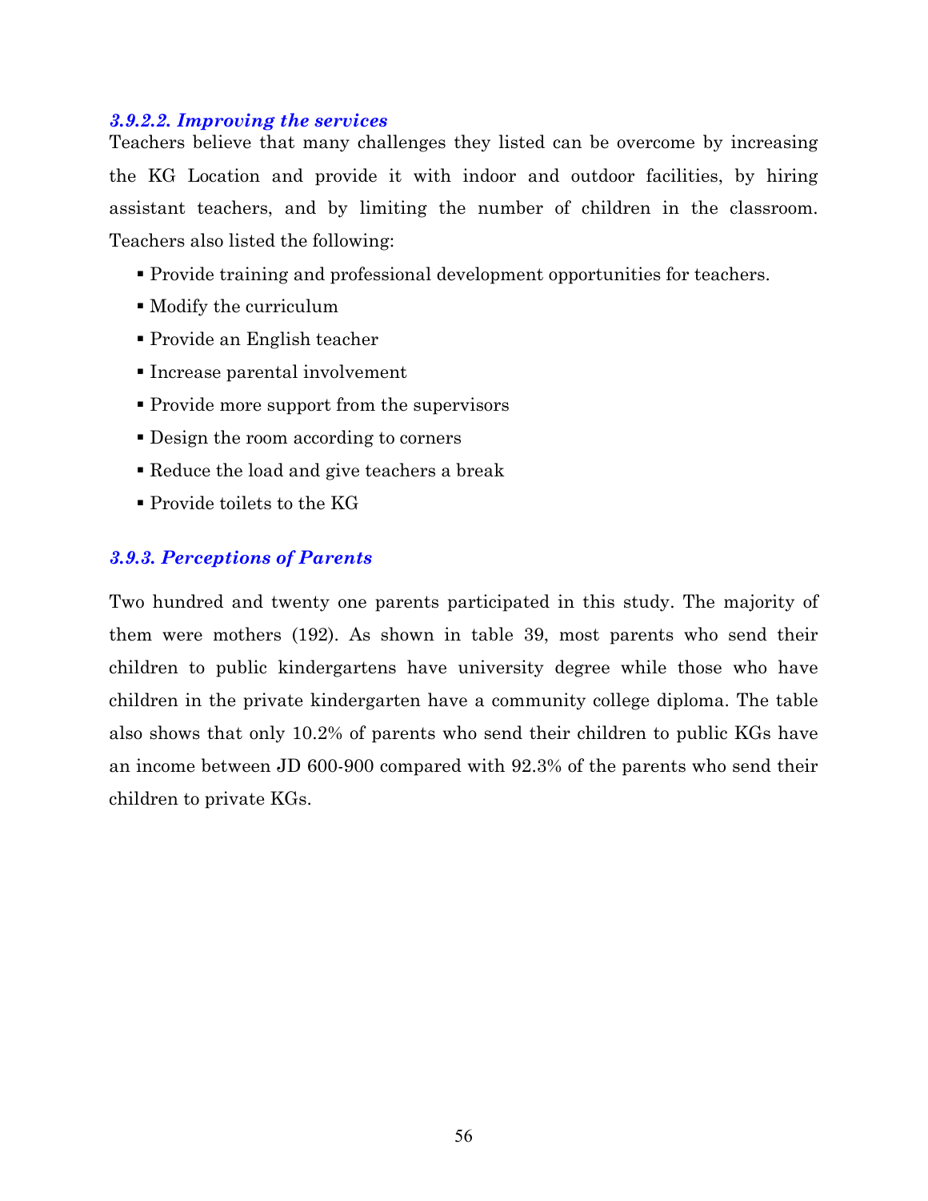#### *3.9.2.2. Improving the services*

Teachers believe that many challenges they listed can be overcome by increasing the KG Location and provide it with indoor and outdoor facilities, by hiring assistant teachers, and by limiting the number of children in the classroom. Teachers also listed the following:

- Provide training and professional development opportunities for teachers.
- Modify the curriculum
- Provide an English teacher
- Increase parental involvement
- Provide more support from the supervisors
- Design the room according to corners
- Reduce the load and give teachers a break
- Provide toilets to the KG

### *3.9.3. Perceptions of Parents*

Two hundred and twenty one parents participated in this study. The majority of them were mothers (192). As shown in table 39, most parents who send their children to public kindergartens have university degree while those who have children in the private kindergarten have a community college diploma. The table also shows that only 10.2% of parents who send their children to public KGs have an income between JD 600-900 compared with 92.3% of the parents who send their children to private KGs.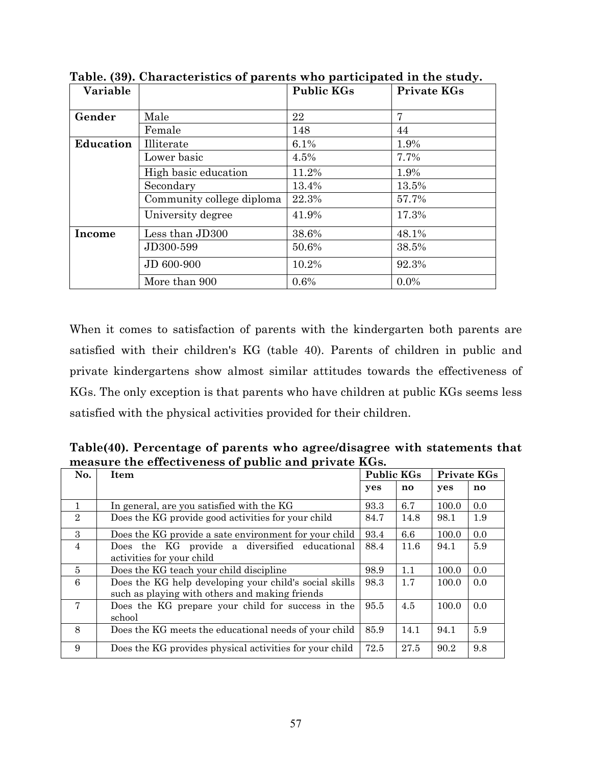**Table. (39). Characteristics of parents who participated in the study.**

| Variable | | Public KGs | Private KGs |
|---|---|---|---|
| **Gender** | Male | 22 | 7 |
| | Female | 148 | 44 |
| **Education** | Illiterate | 6.1% | 1.9% |
| | Lower basic | 4.5% | 7.7% |
| | High basic education | 11.2% | 1.9% |
| | Secondary | 13.4% | 13.5% |
| | Community college diploma | 22.3% | 57.7% |
| | University degree | 41.9% | 17.3% |
| **Income** | Less than JD300 | 38.6% | 48.1% |
| | JD300-599 | 50.6% | 38.5% |
| | JD 600-900 | 10.2% | 92.3% |
| | More than 900 | 0.6% | 0.0% |

When it comes to satisfaction of parents with the kindergarten both parents are satisfied with their children's KG (table 40). Parents of children in public and private kindergartens show almost similar attitudes towards the effectiveness of KGs. The only exception is that parents who have children at public KGs seems less satisfied with the physical activities provided for their children.

**Table(40). Percentage of parents who agree/disagree with statements that measure the effectiveness of public and private KGs.**

| No. | Item | Public KGs | | Private KGs | |
|---|---|---|---|---|---|
| | | **yes** | **no** | **yes** | **no** |
| 1 | In general, are you satisfied with the KG | 93.3 | 6.7 | 100.0 | 0.0 |
| 2 | Does the KG provide good activities for your child | 84.7 | 14.8 | 98.1 | 1.9 |
| 3 | Does the KG provide a sate environment for your child | 93.4 | 6.6 | 100.0 | 0.0 |
| 4 | Does the KG provide a diversified educational activities for your child | 88.4 | 11.6 | 94.1 | 5.9 |
| 5 | Does the KG teach your child discipline | 98.9 | 1.1 | 100.0 | 0.0 |
| 6 | Does the KG help developing your child's social skills such as playing with others and making friends | 98.3 | 1.7 | 100.0 | 0.0 |
| 7 | Does the KG prepare your child for success in the school | 95.5 | 4.5 | 100.0 | 0.0 |
| 8 | Does the KG meets the educational needs of your child | 85.9 | 14.1 | 94.1 | 5.9 |
| 9 | Does the KG provides physical activities for your child | 72.5 | 27.5 | 90.2 | 9.8 |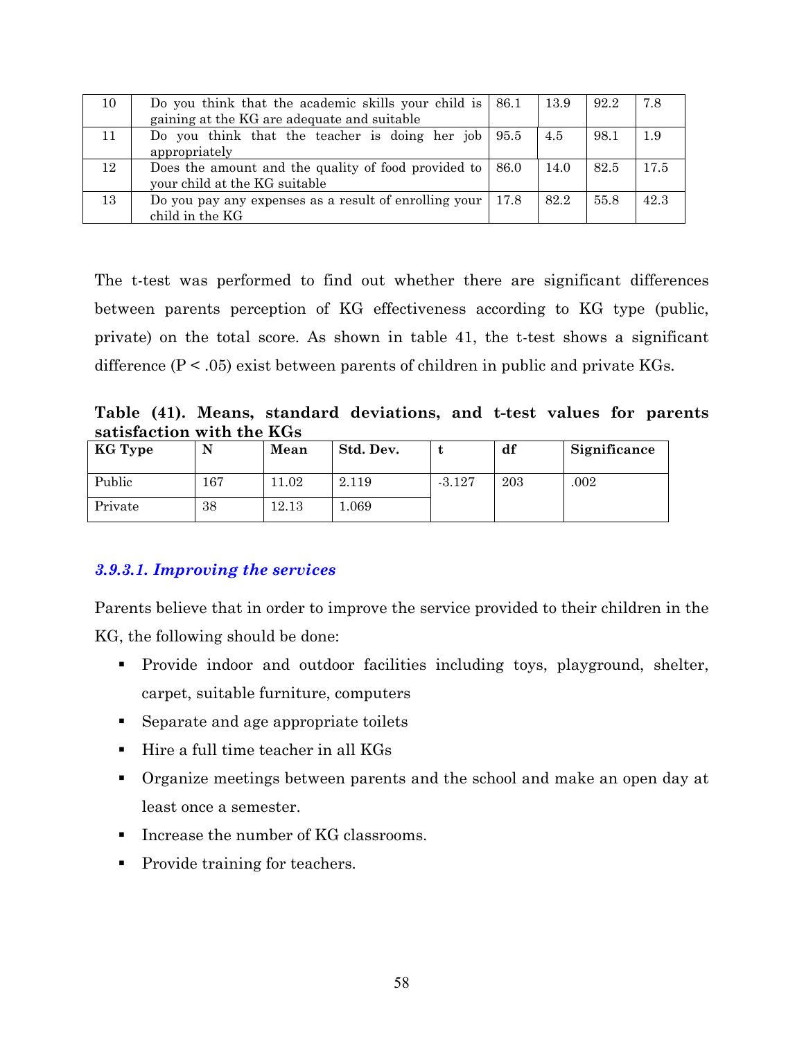| 10 | Do you think that the academic skills your child is gaining at the KG are adequate and suitable | 86.1 | 13.9 | 92.2 | 7.8 |
|---|---|---|---|---|---|
| 11 | Do you think that the teacher is doing her job appropriately | 95.5 | 4.5 | 98.1 | 1.9 |
| 12 | Does the amount and the quality of food provided to your child at the KG suitable | 86.0 | 14.0 | 82.5 | 17.5 |
| 13 | Do you pay any expenses as a result of enrolling your child in the KG | 17.8 | 82.2 | 55.8 | 42.3 |

The t-test was performed to find out whether there are significant differences between parents perception of KG effectiveness according to KG type (public, private) on the total score. As shown in table 41, the t-test shows a significant difference ($P < .05$) exist between parents of children in public and private KGs.

**Table (41). Means, standard deviations, and t-test values for parents satisfaction with the KGs**

| KG Type | N | Mean | Std. Dev. | t | df | Significance |
|---|---|---|---|---|---|---|
| Public | 167 | 11.02 | 2.119 | -3.127 | 203 | .002 |
| Private | 38 | 12.13 | 1.069 | | | |

#### *3.9.3.1. Improving the services*

Parents believe that in order to improve the service provided to their children in the KG, the following should be done:

- Provide indoor and outdoor facilities including toys, playground, shelter, carpet, suitable furniture, computers
- Separate and age appropriate toilets
- Hire a full time teacher in all KGs
- Organize meetings between parents and the school and make an open day at least once a semester.
- Increase the number of KG classrooms.
- Provide training for teachers.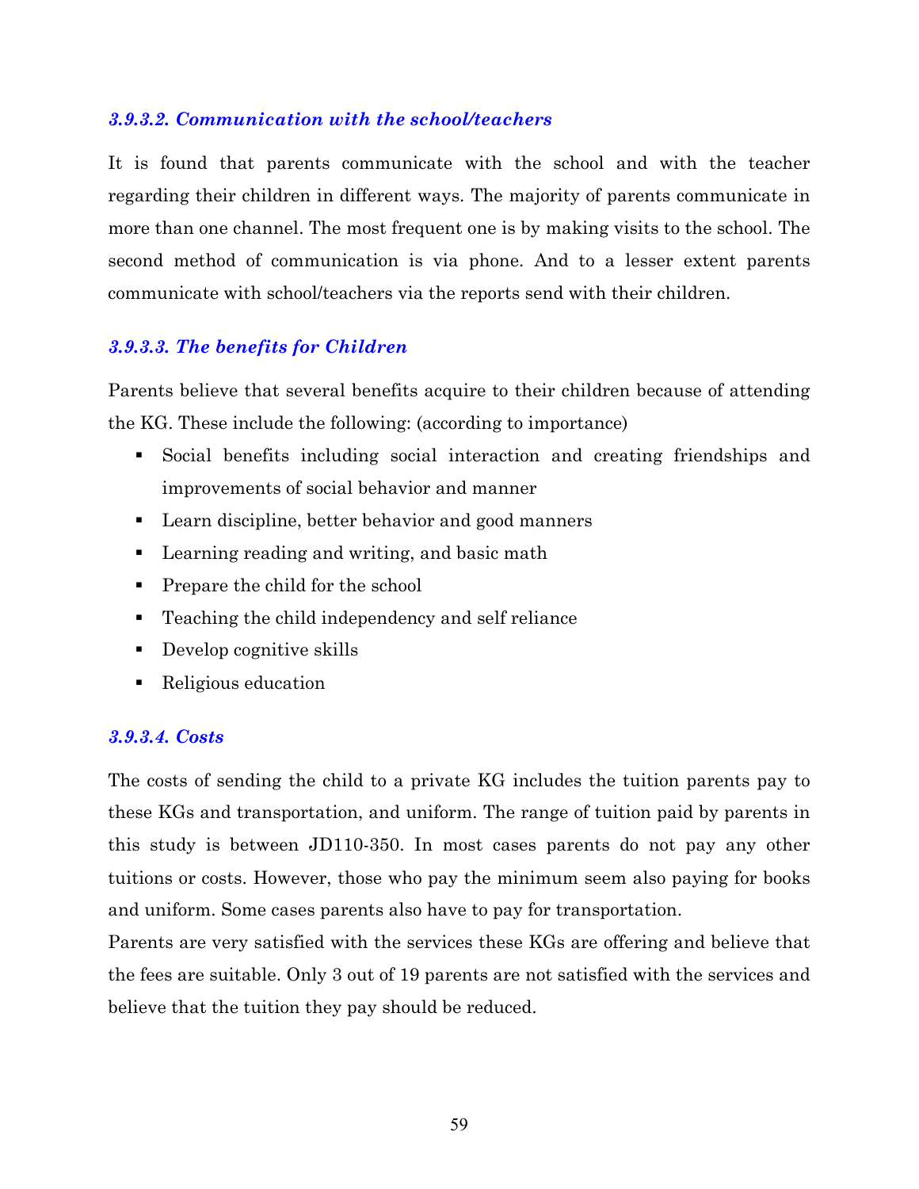#### *3.9.3.2. Communication with the school/teachers*

It is found that parents communicate with the school and with the teacher regarding their children in different ways. The majority of parents communicate in more than one channel. The most frequent one is by making visits to the school. The second method of communication is via phone. And to a lesser extent parents communicate with school/teachers via the reports send with their children.

#### *3.9.3.3. The benefits for Children*

Parents believe that several benefits acquire to their children because of attending the KG. These include the following: (according to importance)

- Social benefits including social interaction and creating friendships and improvements of social behavior and manner
- Learn discipline, better behavior and good manners
- Learning reading and writing, and basic math
- Prepare the child for the school
- Teaching the child independency and self reliance
- Develop cognitive skills
- Religious education

#### *3.9.3.4. Costs*

The costs of sending the child to a private KG includes the tuition parents pay to these KGs and transportation, and uniform. The range of tuition paid by parents in this study is between JD110-350. In most cases parents do not pay any other tuitions or costs. However, those who pay the minimum seem also paying for books and uniform. Some cases parents also have to pay for transportation.

Parents are very satisfied with the services these KGs are offering and believe that the fees are suitable. Only 3 out of 19 parents are not satisfied with the services and believe that the tuition they pay should be reduced.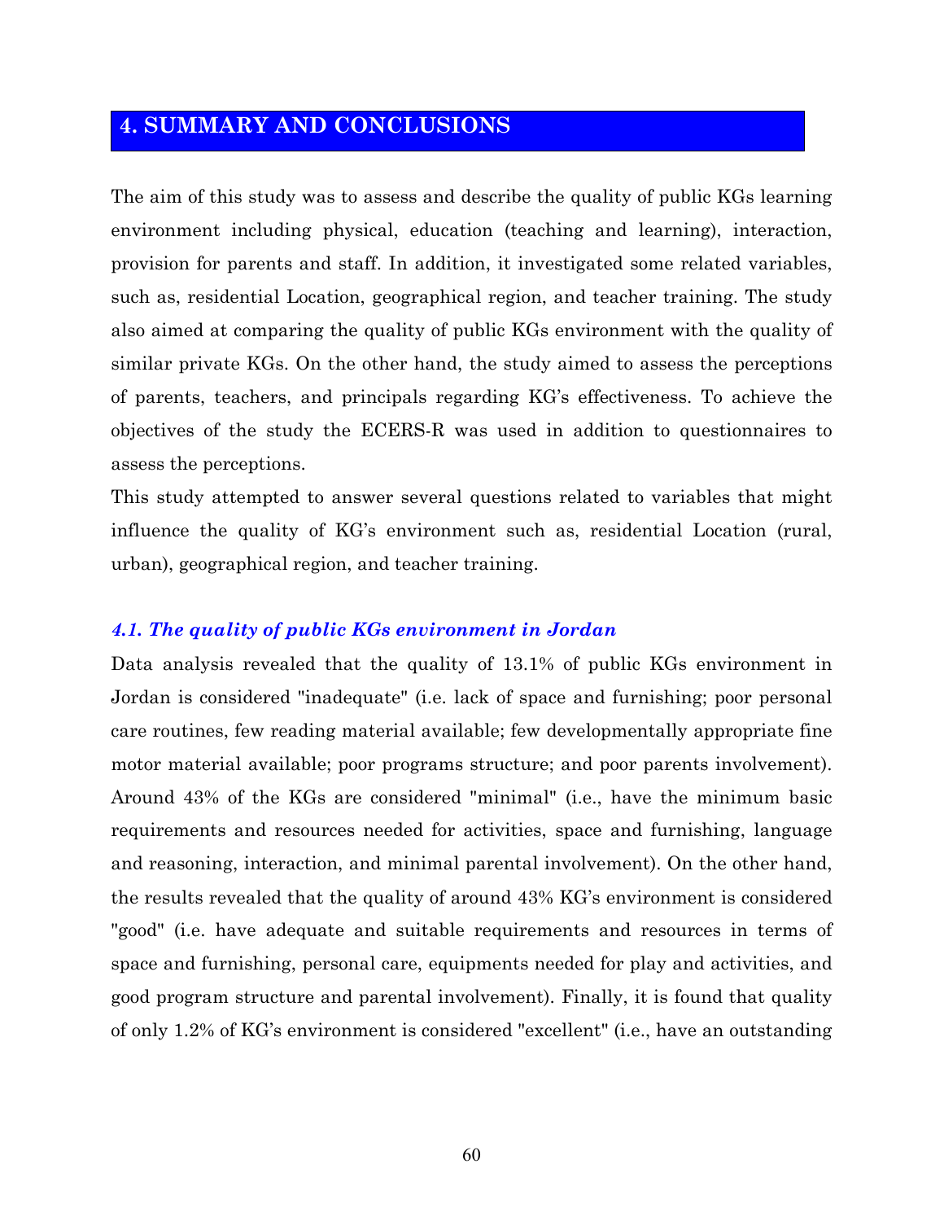# 4. SUMMARY AND CONCLUSIONS

The aim of this study was to assess and describe the quality of public KGs learning environment including physical, education (teaching and learning), interaction, provision for parents and staff. In addition, it investigated some related variables, such as, residential Location, geographical region, and teacher training. The study also aimed at comparing the quality of public KGs environment with the quality of similar private KGs. On the other hand, the study aimed to assess the perceptions of parents, teachers, and principals regarding KG's effectiveness. To achieve the objectives of the study the ECERS-R was used in addition to questionnaires to assess the perceptions.

This study attempted to answer several questions related to variables that might influence the quality of KG's environment such as, residential Location (rural, urban), geographical region, and teacher training.

### *4.1. The quality of public KGs environment in Jordan*

Data analysis revealed that the quality of 13.1% of public KGs environment in Jordan is considered "inadequate" (i.e. lack of space and furnishing; poor personal care routines, few reading material available; few developmentally appropriate fine motor material available; poor programs structure; and poor parents involvement). Around 43% of the KGs are considered "minimal" (i.e., have the minimum basic requirements and resources needed for activities, space and furnishing, language and reasoning, interaction, and minimal parental involvement). On the other hand, the results revealed that the quality of around 43% KG's environment is considered "good" (i.e. have adequate and suitable requirements and resources in terms of space and furnishing, personal care, equipments needed for play and activities, and good program structure and parental involvement). Finally, it is found that quality of only 1.2% of KG's environment is considered "excellent" (i.e., have an outstanding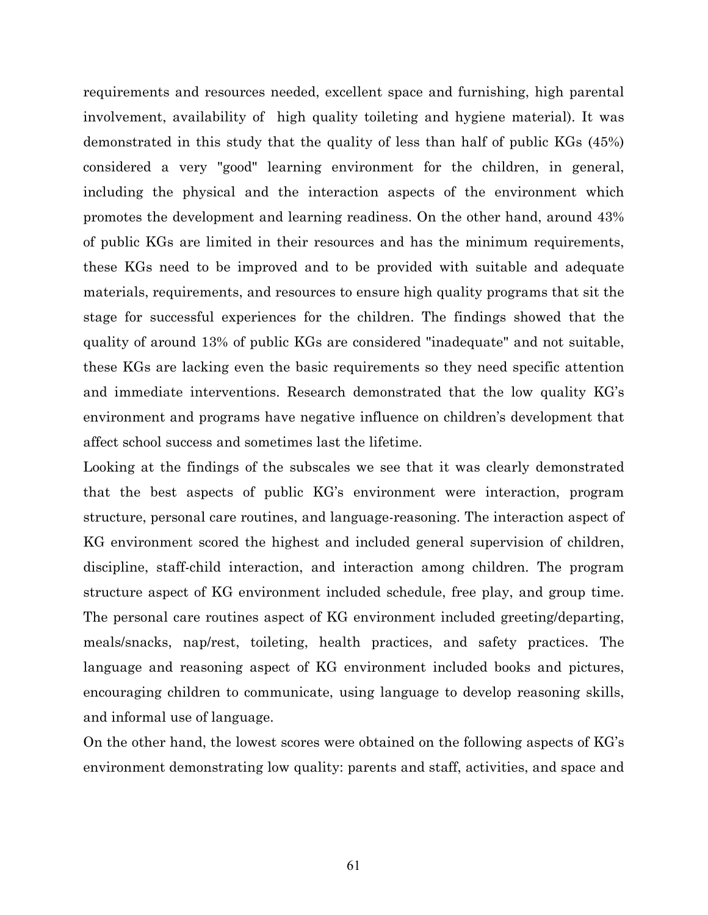requirements and resources needed, excellent space and furnishing, high parental involvement, availability of high quality toileting and hygiene material). It was demonstrated in this study that the quality of less than half of public KGs (45%) considered a very "good" learning environment for the children, in general, including the physical and the interaction aspects of the environment which promotes the development and learning readiness. On the other hand, around 43% of public KGs are limited in their resources and has the minimum requirements, these KGs need to be improved and to be provided with suitable and adequate materials, requirements, and resources to ensure high quality programs that sit the stage for successful experiences for the children. The findings showed that the quality of around 13% of public KGs are considered "inadequate" and not suitable, these KGs are lacking even the basic requirements so they need specific attention and immediate interventions. Research demonstrated that the low quality KG's environment and programs have negative influence on children's development that affect school success and sometimes last the lifetime.

Looking at the findings of the subscales we see that it was clearly demonstrated that the best aspects of public KG's environment were interaction, program structure, personal care routines, and language-reasoning. The interaction aspect of KG environment scored the highest and included general supervision of children, discipline, staff-child interaction, and interaction among children. The program structure aspect of KG environment included schedule, free play, and group time. The personal care routines aspect of KG environment included greeting/departing, meals/snacks, nap/rest, toileting, health practices, and safety practices. The language and reasoning aspect of KG environment included books and pictures, encouraging children to communicate, using language to develop reasoning skills, and informal use of language.

On the other hand, the lowest scores were obtained on the following aspects of KG's environment demonstrating low quality: parents and staff, activities, and space and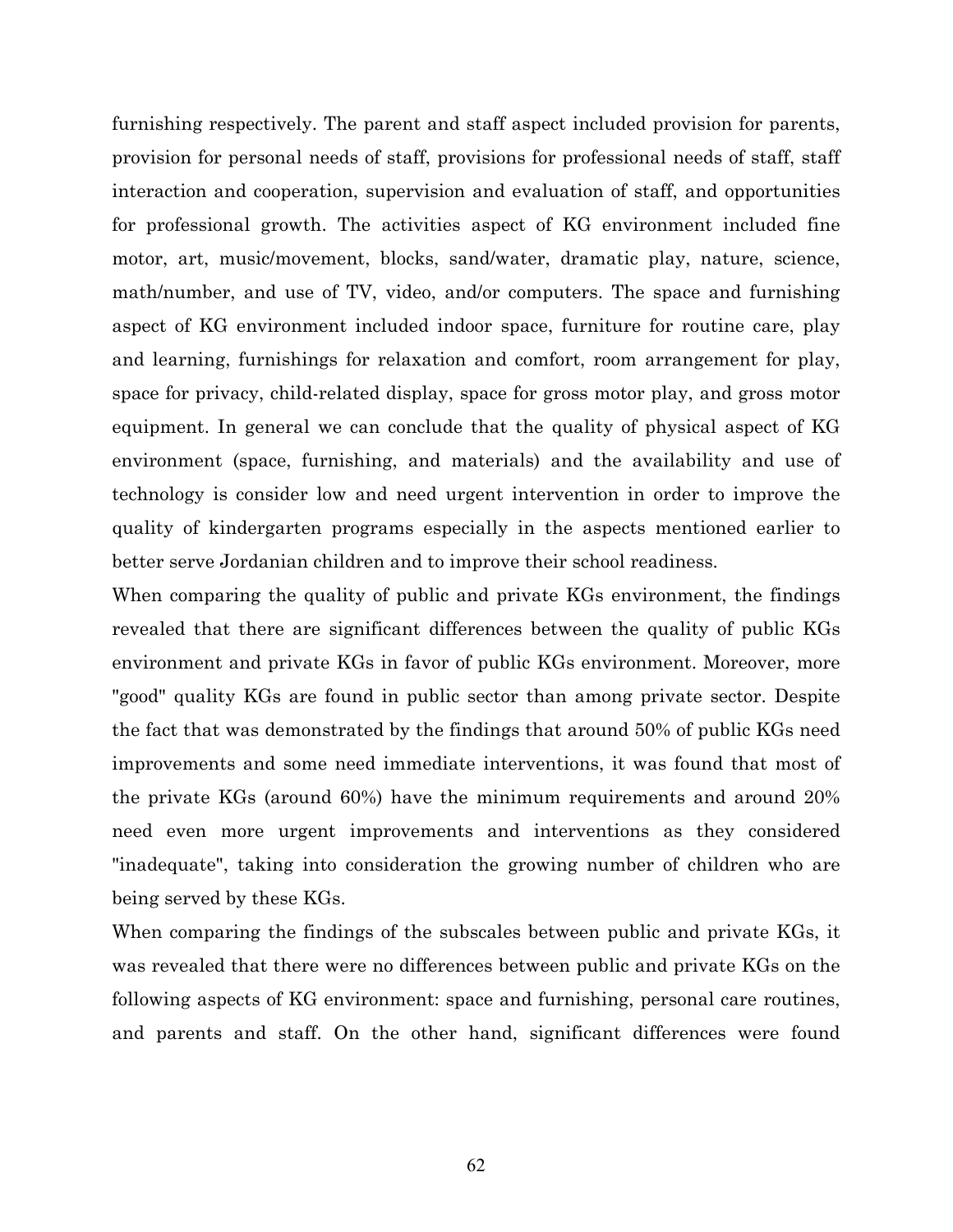furnishing respectively. The parent and staff aspect included provision for parents, provision for personal needs of staff, provisions for professional needs of staff, staff interaction and cooperation, supervision and evaluation of staff, and opportunities for professional growth. The activities aspect of KG environment included fine motor, art, music/movement, blocks, sand/water, dramatic play, nature, science, math/number, and use of TV, video, and/or computers. The space and furnishing aspect of KG environment included indoor space, furniture for routine care, play and learning, furnishings for relaxation and comfort, room arrangement for play, space for privacy, child-related display, space for gross motor play, and gross motor equipment. In general we can conclude that the quality of physical aspect of KG environment (space, furnishing, and materials) and the availability and use of technology is consider low and need urgent intervention in order to improve the quality of kindergarten programs especially in the aspects mentioned earlier to better serve Jordanian children and to improve their school readiness.

When comparing the quality of public and private KGs environment, the findings revealed that there are significant differences between the quality of public KGs environment and private KGs in favor of public KGs environment. Moreover, more "good" quality KGs are found in public sector than among private sector. Despite the fact that was demonstrated by the findings that around 50% of public KGs need improvements and some need immediate interventions, it was found that most of the private KGs (around 60%) have the minimum requirements and around 20% need even more urgent improvements and interventions as they considered "inadequate", taking into consideration the growing number of children who are being served by these KGs.

When comparing the findings of the subscales between public and private KGs, it was revealed that there were no differences between public and private KGs on the following aspects of KG environment: space and furnishing, personal care routines, and parents and staff. On the other hand, significant differences were found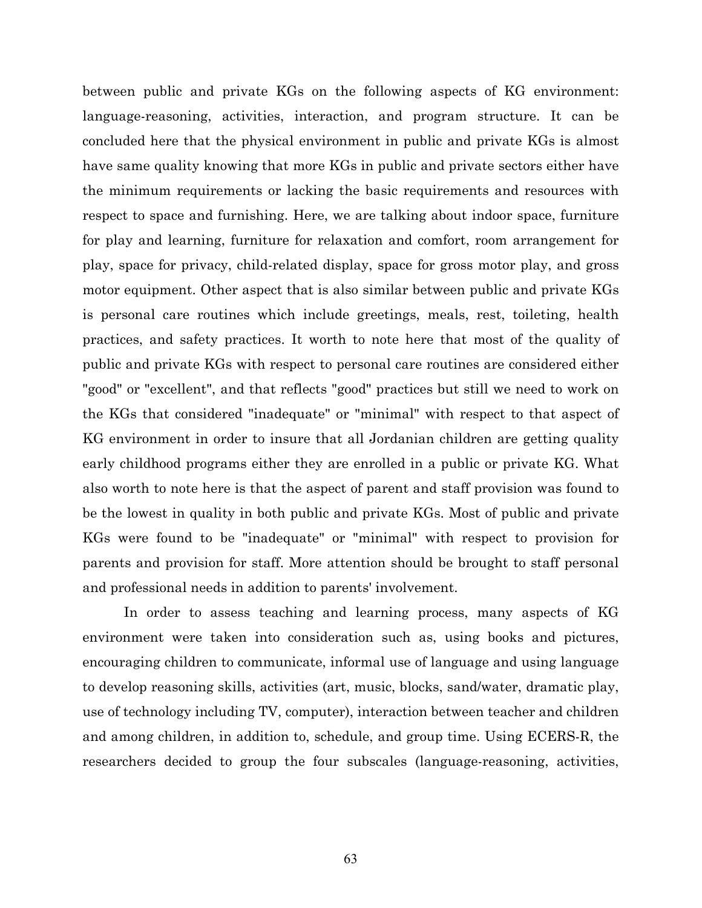between public and private KGs on the following aspects of KG environment: language-reasoning, activities, interaction, and program structure. It can be concluded here that the physical environment in public and private KGs is almost have same quality knowing that more KGs in public and private sectors either have the minimum requirements or lacking the basic requirements and resources with respect to space and furnishing. Here, we are talking about indoor space, furniture for play and learning, furniture for relaxation and comfort, room arrangement for play, space for privacy, child-related display, space for gross motor play, and gross motor equipment. Other aspect that is also similar between public and private KGs is personal care routines which include greetings, meals, rest, toileting, health practices, and safety practices. It worth to note here that most of the quality of public and private KGs with respect to personal care routines are considered either "good" or "excellent", and that reflects "good" practices but still we need to work on the KGs that considered "inadequate" or "minimal" with respect to that aspect of KG environment in order to insure that all Jordanian children are getting quality early childhood programs either they are enrolled in a public or private KG. What also worth to note here is that the aspect of parent and staff provision was found to be the lowest in quality in both public and private KGs. Most of public and private KGs were found to be "inadequate" or "minimal" with respect to provision for parents and provision for staff. More attention should be brought to staff personal and professional needs in addition to parents' involvement.

In order to assess teaching and learning process, many aspects of KG environment were taken into consideration such as, using books and pictures, encouraging children to communicate, informal use of language and using language to develop reasoning skills, activities (art, music, blocks, sand/water, dramatic play, use of technology including TV, computer), interaction between teacher and children and among children, in addition to, schedule, and group time. Using ECERS-R, the researchers decided to group the four subscales (language-reasoning, activities,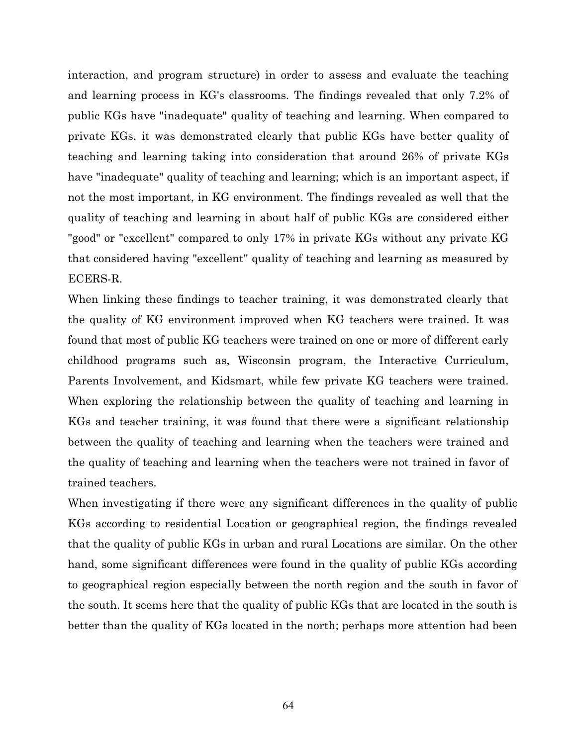interaction, and program structure) in order to assess and evaluate the teaching and learning process in KG's classrooms. The findings revealed that only 7.2% of public KGs have "inadequate" quality of teaching and learning. When compared to private KGs, it was demonstrated clearly that public KGs have better quality of teaching and learning taking into consideration that around 26% of private KGs have "inadequate" quality of teaching and learning; which is an important aspect, if not the most important, in KG environment. The findings revealed as well that the quality of teaching and learning in about half of public KGs are considered either "good" or "excellent" compared to only 17% in private KGs without any private KG that considered having "excellent" quality of teaching and learning as measured by ECERS-R.

When linking these findings to teacher training, it was demonstrated clearly that the quality of KG environment improved when KG teachers were trained. It was found that most of public KG teachers were trained on one or more of different early childhood programs such as, Wisconsin program, the Interactive Curriculum, Parents Involvement, and Kidsmart, while few private KG teachers were trained. When exploring the relationship between the quality of teaching and learning in KGs and teacher training, it was found that there were a significant relationship between the quality of teaching and learning when the teachers were trained and the quality of teaching and learning when the teachers were not trained in favor of trained teachers.

When investigating if there were any significant differences in the quality of public KGs according to residential Location or geographical region, the findings revealed that the quality of public KGs in urban and rural Locations are similar. On the other hand, some significant differences were found in the quality of public KGs according to geographical region especially between the north region and the south in favor of the south. It seems here that the quality of public KGs that are located in the south is better than the quality of KGs located in the north; perhaps more attention had been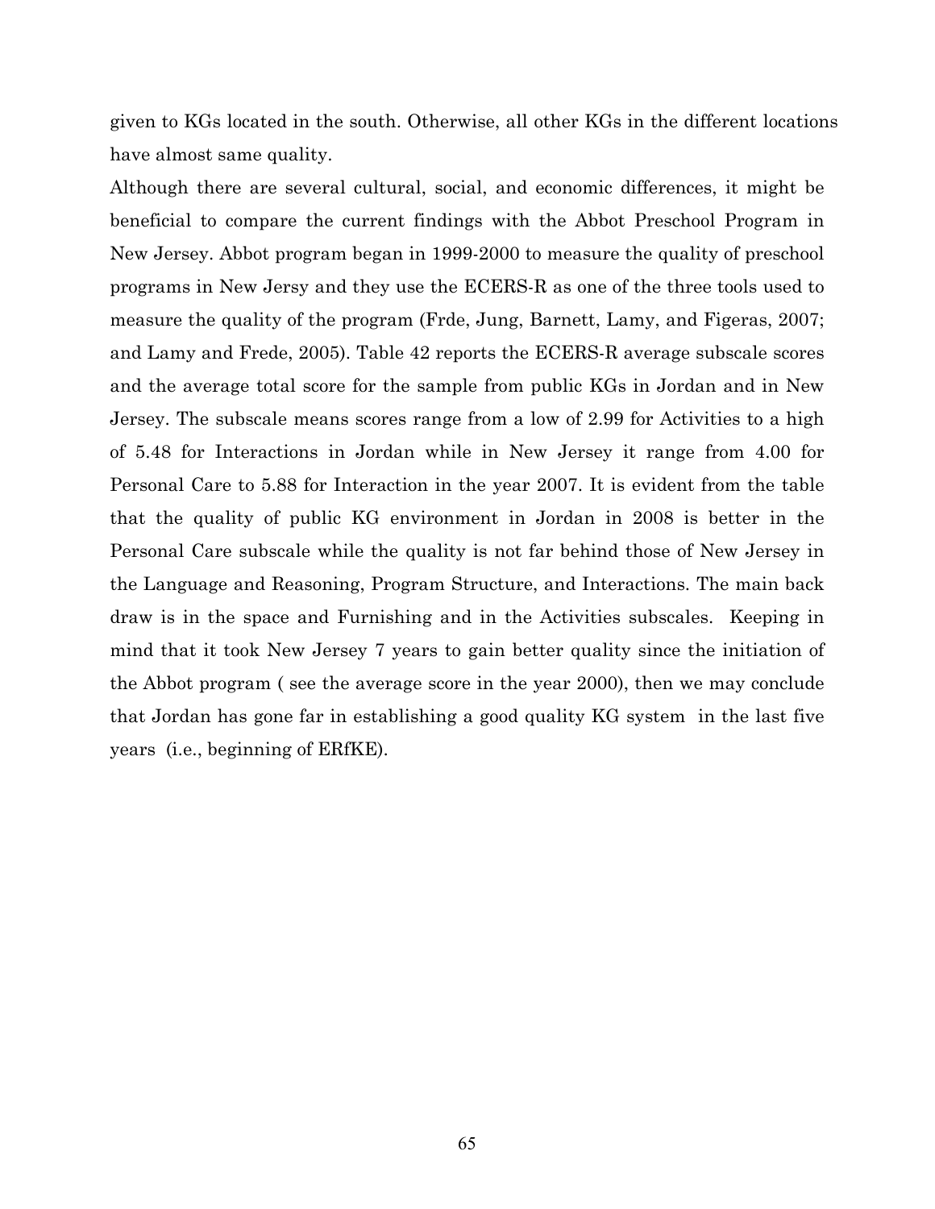given to KGs located in the south. Otherwise, all other KGs in the different locations have almost same quality.

Although there are several cultural, social, and economic differences, it might be beneficial to compare the current findings with the Abbot Preschool Program in New Jersey. Abbot program began in 1999-2000 to measure the quality of preschool programs in New Jersy and they use the ECERS-R as one of the three tools used to measure the quality of the program (Frde, Jung, Barnett, Lamy, and Figeras, 2007; and Lamy and Frede, 2005). Table 42 reports the ECERS-R average subscale scores and the average total score for the sample from public KGs in Jordan and in New Jersey. The subscale means scores range from a low of 2.99 for Activities to a high of 5.48 for Interactions in Jordan while in New Jersey it range from 4.00 for Personal Care to 5.88 for Interaction in the year 2007. It is evident from the table that the quality of public KG environment in Jordan in 2008 is better in the Personal Care subscale while the quality is not far behind those of New Jersey in the Language and Reasoning, Program Structure, and Interactions. The main back draw is in the space and Furnishing and in the Activities subscales. Keeping in mind that it took New Jersey 7 years to gain better quality since the initiation of the Abbot program ( see the average score in the year 2000), then we may conclude that Jordan has gone far in establishing a good quality KG system in the last five years (i.e., beginning of ERfKE).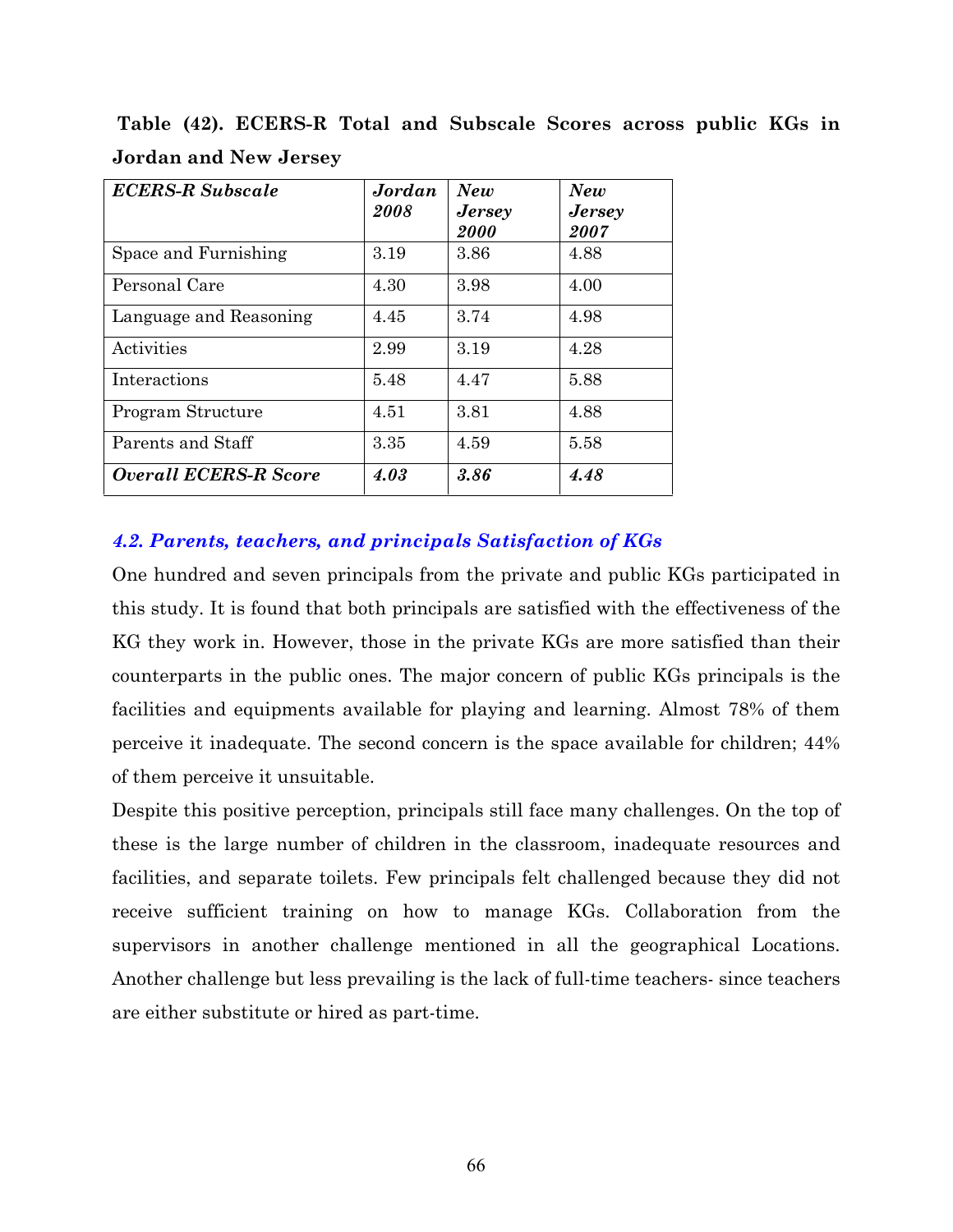**Table (42). ECERS-R Total and Subscale Scores across public KGs in Jordan and New Jersey**

| *ECERS-R Subscale* | *Jordan 2008* | *New Jersey 2000* | *New Jersey 2007* |
|---|---|---|---|
| Space and Furnishing | 3.19 | 3.86 | 4.88 |
| Personal Care | 4.30 | 3.98 | 4.00 |
| Language and Reasoning | 4.45 | 3.74 | 4.98 |
| Activities | 2.99 | 3.19 | 4.28 |
| Interactions | 5.48 | 4.47 | 5.88 |
| Program Structure | 4.51 | 3.81 | 4.88 |
| Parents and Staff | 3.35 | 4.59 | 5.58 |
| ***Overall ECERS-R Score*** | ***4.03*** | ***3.86*** | ***4.48*** |

### *4.2. Parents, teachers, and principals Satisfaction of KGs*

One hundred and seven principals from the private and public KGs participated in this study. It is found that both principals are satisfied with the effectiveness of the KG they work in. However, those in the private KGs are more satisfied than their counterparts in the public ones. The major concern of public KGs principals is the facilities and equipments available for playing and learning. Almost 78% of them perceive it inadequate. The second concern is the space available for children; 44% of them perceive it unsuitable.

Despite this positive perception, principals still face many challenges. On the top of these is the large number of children in the classroom, inadequate resources and facilities, and separate toilets. Few principals felt challenged because they did not receive sufficient training on how to manage KGs. Collaboration from the supervisors in another challenge mentioned in all the geographical Locations. Another challenge but less prevailing is the lack of full-time teachers- since teachers are either substitute or hired as part-time.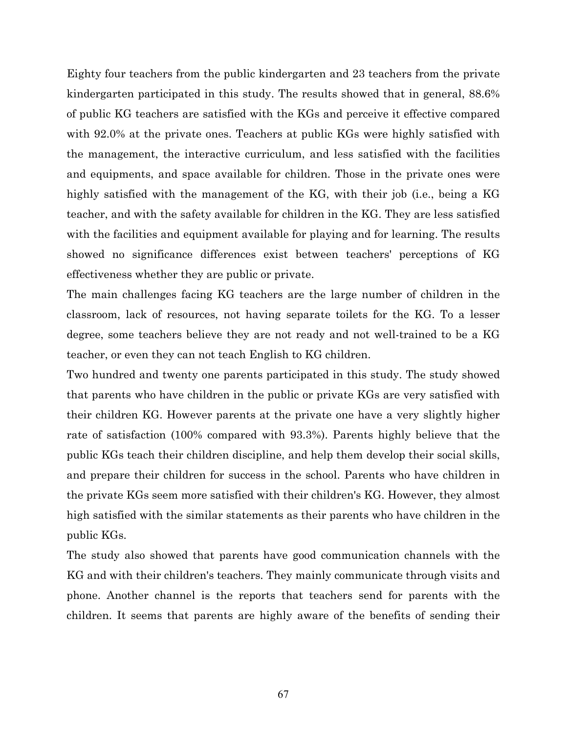Eighty four teachers from the public kindergarten and 23 teachers from the private kindergarten participated in this study. The results showed that in general, 88.6% of public KG teachers are satisfied with the KGs and perceive it effective compared with 92.0% at the private ones. Teachers at public KGs were highly satisfied with the management, the interactive curriculum, and less satisfied with the facilities and equipments, and space available for children. Those in the private ones were highly satisfied with the management of the KG, with their job (i.e., being a KG teacher, and with the safety available for children in the KG. They are less satisfied with the facilities and equipment available for playing and for learning. The results showed no significance differences exist between teachers' perceptions of KG effectiveness whether they are public or private.

The main challenges facing KG teachers are the large number of children in the classroom, lack of resources, not having separate toilets for the KG. To a lesser degree, some teachers believe they are not ready and not well-trained to be a KG teacher, or even they can not teach English to KG children.

Two hundred and twenty one parents participated in this study. The study showed that parents who have children in the public or private KGs are very satisfied with their children KG. However parents at the private one have a very slightly higher rate of satisfaction (100% compared with 93.3%). Parents highly believe that the public KGs teach their children discipline, and help them develop their social skills, and prepare their children for success in the school. Parents who have children in the private KGs seem more satisfied with their children's KG. However, they almost high satisfied with the similar statements as their parents who have children in the public KGs.

The study also showed that parents have good communication channels with the KG and with their children's teachers. They mainly communicate through visits and phone. Another channel is the reports that teachers send for parents with the children. It seems that parents are highly aware of the benefits of sending their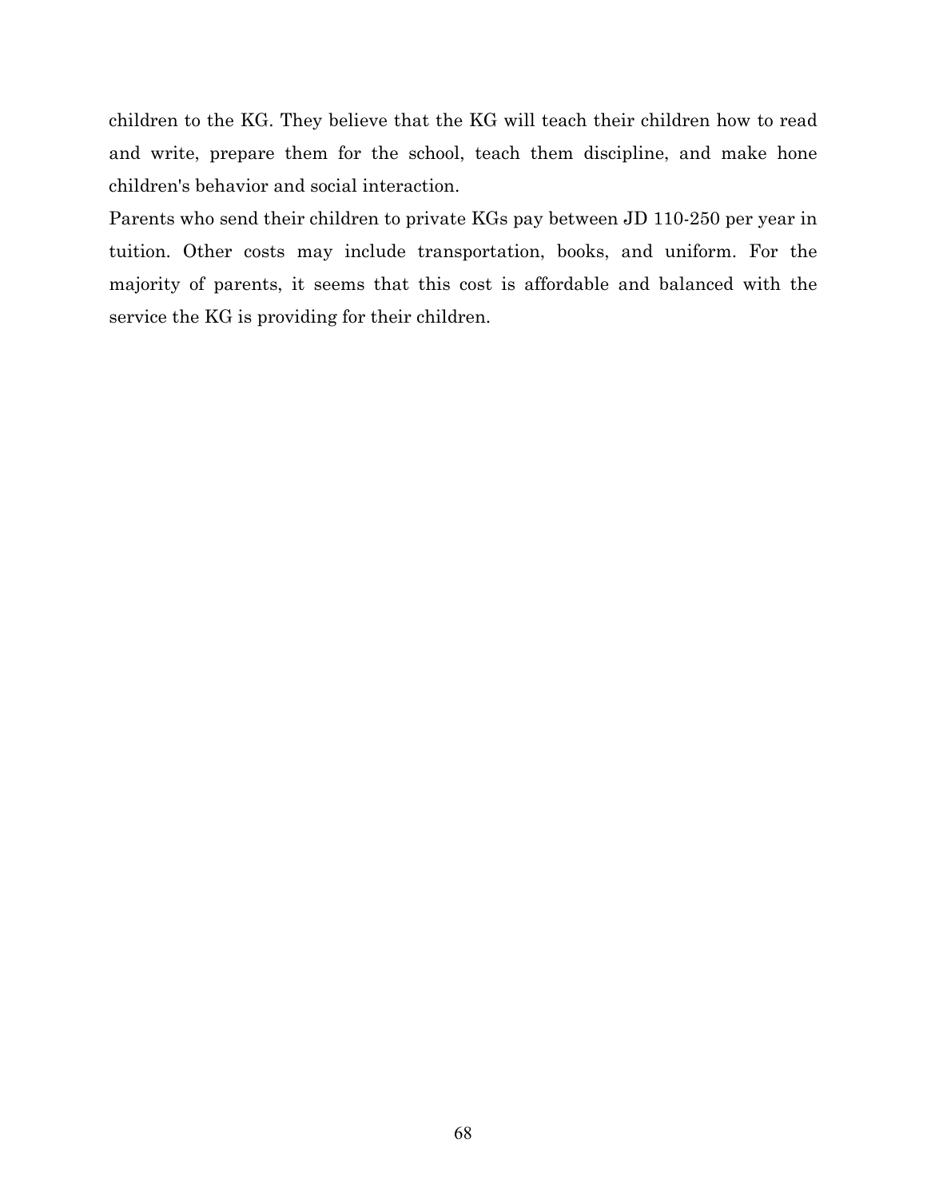children to the KG. They believe that the KG will teach their children how to read and write, prepare them for the school, teach them discipline, and make hone children's behavior and social interaction.

Parents who send their children to private KGs pay between JD 110-250 per year in tuition. Other costs may include transportation, books, and uniform. For the majority of parents, it seems that this cost is affordable and balanced with the service the KG is providing for their children.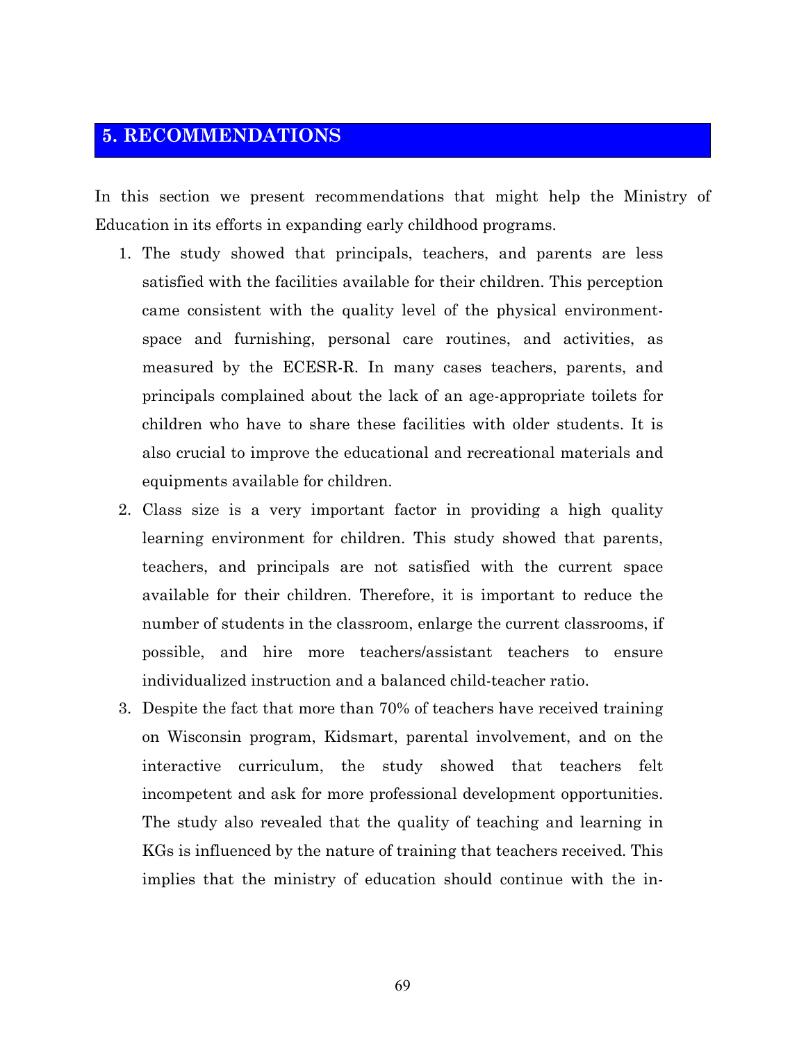## 5. RECOMMENDATIONS

In this section we present recommendations that might help the Ministry of Education in its efforts in expanding early childhood programs.

1. The study showed that principals, teachers, and parents are less satisfied with the facilities available for their children. This perception came consistent with the quality level of the physical environment-space and furnishing, personal care routines, and activities, as measured by the ECESR-R. In many cases teachers, parents, and principals complained about the lack of an age-appropriate toilets for children who have to share these facilities with older students. It is also crucial to improve the educational and recreational materials and equipments available for children.
2. Class size is a very important factor in providing a high quality learning environment for children. This study showed that parents, teachers, and principals are not satisfied with the current space available for their children. Therefore, it is important to reduce the number of students in the classroom, enlarge the current classrooms, if possible, and hire more teachers/assistant teachers to ensure individualized instruction and a balanced child-teacher ratio.
3. Despite the fact that more than 70% of teachers have received training on Wisconsin program, Kidsmart, parental involvement, and on the interactive curriculum, the study showed that teachers felt incompetent and ask for more professional development opportunities. The study also revealed that the quality of teaching and learning in KGs is influenced by the nature of training that teachers received. This implies that the ministry of education should continue with the in-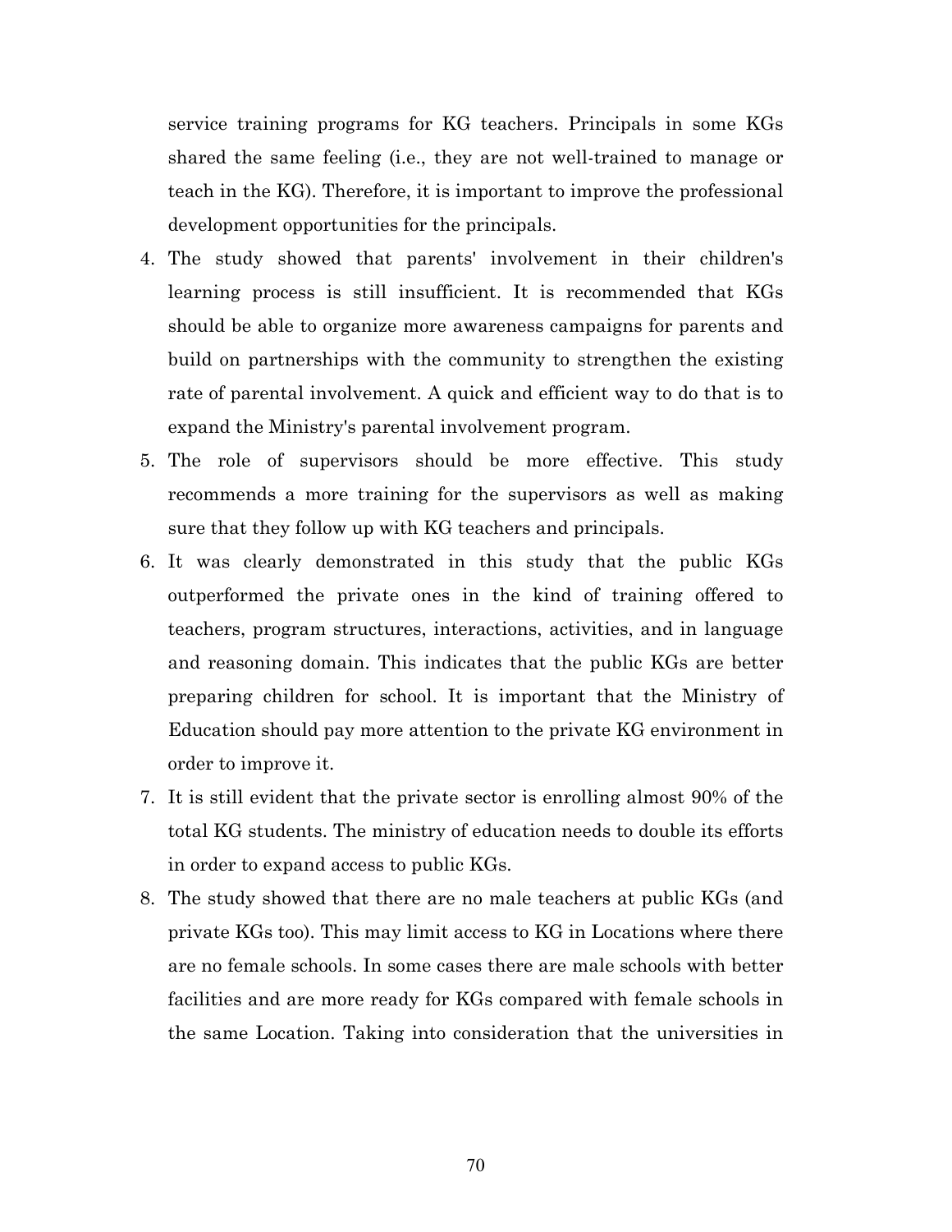service training programs for KG teachers. Principals in some KGs shared the same feeling (i.e., they are not well-trained to manage or teach in the KG). Therefore, it is important to improve the professional development opportunities for the principals.

4. The study showed that parents' involvement in their children's learning process is still insufficient. It is recommended that KGs should be able to organize more awareness campaigns for parents and build on partnerships with the community to strengthen the existing rate of parental involvement. A quick and efficient way to do that is to expand the Ministry's parental involvement program.
5. The role of supervisors should be more effective. This study recommends a more training for the supervisors as well as making sure that they follow up with KG teachers and principals.
6. It was clearly demonstrated in this study that the public KGs outperformed the private ones in the kind of training offered to teachers, program structures, interactions, activities, and in language and reasoning domain. This indicates that the public KGs are better preparing children for school. It is important that the Ministry of Education should pay more attention to the private KG environment in order to improve it.
7. It is still evident that the private sector is enrolling almost 90% of the total KG students. The ministry of education needs to double its efforts in order to expand access to public KGs.
8. The study showed that there are no male teachers at public KGs (and private KGs too). This may limit access to KG in Locations where there are no female schools. In some cases there are male schools with better facilities and are more ready for KGs compared with female schools in the same Location. Taking into consideration that the universities in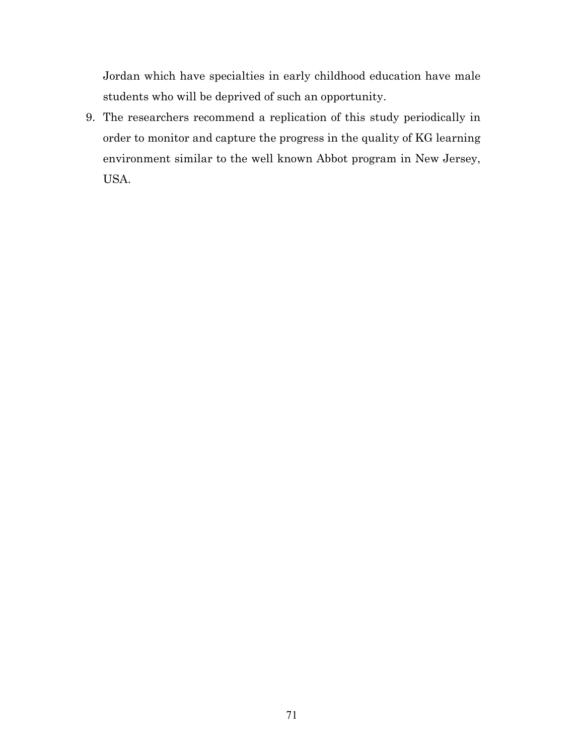Jordan which have specialties in early childhood education have male students who will be deprived of such an opportunity.

9. The researchers recommend a replication of this study periodically in order to monitor and capture the progress in the quality of KG learning environment similar to the well known Abbot program in New Jersey, USA.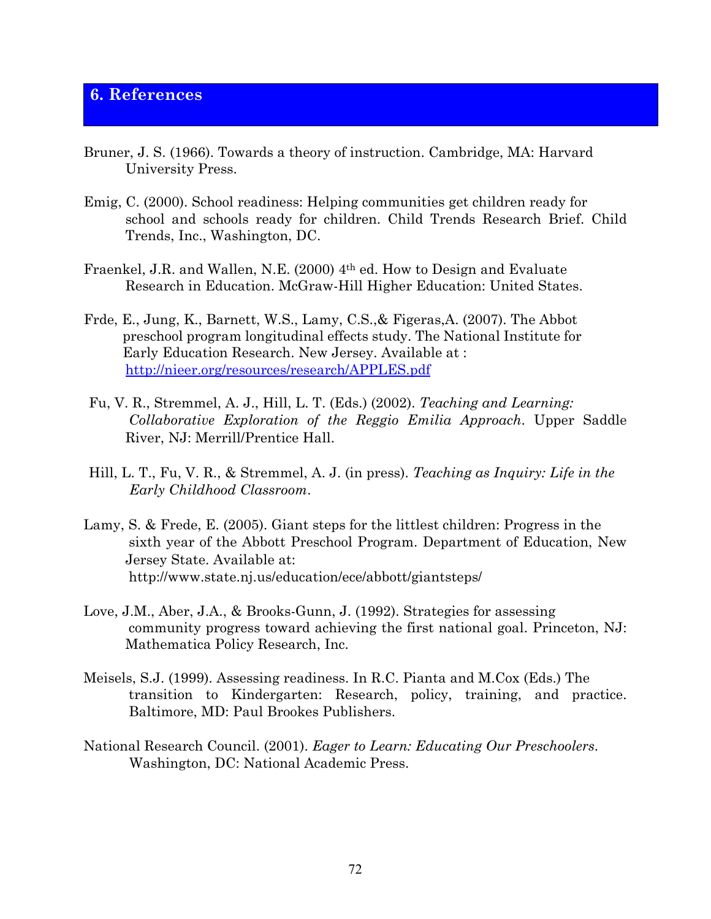## 6. References

Bruner, J. S. (1966). Towards a theory of instruction. Cambridge, MA: Harvard University Press.

Emig, C. (2000). School readiness: Helping communities get children ready for school and schools ready for children. Child Trends Research Brief. Child Trends, Inc., Washington, DC.

Fraenkel, J.R. and Wallen, N.E. (2000) 4th ed. How to Design and Evaluate Research in Education. McGraw-Hill Higher Education: United States.

Frde, E., Jung, K., Barnett, W.S., Lamy, C.S.,& Figeras,A. (2007). The Abbot preschool program longitudinal effects study. The National Institute for Early Education Research. New Jersey. Available at : http://nieer.org/resources/research/APPLES.pdf

Fu, V. R., Stremmel, A. J., Hill, L. T. (Eds.) (2002). *Teaching and Learning: Collaborative Exploration of the Reggio Emilia Approach*. Upper Saddle River, NJ: Merrill/Prentice Hall.

Hill, L. T., Fu, V. R., & Stremmel, A. J. (in press). *Teaching as Inquiry: Life in the Early Childhood Classroom*.

Lamy, S. & Frede, E. (2005). Giant steps for the littlest children: Progress in the sixth year of the Abbott Preschool Program. Department of Education, New Jersey State. Available at: http://www.state.nj.us/education/ece/abbott/giantsteps/

Love, J.M., Aber, J.A., & Brooks-Gunn, J. (1992). Strategies for assessing community progress toward achieving the first national goal. Princeton, NJ: Mathematica Policy Research, Inc.

Meisels, S.J. (1999). Assessing readiness. In R.C. Pianta and M.Cox (Eds.) The transition to Kindergarten: Research, policy, training, and practice. Baltimore, MD: Paul Brookes Publishers.

National Research Council. (2001). *Eager to Learn: Educating Our Preschoolers*. Washington, DC: National Academic Press.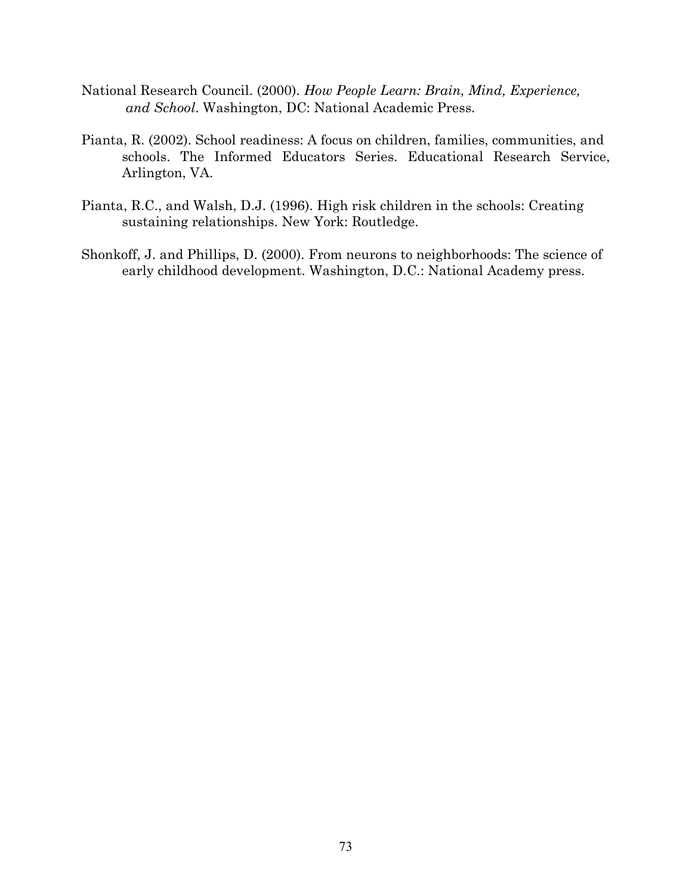National Research Council. (2000). *How People Learn: Brain, Mind, Experience, and School*. Washington, DC: National Academic Press.

Pianta, R. (2002). School readiness: A focus on children, families, communities, and schools. The Informed Educators Series. Educational Research Service, Arlington, VA.

Pianta, R.C., and Walsh, D.J. (1996). High risk children in the schools: Creating sustaining relationships. New York: Routledge.

Shonkoff, J. and Phillips, D. (2000). From neurons to neighborhoods: The science of early childhood development. Washington, D.C.: National Academy press.